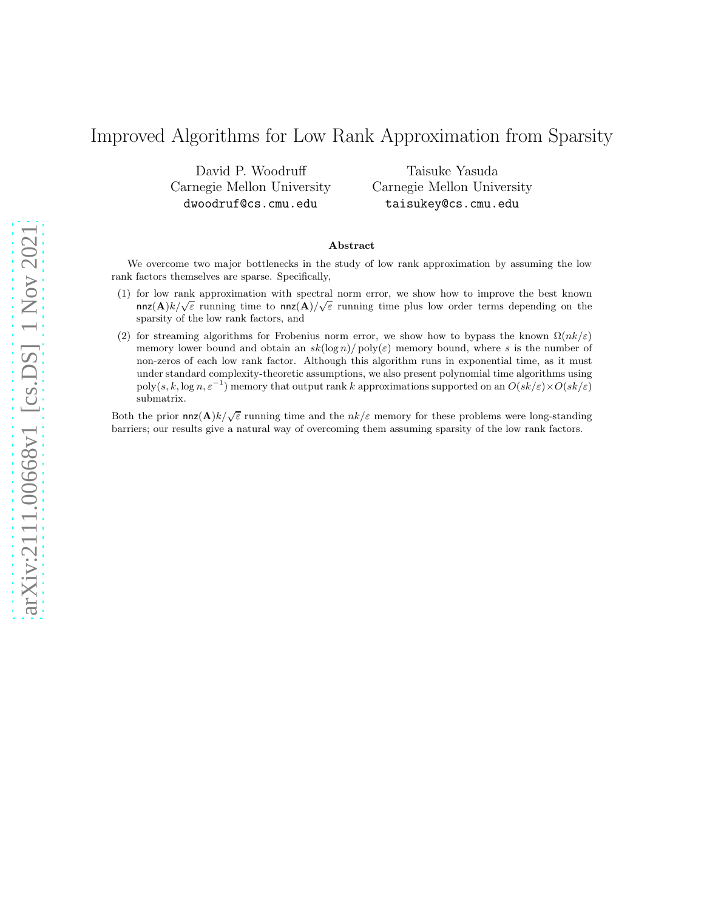# Improved Algorithms for Low Rank Approximation from Sparsity

David P. Woodruff
Carnegie Mellon University
dwoodruf@cs.cmu.edu

Taisuke Yasuda
Carnegie Mellon University
taisukey@cs.cmu.edu

### Abstract

We overcome two major bottlenecks in the study of low rank approximation by assuming the low rank factors themselves are sparse. Specifically,

(1) for low rank approximation with spectral norm error, we show how to improve the best known $\mathsf{nnz}(\mathbf{A})k/\sqrt{\varepsilon}$ running time to $\mathsf{nnz}(\mathbf{A})/\sqrt{\varepsilon}$ running time plus low order terms depending on the sparsity of the low rank factors, and

(2) for streaming algorithms for Frobenius norm error, we show how to bypass the known $\Omega(nk/\varepsilon)$ memory lower bound and obtain an $sk(\log n)/\operatorname{poly}(\varepsilon)$ memory bound, where $s$ is the number of non-zeros of each low rank factor. Although this algorithm runs in exponential time, as it must under standard complexity-theoretic assumptions, we also present polynomial time algorithms using $\operatorname{poly}(s, k, \log n, \varepsilon^{-1})$ memory that output rank $k$ approximations supported on an $O(sk/\varepsilon) \times O(sk/\varepsilon)$ submatrix.

Both the prior $\mathsf{nnz}(\mathbf{A})k/\sqrt{\varepsilon}$ running time and the $nk/\varepsilon$ memory for these problems were long-standing barriers; our results give a natural way of overcoming them assuming sparsity of the low rank factors.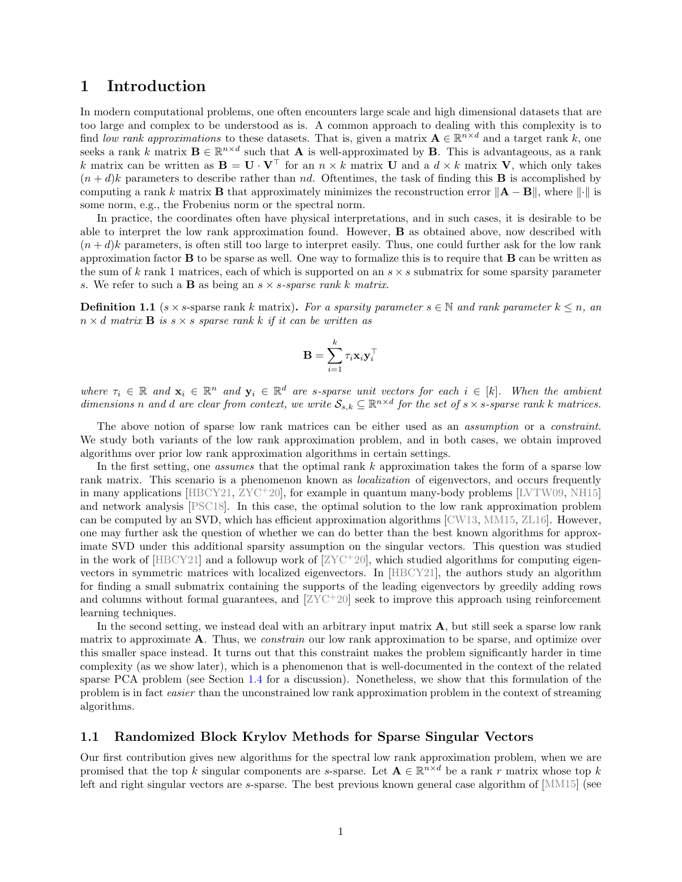# 1 Introduction

In modern computational problems, one often encounters large scale and high dimensional datasets that are too large and complex to be understood as is. A common approach to dealing with this complexity is to find *low rank approximations* to these datasets. That is, given a matrix $\mathbf{A} \in \mathbb{R}^{n\times d}$ and a target rank $k$, one seeks a rank $k$ matrix $\mathbf{B} \in \mathbb{R}^{n\times d}$ such that $\mathbf{A}$ is well-approximated by $\mathbf{B}$. This is advantageous, as a rank $k$ matrix can be written as $\mathbf{B} = \mathbf{U} \cdot \mathbf{V}^\top$ for an $n \times k$ matrix $\mathbf{U}$ and a $d \times k$ matrix $\mathbf{V}$, which only takes $(n+d)k$ parameters to describe rather than $nd$. Oftentimes, the task of finding this $\mathbf{B}$ is accomplished by computing a rank $k$ matrix $\mathbf{B}$ that approximately minimizes the reconstruction error $\|\mathbf{A} - \mathbf{B}\|$, where $\|\cdot\|$ is some norm, e.g., the Frobenius norm or the spectral norm.

In practice, the coordinates often have physical interpretations, and in such cases, it is desirable to be able to interpret the low rank approximation found. However, $\mathbf{B}$ as obtained above, now described with $(n+d)k$ parameters, is often still too large to interpret easily. Thus, one could further ask for the low rank approximation factor $\mathbf{B}$ to be sparse as well. One way to formalize this is to require that $\mathbf{B}$ can be written as the sum of $k$ rank 1 matrices, each of which is supported on an $s \times s$ submatrix for some sparsity parameter $s$. We refer to such a $\mathbf{B}$ as being an *$s \times s$-sparse rank $k$ matrix*.

**Definition 1.1** ($s \times s$-sparse rank $k$ matrix)**.** *For a sparsity parameter $s \in \mathbb{N}$ and rank parameter $k \leq n$, an $n \times d$ matrix $\mathbf{B}$ is $s \times s$ sparse rank $k$ if it can be written as*

$$\mathbf{B} = \sum_{i=1}^{k} \tau_i \mathbf{x}_i \mathbf{y}_i^\top$$

*where $\tau_i \in \mathbb{R}$ and $\mathbf{x}_i \in \mathbb{R}^n$ and $\mathbf{y}_i \in \mathbb{R}^d$ are $s$-sparse unit vectors for each $i \in [k]$. When the ambient dimensions $n$ and $d$ are clear from context, we write $\mathcal{S}_{s,k} \subseteq \mathbb{R}^{n\times d}$ for the set of $s \times s$-sparse rank $k$ matrices.*

The above notion of sparse low rank matrices can be either used as an *assumption* or a *constraint*. We study both variants of the low rank approximation problem, and in both cases, we obtain improved algorithms over prior low rank approximation algorithms in certain settings.

In the first setting, one *assumes* that the optimal rank $k$ approximation takes the form of a sparse low rank matrix. This scenario is a phenomenon known as *localization* of eigenvectors, and occurs frequently in many applications [HBCY21, ZYC+20], for example in quantum many-body problems [LVTW09, NH15] and network analysis [PSC18]. In this case, the optimal solution to the low rank approximation problem can be computed by an SVD, which has efficient approximation algorithms [CW13, MM15, ZL16]. However, one may further ask the question of whether we can do better than the best known algorithms for approximate SVD under this additional sparsity assumption on the singular vectors. This question was studied in the work of [HBCY21] and a followup work of [ZYC+20], which studied algorithms for computing eigenvectors in symmetric matrices with localized eigenvectors. In [HBCY21], the authors study an algorithm for finding a small submatrix containing the supports of the leading eigenvectors by greedily adding rows and columns without formal guarantees, and [ZYC+20] seek to improve this approach using reinforcement learning techniques.

In the second setting, we instead deal with an arbitrary input matrix $\mathbf{A}$, but still seek a sparse low rank matrix to approximate $\mathbf{A}$. Thus, we *constrain* our low rank approximation to be sparse, and optimize over this smaller space instead. It turns out that this constraint makes the problem significantly harder in time complexity (as we show later), which is a phenomenon that is well-documented in the context of the related sparse PCA problem (see Section 1.4 for a discussion). Nonetheless, we show that this formulation of the problem is in fact *easier* than the unconstrained low rank approximation problem in the context of streaming algorithms.

## 1.1 Randomized Block Krylov Methods for Sparse Singular Vectors

Our first contribution gives new algorithms for the spectral low rank approximation problem, when we are promised that the top $k$ singular components are $s$-sparse. Let $\mathbf{A} \in \mathbb{R}^{n\times d}$ be a rank $r$ matrix whose top $k$ left and right singular vectors are $s$-sparse. The best previous known general case algorithm of [MM15] (see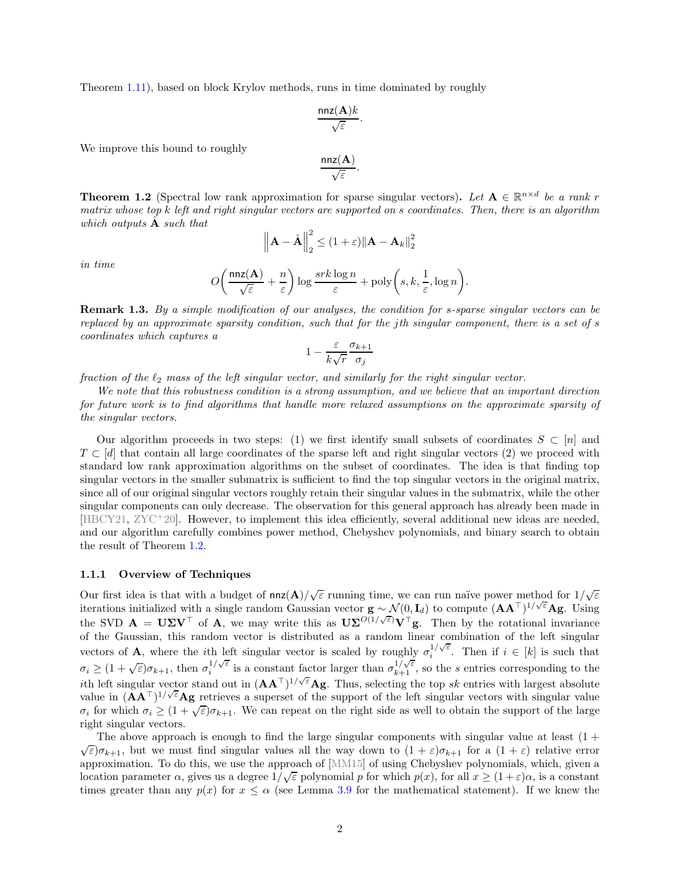Theorem 1.11), based on block Krylov methods, runs in time dominated by roughly

$$\frac{\mathsf{nnz}(\mathbf{A})k}{\sqrt{\varepsilon}}.$$

We improve this bound to roughly

$$\frac{\mathsf{nnz}(\mathbf{A})}{\sqrt{\varepsilon}}.$$

**Theorem 1.2** (Spectral low rank approximation for sparse singular vectors)**.** *Let $\mathbf{A} \in \mathbb{R}^{n\times d}$ be a rank $r$ matrix whose top $k$ left and right singular vectors are supported on $s$ coordinates. Then, there is an algorithm which outputs $\hat{\mathbf{A}}$ such that*

$$\left\|\mathbf{A} - \hat{\mathbf{A}}\right\|_2^2 \leq (1+\varepsilon)\|\mathbf{A} - \mathbf{A}_k\|_2^2$$

*in time*

$$O\bigg(\frac{\mathsf{nnz}(\mathbf{A})}{\sqrt{\varepsilon}} + \frac{n}{\varepsilon}\bigg)\log\frac{srk\log n}{\varepsilon} + \mathrm{poly}\bigg(s, k, \frac{1}{\varepsilon}, \log n\bigg).$$

**Remark 1.3.** *By a simple modification of our analyses, the condition for s-sparse singular vectors can be replaced by an approximate sparsity condition, such that for the jth singular component, there is a set of s coordinates which captures a*

$$1 - \frac{\varepsilon}{k\sqrt{r}}\frac{\sigma_{k+1}}{\sigma_j}$$

*fraction of the $\ell_2$ mass of the left singular vector, and similarly for the right singular vector.*

*We note that this robustness condition is a strong assumption, and we believe that an important direction for future work is to find algorithms that handle more relaxed assumptions on the approximate sparsity of the singular vectors.*

Our algorithm proceeds in two steps: (1) we first identify small subsets of coordinates $S \subset [n]$ and $T \subset [d]$ that contain all large coordinates of the sparse left and right singular vectors (2) we proceed with standard low rank approximation algorithms on the subset of coordinates. The idea is that finding top singular vectors in the smaller submatrix is sufficient to find the top singular vectors in the original matrix, since all of our original singular vectors roughly retain their singular values in the submatrix, while the other singular components can only decrease. The observation for this general approach has already been made in [HBCY21, ZYC+20]. However, to implement this idea efficiently, several additional new ideas are needed, and our algorithm carefully combines power method, Chebyshev polynomials, and binary search to obtain the result of Theorem 1.2.

### 1.1.1 Overview of Techniques

Our first idea is that with a budget of $\mathsf{nnz}(\mathbf{A})/\sqrt{\varepsilon}$ running time, we can run naïve power method for $1/\sqrt{\varepsilon}$ iterations initialized with a single random Gaussian vector $\mathbf{g} \sim \mathcal{N}(0, \mathbf{I}_d)$ to compute $(\mathbf{A}\mathbf{A}^\top)^{1/\sqrt{\varepsilon}}\mathbf{A}\mathbf{g}$. Using the SVD $\mathbf{A} = \mathbf{U}\mathbf{\Sigma}\mathbf{V}^\top$ of $\mathbf{A}$, we may write this as $\mathbf{U}\mathbf{\Sigma}^{O(1/\sqrt{\varepsilon})}\mathbf{V}^\top\mathbf{g}$. Then by the rotational invariance of the Gaussian, this random vector is distributed as a random linear combination of the left singular vectors of $\mathbf{A}$, where the $i$th left singular vector is scaled by roughly $\sigma_i^{1/\sqrt{\varepsilon}}$. Then if $i \in [k]$ is such that $\sigma_i \geq (1+\sqrt{\varepsilon})\sigma_{k+1}$, then $\sigma_i^{1/\sqrt{\varepsilon}}$ is a constant factor larger than $\sigma_{k+1}^{1/\sqrt{\varepsilon}}$, so the $s$ entries corresponding to the $i$th left singular vector stand out in $(\mathbf{A}\mathbf{A}^\top)^{1/\sqrt{\varepsilon}}\mathbf{A}\mathbf{g}$. Thus, selecting the top $sk$ entries with largest absolute value in $(\mathbf{A}\mathbf{A}^\top)^{1/\sqrt{\varepsilon}}\mathbf{A}\mathbf{g}$ retrieves a superset of the support of the left singular vectors with singular value $\sigma_i$ for which $\sigma_i \geq (1+\sqrt{\varepsilon})\sigma_{k+1}$. We can repeat on the right side as well to obtain the support of the large right singular vectors.

The above approach is enough to find the large singular components with singular value at least $(1+\sqrt{\varepsilon})\sigma_{k+1}$, but we must find singular values all the way down to $(1+\varepsilon)\sigma_{k+1}$ for a $(1+\varepsilon)$ relative error approximation. To do this, we use the approach of [MM15] of using Chebyshev polynomials, which, given a location parameter $\alpha$, gives us a degree $1/\sqrt{\varepsilon}$ polynomial $p$ for which $p(x)$, for all $x \geq (1+\varepsilon)\alpha$, is a constant times greater than any $p(x)$ for $x \leq \alpha$ (see Lemma 3.9 for the mathematical statement). If we knew the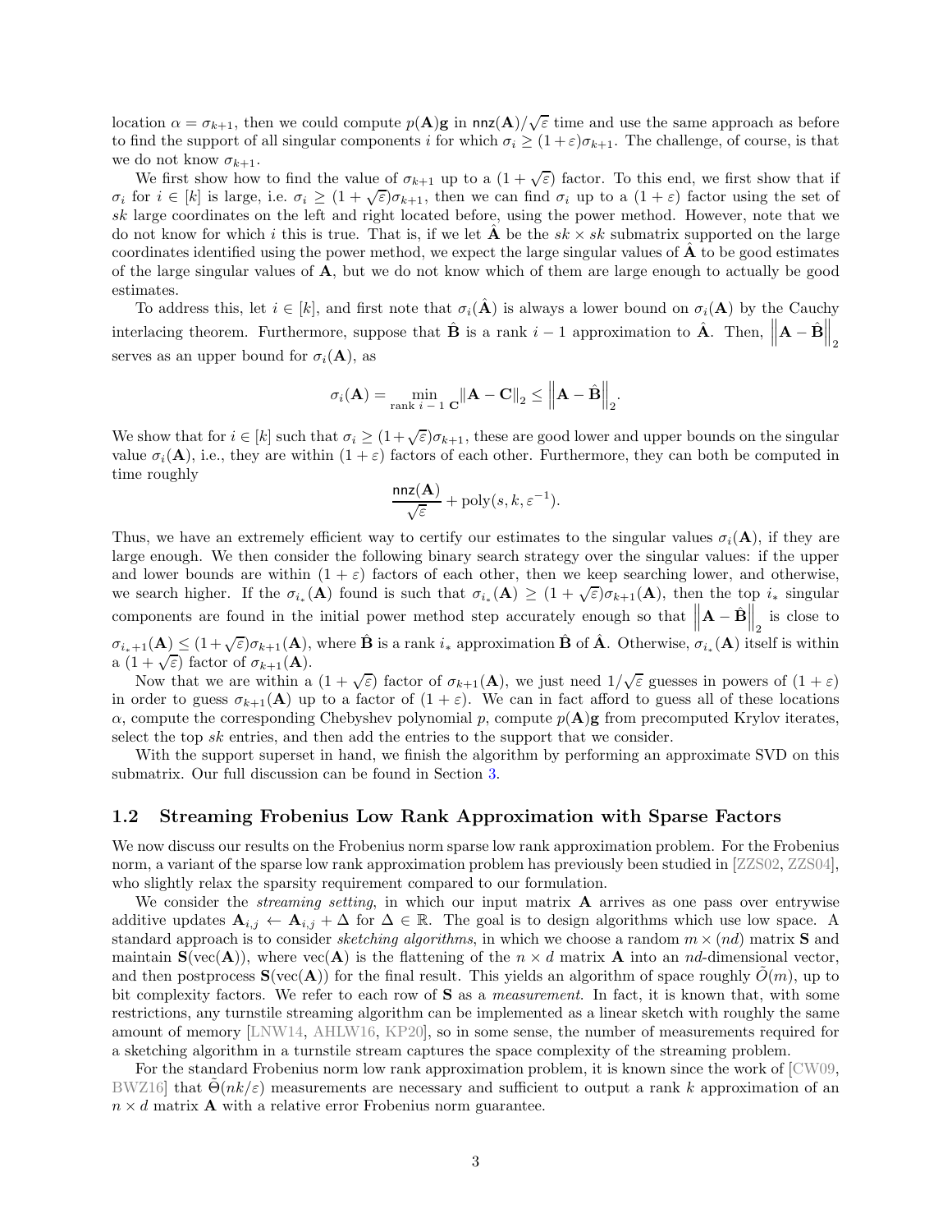location $\alpha = \sigma_{k+1}$, then we could compute $p(\mathbf{A})\mathbf{g}$ in $\mathsf{nnz}(\mathbf{A})/\sqrt{\varepsilon}$ time and use the same approach as before to find the support of all singular components $i$ for which $\sigma_i \geq (1+\varepsilon)\sigma_{k+1}$. The challenge, of course, is that we do not know $\sigma_{k+1}$.

We first show how to find the value of $\sigma_{k+1}$ up to a $(1+\sqrt{\varepsilon})$ factor. To this end, we first show that if $\sigma_i$ for $i \in [k]$ is large, i.e. $\sigma_i \geq (1+\sqrt{\varepsilon})\sigma_{k+1}$, then we can find $\sigma_i$ up to a $(1+\varepsilon)$ factor using the set of $sk$ large coordinates on the left and right located before, using the power method. However, note that we do not know for which $i$ this is true. That is, if we let $\hat{\mathbf{A}}$ be the $sk \times sk$ submatrix supported on the large coordinates identified using the power method, we expect the large singular values of $\hat{\mathbf{A}}$ to be good estimates of the large singular values of $\mathbf{A}$, but we do not know which of them are large enough to actually be good estimates.

To address this, let $i \in [k]$, and first note that $\sigma_i(\hat{\mathbf{A}})$ is always a lower bound on $\sigma_i(\mathbf{A})$ by the Cauchy interlacing theorem. Furthermore, suppose that $\hat{\mathbf{B}}$ is a rank $i-1$ approximation to $\hat{\mathbf{A}}$. Then, $\left\|\mathbf{A} - \hat{\mathbf{B}}\right\|_2$ serves as an upper bound for $\sigma_i(\mathbf{A})$, as

$$\sigma_i(\mathbf{A}) = \min_{\text{rank } i-1 \ \mathbf{C}} \|\mathbf{A} - \mathbf{C}\|_2 \leq \left\|\mathbf{A} - \hat{\mathbf{B}}\right\|_2.$$

We show that for $i \in [k]$ such that $\sigma_i \geq (1+\sqrt{\varepsilon})\sigma_{k+1}$, these are good lower and upper bounds on the singular value $\sigma_i(\mathbf{A})$, i.e., they are within $(1+\varepsilon)$ factors of each other. Furthermore, they can both be computed in time roughly

$$\frac{\mathsf{nnz}(\mathbf{A})}{\sqrt{\varepsilon}} + \mathrm{poly}(s, k, \varepsilon^{-1}).$$

Thus, we have an extremely efficient way to certify our estimates to the singular values $\sigma_i(\mathbf{A})$, if they are large enough. We then consider the following binary search strategy over the singular values: if the upper and lower bounds are within $(1+\varepsilon)$ factors of each other, then we keep searching lower, and otherwise, we search higher. If the $\sigma_{i_*}(\mathbf{A})$ found is such that $\sigma_{i_*}(\mathbf{A}) \geq (1+\sqrt{\varepsilon})\sigma_{k+1}(\mathbf{A})$, then the top $i_*$ singular components are found in the initial power method step accurately enough so that $\left\|\mathbf{A} - \hat{\mathbf{B}}\right\|_2$ is close to $\sigma_{i_*+1}(\mathbf{A}) \leq (1+\sqrt{\varepsilon})\sigma_{k+1}(\mathbf{A})$, where $\hat{\mathbf{B}}$ is a rank $i_*$ approximation $\hat{\mathbf{B}}$ of $\hat{\mathbf{A}}$. Otherwise, $\sigma_{i_*}(\mathbf{A})$ itself is within a $(1+\sqrt{\varepsilon})$ factor of $\sigma_{k+1}(\mathbf{A})$.

Now that we are within a $(1+\sqrt{\varepsilon})$ factor of $\sigma_{k+1}(\mathbf{A})$, we just need $1/\sqrt{\varepsilon}$ guesses in powers of $(1+\varepsilon)$ in order to guess $\sigma_{k+1}(\mathbf{A})$ up to a factor of $(1+\varepsilon)$. We can in fact afford to guess all of these locations $\alpha$, compute the corresponding Chebyshev polynomial $p$, compute $p(\mathbf{A})\mathbf{g}$ from precomputed Krylov iterates, select the top $sk$ entries, and then add the entries to the support that we consider.

With the support superset in hand, we finish the algorithm by performing an approximate SVD on this submatrix. Our full discussion can be found in Section 3.

## 1.2 Streaming Frobenius Low Rank Approximation with Sparse Factors

We now discuss our results on the Frobenius norm sparse low rank approximation problem. For the Frobenius norm, a variant of the sparse low rank approximation problem has previously been studied in [ZZS02, ZZS04], who slightly relax the sparsity requirement compared to our formulation.

We consider the *streaming setting*, in which our input matrix $\mathbf{A}$ arrives as one pass over entrywise additive updates $\mathbf{A}_{i,j} \leftarrow \mathbf{A}_{i,j} + \Delta$ for $\Delta \in \mathbb{R}$. The goal is to design algorithms which use low space. A standard approach is to consider *sketching algorithms*, in which we choose a random $m \times (nd)$ matrix $\mathbf{S}$ and maintain $\mathbf{S}(\mathrm{vec}(\mathbf{A}))$, where $\mathrm{vec}(\mathbf{A})$ is the flattening of the $n \times d$ matrix $\mathbf{A}$ into an $nd$-dimensional vector, and then postprocess $\mathbf{S}(\mathrm{vec}(\mathbf{A}))$ for the final result. This yields an algorithm of space roughly $\tilde{O}(m)$, up to bit complexity factors. We refer to each row of $\mathbf{S}$ as a *measurement*. In fact, it is known that, with some restrictions, any turnstile streaming algorithm can be implemented as a linear sketch with roughly the same amount of memory [LNW14, AHLW16, KP20], so in some sense, the number of measurements required for a sketching algorithm in a turnstile stream captures the space complexity of the streaming problem.

For the standard Frobenius norm low rank approximation problem, it is known since the work of [CW09, BWZ16] that $\tilde{\Theta}(nk/\varepsilon)$ measurements are necessary and sufficient to output a rank $k$ approximation of an $n \times d$ matrix $\mathbf{A}$ with a relative error Frobenius norm guarantee.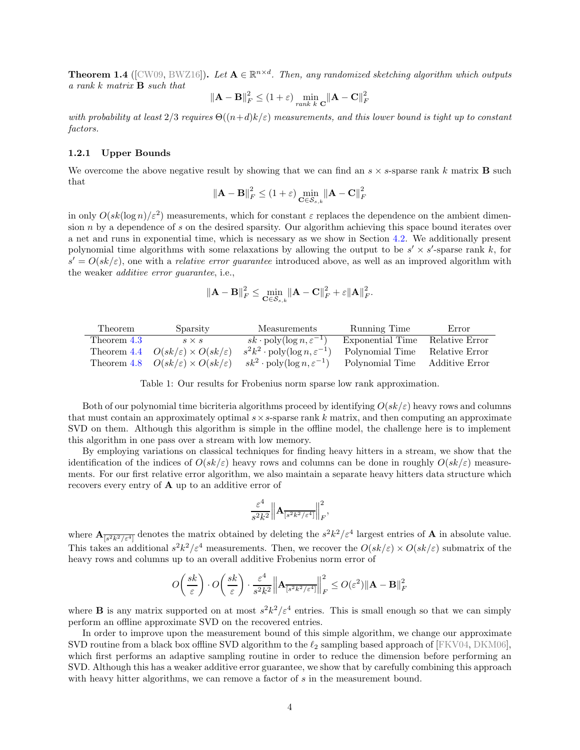**Theorem 1.4** ([CW09, BWZ16])**.** *Let $\mathbf{A} \in \mathbb{R}^{n\times d}$. Then, any randomized sketching algorithm which outputs a rank $k$ matrix $\mathbf{B}$ such that*

$$\|\mathbf{A} - \mathbf{B}\|_F^2 \leq (1+\varepsilon) \min_{\text{rank } k \ \mathbf{C}} \|\mathbf{A} - \mathbf{C}\|_F^2$$

*with probability at least 2/3 requires $\Theta((n+d)k/\varepsilon)$ measurements, and this lower bound is tight up to constant factors.*

### 1.2.1 Upper Bounds

We overcome the above negative result by showing that we can find an $s \times s$-sparse rank $k$ matrix $\mathbf{B}$ such that

$$\|\mathbf{A} - \mathbf{B}\|_F^2 \leq (1+\varepsilon) \min_{\mathbf{C} \in \mathcal{S}_{s,k}} \|\mathbf{A} - \mathbf{C}\|_F^2$$

in only $O(sk(\log n)/\varepsilon^2)$ measurements, which for constant $\varepsilon$ replaces the dependence on the ambient dimension $n$ by a dependence of $s$ on the desired sparsity. Our algorithm achieving this space bound iterates over a net and runs in exponential time, which is necessary as we show in Section 4.2. We additionally present polynomial time algorithms with some relaxations by allowing the output to be $s' \times s'$-sparse rank $k$, for $s' = O(sk/\varepsilon)$, one with a *relative error guarantee* introduced above, as well as an improved algorithm with the weaker *additive error guarantee*, i.e.,

$$\|\mathbf{A} - \mathbf{B}\|_F^2 \leq \min_{\mathbf{C} \in \mathcal{S}_{s,k}} \|\mathbf{A} - \mathbf{C}\|_F^2 + \varepsilon \|\mathbf{A}\|_F^2.$$

| Theorem | Sparsity | Measurements | Running Time | Error |
|---|---|---|---|---|
| Theorem 4.3 | $s \times s$ | $sk \cdot \mathrm{poly}(\log n, \varepsilon^{-1})$ | Exponential Time | Relative Error |
| Theorem 4.4 | $O(sk/\varepsilon) \times O(sk/\varepsilon)$ | $s^2k^2 \cdot \mathrm{poly}(\log n, \varepsilon^{-1})$ | Polynomial Time | Relative Error |
| Theorem 4.8 | $O(sk/\varepsilon) \times O(sk/\varepsilon)$ | $sk^2 \cdot \mathrm{poly}(\log n, \varepsilon^{-1})$ | Polynomial Time | Additive Error |

Table 1: Our results for Frobenius norm sparse low rank approximation.

Both of our polynomial time bicriteria algorithms proceed by identifying $O(sk/\varepsilon)$ heavy rows and columns that must contain an approximately optimal $s \times s$-sparse rank $k$ matrix, and then computing an approximate SVD on them. Although this algorithm is simple in the offline model, the challenge here is to implement this algorithm in one pass over a stream with low memory.

By employing variations on classical techniques for finding heavy hitters in a stream, we show that the identification of the indices of $O(sk/\varepsilon)$ heavy rows and columns can be done in roughly $O(sk/\varepsilon)$ measurements. For our first relative error algorithm, we also maintain a separate heavy hitters data structure which recovers every entry of $\mathbf{A}$ up to an additive error of

$$\frac{\varepsilon^4}{s^2k^2} \left\| \mathbf{A}_{\overline{[s^2k^2/\varepsilon^4]}} \right\|_F^2,$$

where $\mathbf{A}_{\overline{[s^2k^2/\varepsilon^4]}}$ denotes the matrix obtained by deleting the $s^2k^2/\varepsilon^4$ largest entries of $\mathbf{A}$ in absolute value. This takes an additional $s^2k^2/\varepsilon^4$ measurements. Then, we recover the $O(sk/\varepsilon) \times O(sk/\varepsilon)$ submatrix of the heavy rows and columns up to an overall additive Frobenius norm error of

$$O\left(\frac{sk}{\varepsilon}\right) \cdot O\left(\frac{sk}{\varepsilon}\right) \cdot \frac{\varepsilon^4}{s^2k^2} \left\| \mathbf{A}_{\overline{[s^2k^2/\varepsilon^4]}} \right\|_F^2 \leq O(\varepsilon^2) \|\mathbf{A} - \mathbf{B}\|_F^2$$

where $\mathbf{B}$ is any matrix supported on at most $s^2k^2/\varepsilon^4$ entries. This is small enough so that we can simply perform an offline approximate SVD on the recovered entries.

In order to improve upon the measurement bound of this simple algorithm, we change our approximate SVD routine from a black box offline SVD algorithm to the $\ell_2$ sampling based approach of [FKV04, DKM06], which first performs an adaptive sampling routine in order to reduce the dimension before performing an SVD. Although this has a weaker additive error guarantee, we show that by carefully combining this approach with heavy hitter algorithms, we can remove a factor of $s$ in the measurement bound.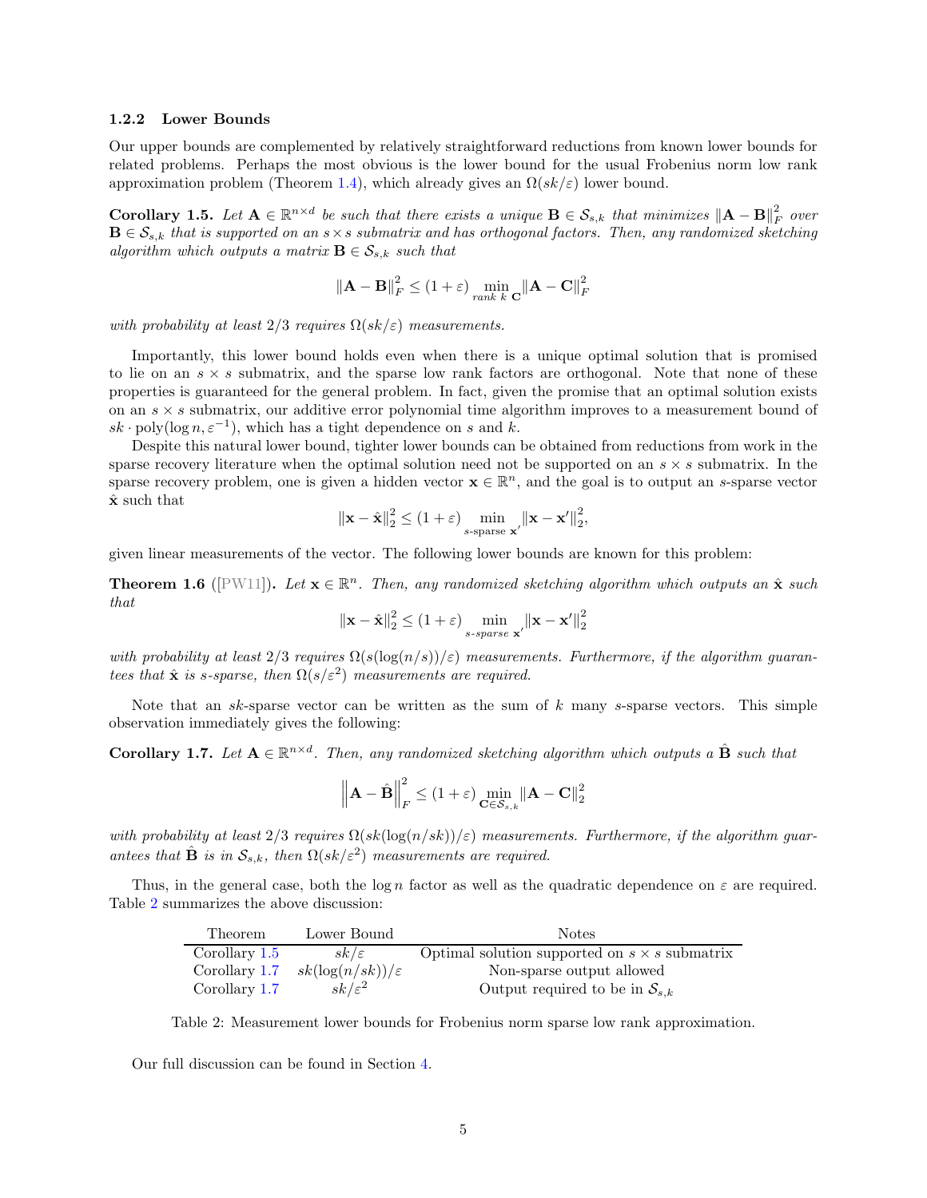### 1.2.2 Lower Bounds

Our upper bounds are complemented by relatively straightforward reductions from known lower bounds for related problems. Perhaps the most obvious is the lower bound for the usual Frobenius norm low rank approximation problem (Theorem 1.4), which already gives an $\Omega(sk/\varepsilon)$ lower bound.

**Corollary 1.5.** *Let $\mathbf{A} \in \mathbb{R}^{n\times d}$ be such that there exists a unique $\mathbf{B} \in \mathcal{S}_{s,k}$ that minimizes $\|\mathbf{A}-\mathbf{B}\|_F^2$ over $\mathbf{B} \in \mathcal{S}_{s,k}$ that is supported on an $s\times s$ submatrix and has orthogonal factors. Then, any randomized sketching algorithm which outputs a matrix $\mathbf{B} \in \mathcal{S}_{s,k}$ such that*

$$\|\mathbf{A}-\mathbf{B}\|_F^2 \leq (1+\varepsilon)\min_{\text{rank } k\ \mathbf{C}}\|\mathbf{A}-\mathbf{C}\|_F^2$$

*with probability at least $2/3$ requires $\Omega(sk/\varepsilon)$ measurements.*

Importantly, this lower bound holds even when there is a unique optimal solution that is promised to lie on an $s\times s$ submatrix, and the sparse low rank factors are orthogonal. Note that none of these properties is guaranteed for the general problem. In fact, given the promise that an optimal solution exists on an $s\times s$ submatrix, our additive error polynomial time algorithm improves to a measurement bound of $sk\cdot\mathrm{poly}(\log n, \varepsilon^{-1})$, which has a tight dependence on $s$ and $k$.

Despite this natural lower bound, tighter lower bounds can be obtained from reductions from work in the sparse recovery literature when the optimal solution need not be supported on an $s\times s$ submatrix. In the sparse recovery problem, one is given a hidden vector $\mathbf{x} \in \mathbb{R}^n$, and the goal is to output an $s$-sparse vector $\hat{\mathbf{x}}$ such that

$$\|\mathbf{x}-\hat{\mathbf{x}}\|_2^2 \leq (1+\varepsilon)\min_{s\text{-sparse } \mathbf{x}'}\|\mathbf{x}-\mathbf{x}'\|_2^2,$$

given linear measurements of the vector. The following lower bounds are known for this problem:

**Theorem 1.6** ([PW11]). *Let $\mathbf{x} \in \mathbb{R}^n$. Then, any randomized sketching algorithm which outputs an $\hat{\mathbf{x}}$ such that*

$$\|\mathbf{x}-\hat{\mathbf{x}}\|_2^2 \leq (1+\varepsilon)\min_{s\text{-sparse } \mathbf{x}'}\|\mathbf{x}-\mathbf{x}'\|_2^2$$

*with probability at least $2/3$ requires $\Omega(s(\log(n/s))/\varepsilon)$ measurements. Furthermore, if the algorithm guarantees that $\hat{\mathbf{x}}$ is $s$-sparse, then $\Omega(s/\varepsilon^2)$ measurements are required.*

Note that an $sk$-sparse vector can be written as the sum of $k$ many $s$-sparse vectors. This simple observation immediately gives the following:

**Corollary 1.7.** *Let $\mathbf{A} \in \mathbb{R}^{n\times d}$. Then, any randomized sketching algorithm which outputs a $\hat{\mathbf{B}}$ such that*

$$\left\|\mathbf{A}-\hat{\mathbf{B}}\right\|_F^2 \leq (1+\varepsilon)\min_{\mathbf{C}\in\mathcal{S}_{s,k}}\|\mathbf{A}-\mathbf{C}\|_2^2$$

*with probability at least $2/3$ requires $\Omega(sk(\log(n/sk))/\varepsilon)$ measurements. Furthermore, if the algorithm guarantees that $\hat{\mathbf{B}}$ is in $\mathcal{S}_{s,k}$, then $\Omega(sk/\varepsilon^2)$ measurements are required.*

Thus, in the general case, both the $\log n$ factor as well as the quadratic dependence on $\varepsilon$ are required. Table 2 summarizes the above discussion:

| Theorem | Lower Bound | Notes |
|---|---|---|
| Corollary 1.5 | $sk/\varepsilon$ | Optimal solution supported on $s\times s$ submatrix |
| Corollary 1.7 | $sk(\log(n/sk))/\varepsilon$ | Non-sparse output allowed |
| Corollary 1.7 | $sk/\varepsilon^2$ | Output required to be in $\mathcal{S}_{s,k}$ |

Table 2: Measurement lower bounds for Frobenius norm sparse low rank approximation.

Our full discussion can be found in Section 4.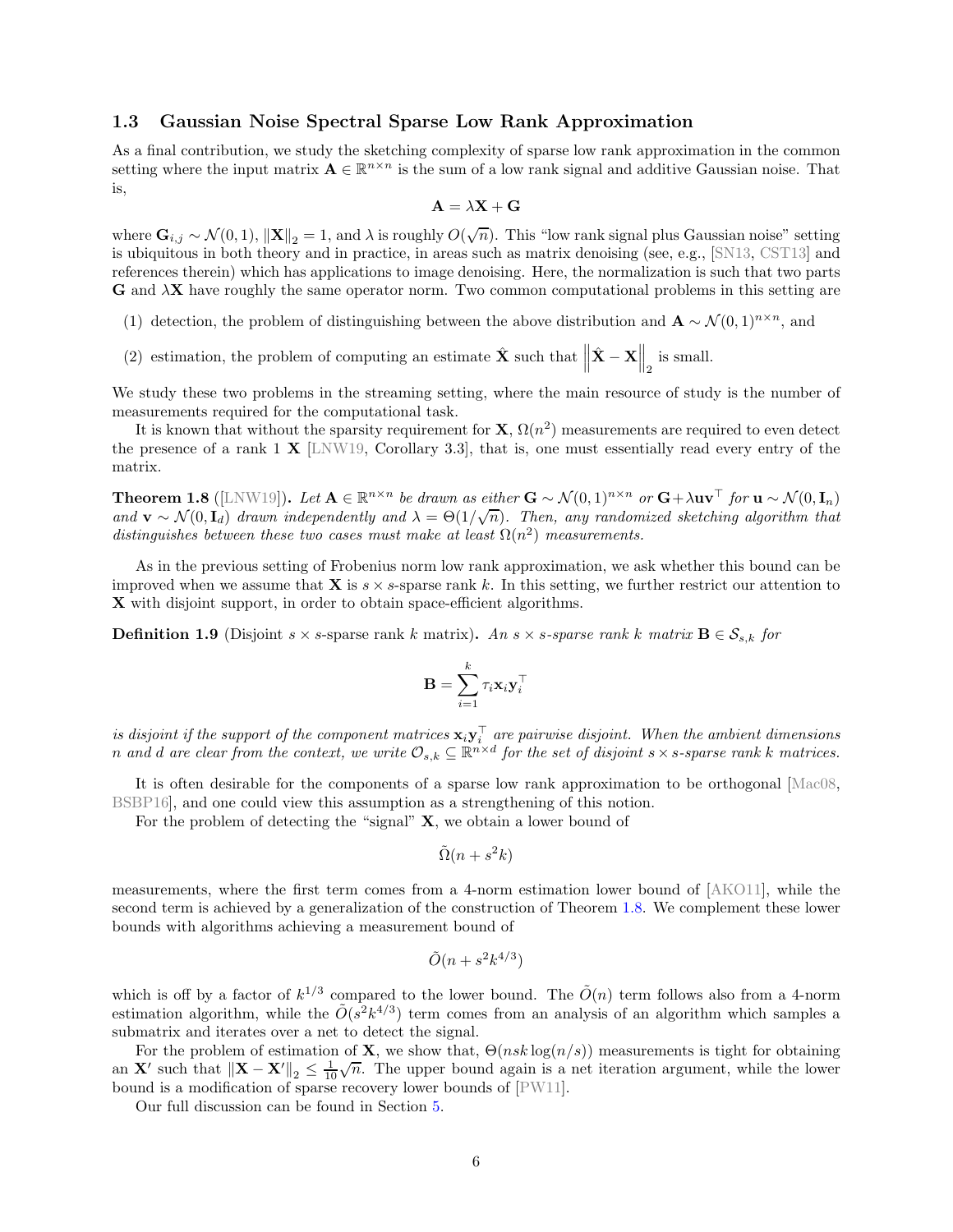### 1.3 Gaussian Noise Spectral Sparse Low Rank Approximation

As a final contribution, we study the sketching complexity of sparse low rank approximation in the common setting where the input matrix $\mathbf{A} \in \mathbb{R}^{n\times n}$ is the sum of a low rank signal and additive Gaussian noise. That is,

$$\mathbf{A} = \lambda \mathbf{X} + \mathbf{G}$$

where $\mathbf{G}_{i,j} \sim \mathcal{N}(0,1)$, $\|\mathbf{X}\|_2 = 1$, and $\lambda$ is roughly $O(\sqrt{n})$. This "low rank signal plus Gaussian noise" setting is ubiquitous in both theory and in practice, in areas such as matrix denoising (see, e.g., [SN13, CST13] and references therein) which has applications to image denoising. Here, the normalization is such that two parts $\mathbf{G}$ and $\lambda\mathbf{X}$ have roughly the same operator norm. Two common computational problems in this setting are

(1) detection, the problem of distinguishing between the above distribution and $\mathbf{A} \sim \mathcal{N}(0,1)^{n\times n}$, and

(2) estimation, the problem of computing an estimate $\hat{\mathbf{X}}$ such that $\left\|\hat{\mathbf{X}} - \mathbf{X}\right\|_2$ is small.

We study these two problems in the streaming setting, where the main resource of study is the number of measurements required for the computational task.

It is known that without the sparsity requirement for $\mathbf{X}$, $\Omega(n^2)$ measurements are required to even detect the presence of a rank 1 $\mathbf{X}$ [LNW19, Corollary 3.3], that is, one must essentially read every entry of the matrix.

**Theorem 1.8** ([LNW19])**.** *Let $\mathbf{A} \in \mathbb{R}^{n\times n}$ be drawn as either $\mathbf{G} \sim \mathcal{N}(0,1)^{n\times n}$ or $\mathbf{G} + \lambda \mathbf{u}\mathbf{v}^\top$ for $\mathbf{u} \sim \mathcal{N}(0, \mathbf{I}_n)$ and $\mathbf{v} \sim \mathcal{N}(0, \mathbf{I}_d)$ drawn independently and $\lambda = \Theta(1/\sqrt{n})$. Then, any randomized sketching algorithm that distinguishes between these two cases must make at least $\Omega(n^2)$ measurements.*

As in the previous setting of Frobenius norm low rank approximation, we ask whether this bound can be improved when we assume that $\mathbf{X}$ is $s\times s$-sparse rank $k$. In this setting, we further restrict our attention to $\mathbf{X}$ with disjoint support, in order to obtain space-efficient algorithms.

**Definition 1.9** (Disjoint $s\times s$-sparse rank $k$ matrix)**.** *An $s\times s$-sparse rank $k$ matrix $\mathbf{B} \in \mathcal{S}_{s,k}$ for*

$$\mathbf{B} = \sum_{i=1}^{k} \tau_i \mathbf{x}_i \mathbf{y}_i^\top$$

*is disjoint if the support of the component matrices $\mathbf{x}_i\mathbf{y}_i^\top$ are pairwise disjoint. When the ambient dimensions $n$ and $d$ are clear from the context, we write $\mathcal{O}_{s,k} \subseteq \mathbb{R}^{n\times d}$ for the set of disjoint $s\times s$-sparse rank $k$ matrices.*

It is often desirable for the components of a sparse low rank approximation to be orthogonal [Mac08, BSBP16], and one could view this assumption as a strengthening of this notion.

For the problem of detecting the "signal" $\mathbf{X}$, we obtain a lower bound of

$$\tilde{\Omega}(n + s^2 k)$$

measurements, where the first term comes from a 4-norm estimation lower bound of [AKO11], while the second term is achieved by a generalization of the construction of Theorem 1.8. We complement these lower bounds with algorithms achieving a measurement bound of

$$\tilde{O}(n + s^2 k^{4/3})$$

which is off by a factor of $k^{1/3}$ compared to the lower bound. The $\tilde{O}(n)$ term follows also from a 4-norm estimation algorithm, while the $\tilde{O}(s^2k^{4/3})$ term comes from an analysis of an algorithm which samples a submatrix and iterates over a net to detect the signal.

For the problem of estimation of $\mathbf{X}$, we show that, $\Theta(nsk\log(n/s))$ measurements is tight for obtaining an $\mathbf{X}'$ such that $\|\mathbf{X} - \mathbf{X}'\|_2 \leq \frac{1}{10}\sqrt{n}$. The upper bound again is a net iteration argument, while the lower bound is a modification of sparse recovery lower bounds of [PW11].

Our full discussion can be found in Section 5.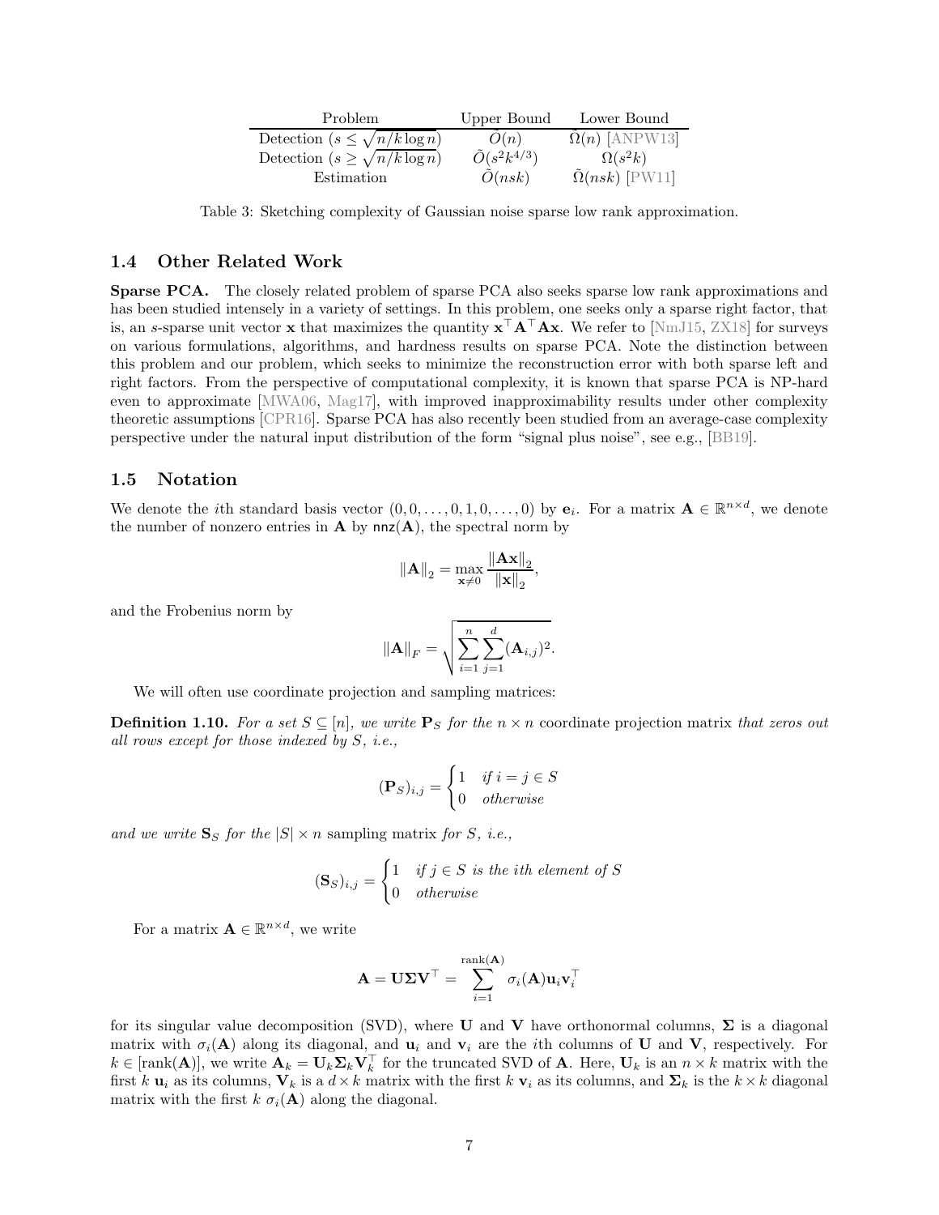| Problem | Upper Bound | Lower Bound |
| --- | --- | --- |
| Detection ($s \leq \sqrt{n/k \log n}$) | $\tilde{O}(n)$ | $\tilde{\Omega}(n)$ [ANPW13] |
| Detection ($s \geq \sqrt{n/k \log n}$) | $\tilde{O}(s^2 k^{4/3})$ | $\Omega(s^2 k)$ |
| Estimation | $\tilde{O}(nsk)$ | $\tilde{\Omega}(nsk)$ [PW11] |

Table 3: Sketching complexity of Gaussian noise sparse low rank approximation.

## 1.4 Other Related Work

**Sparse PCA.** The closely related problem of sparse PCA also seeks sparse low rank approximations and has been studied intensely in a variety of settings. In this problem, one seeks only a sparse right factor, that is, an $s$-sparse unit vector $\mathbf{x}$ that maximizes the quantity $\mathbf{x}^\top \mathbf{A}^\top \mathbf{A} \mathbf{x}$. We refer to [NmJ15, ZX18] for surveys on various formulations, algorithms, and hardness results on sparse PCA. Note the distinction between this problem and our problem, which seeks to minimize the reconstruction error with both sparse left and right factors. From the perspective of computational complexity, it is known that sparse PCA is NP-hard even to approximate [MWA06, Mag17], with improved inapproximability results under other complexity theoretic assumptions [CPR16]. Sparse PCA has also recently been studied from an average-case complexity perspective under the natural input distribution of the form "signal plus noise", see e.g., [BB19].

## 1.5 Notation

We denote the $i$th standard basis vector $(0, 0, \dots, 0, 1, 0, \dots, 0)$ by $\mathbf{e}_i$. For a matrix $\mathbf{A} \in \mathbb{R}^{n \times d}$, we denote the number of nonzero entries in $\mathbf{A}$ by $\mathsf{nnz}(\mathbf{A})$, the spectral norm by

$$\|\mathbf{A}\|_2 = \max_{\mathbf{x} \neq 0} \frac{\|\mathbf{A}\mathbf{x}\|_2}{\|\mathbf{x}\|_2},$$

and the Frobenius norm by

$$\|\mathbf{A}\|_F = \sqrt{\sum_{i=1}^n \sum_{j=1}^d (\mathbf{A}_{i,j})^2}.$$

We will often use coordinate projection and sampling matrices:

**Definition 1.10.** *For a set $S \subseteq [n]$, we write $\mathbf{P}_S$ for the $n \times n$* coordinate projection matrix *that zeros out all rows except for those indexed by $S$, i.e.,*

$$(\mathbf{P}_S)_{i,j} = \begin{cases} 1 & \text{if } i = j \in S \\ 0 & \text{otherwise} \end{cases}$$

*and we write $\mathbf{S}_S$ for the $|S| \times n$* sampling matrix *for $S$, i.e.,*

$$(\mathbf{S}_S)_{i,j} = \begin{cases} 1 & \text{if } j \in S \text{ is the } i\text{th element of } S \\ 0 & \text{otherwise} \end{cases}$$

For a matrix $\mathbf{A} \in \mathbb{R}^{n \times d}$, we write

$$\mathbf{A} = \mathbf{U}\mathbf{\Sigma}\mathbf{V}^\top = \sum_{i=1}^{\operatorname{rank}(\mathbf{A})} \sigma_i(\mathbf{A}) \mathbf{u}_i \mathbf{v}_i^\top$$

for its singular value decomposition (SVD), where $\mathbf{U}$ and $\mathbf{V}$ have orthonormal columns, $\mathbf{\Sigma}$ is a diagonal matrix with $\sigma_i(\mathbf{A})$ along its diagonal, and $\mathbf{u}_i$ and $\mathbf{v}_i$ are the $i$th columns of $\mathbf{U}$ and $\mathbf{V}$, respectively. For $k \in [\operatorname{rank}(\mathbf{A})]$, we write $\mathbf{A}_k = \mathbf{U}_k \mathbf{\Sigma}_k \mathbf{V}_k^\top$ for the truncated SVD of $\mathbf{A}$. Here, $\mathbf{U}_k$ is an $n \times k$ matrix with the first $k$ $\mathbf{u}_i$ as its columns, $\mathbf{V}_k$ is a $d \times k$ matrix with the first $k$ $\mathbf{v}_i$ as its columns, and $\mathbf{\Sigma}_k$ is the $k \times k$ diagonal matrix with the first $k$ $\sigma_i(\mathbf{A})$ along the diagonal.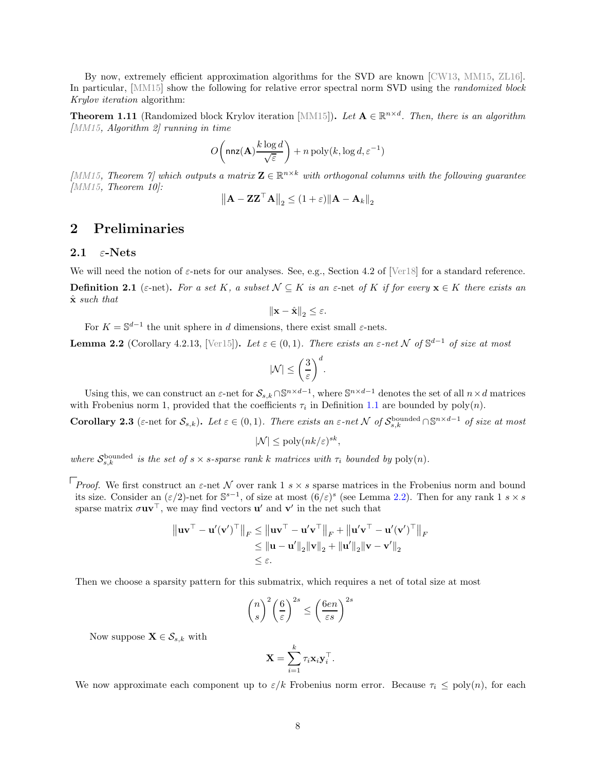By now, extremely efficient approximation algorithms for the SVD are known [CW13, MM15, ZL16]. In particular, [MM15] show the following for relative error spectral norm SVD using the *randomized block Krylov iteration* algorithm:

**Theorem 1.11** (Randomized block Krylov iteration [MM15])**.** *Let $\mathbf{A} \in \mathbb{R}^{n\times d}$. Then, there is an algorithm [MM15, Algorithm 2] running in time*

$$O\left(\mathsf{nnz}(\mathbf{A})\frac{k\log d}{\sqrt{\varepsilon}}\right) + n\operatorname{poly}(k, \log d, \varepsilon^{-1})$$

*[MM15, Theorem 7] which outputs a matrix $\mathbf{Z} \in \mathbb{R}^{n\times k}$ with orthogonal columns with the following guarantee [MM15, Theorem 10]:*

$$\left\|\mathbf{A} - \mathbf{Z}\mathbf{Z}^\top\mathbf{A}\right\|_2 \leq (1+\varepsilon)\|\mathbf{A} - \mathbf{A}_k\|_2$$

# 2 Preliminaries

## 2.1 $\varepsilon$-Nets

We will need the notion of $\varepsilon$-nets for our analyses. See, e.g., Section 4.2 of [Ver18] for a standard reference.

**Definition 2.1** ($\varepsilon$-net)**.** *For a set $K$, a subset $\mathcal{N} \subseteq K$ is an* $\varepsilon$-net *of $K$ if for every $\mathbf{x} \in K$ there exists an $\hat{\mathbf{x}}$ such that*

$$\|\mathbf{x} - \hat{\mathbf{x}}\|_2 \leq \varepsilon.$$

For $K = \mathbb{S}^{d-1}$ the unit sphere in $d$ dimensions, there exist small $\varepsilon$-nets.

**Lemma 2.2** (Corollary 4.2.13, [Ver15])**.** *Let $\varepsilon \in (0,1)$. There exists an $\varepsilon$-net $\mathcal{N}$ of $\mathbb{S}^{d-1}$ of size at most*

$$|\mathcal{N}| \leq \left(\frac{3}{\varepsilon}\right)^d.$$

Using this, we can construct an $\varepsilon$-net for $\mathcal{S}_{s,k} \cap \mathbb{S}^{n\times d-1}$, where $\mathbb{S}^{n\times d-1}$ denotes the set of all $n \times d$ matrices with Frobenius norm 1, provided that the coefficients $\tau_i$ in Definition 1.1 are bounded by $\operatorname{poly}(n)$.

**Corollary 2.3** ($\varepsilon$-net for $\mathcal{S}_{s,k}$)**.** *Let $\varepsilon \in (0,1)$. There exists an $\varepsilon$-net $\mathcal{N}$ of $\mathcal{S}_{s,k}^{\mathrm{bounded}} \cap \mathbb{S}^{n\times d-1}$ of size at most*

$$|\mathcal{N}| \leq \operatorname{poly}(nk/\varepsilon)^{sk},$$

*where $\mathcal{S}_{s,k}^{\mathrm{bounded}}$ is the set of $s \times s$-sparse rank $k$ matrices with $\tau_i$ bounded by $\operatorname{poly}(n)$.*

*Proof.* We first construct an $\varepsilon$-net $\mathcal{N}$ over rank 1 $s \times s$ sparse matrices in the Frobenius norm and bound its size. Consider an $(\varepsilon/2)$-net for $\mathbb{S}^{s-1}$, of size at most $(6/\varepsilon)^s$ (see Lemma 2.2). Then for any rank 1 $s \times s$ sparse matrix $\sigma\mathbf{u}\mathbf{v}^\top$, we may find vectors $\mathbf{u}'$ and $\mathbf{v}'$ in the net such that

$$\begin{aligned}
\left\|\mathbf{u}\mathbf{v}^\top - \mathbf{u}'(\mathbf{v}')^\top\right\|_F &\leq \left\|\mathbf{u}\mathbf{v}^\top - \mathbf{u}'\mathbf{v}^\top\right\|_F + \left\|\mathbf{u}'\mathbf{v}^\top - \mathbf{u}'(\mathbf{v}')^\top\right\|_F \\
&\leq \|\mathbf{u} - \mathbf{u}'\|_2\|\mathbf{v}\|_2 + \|\mathbf{u}'\|_2\|\mathbf{v} - \mathbf{v}'\|_2 \\
&\leq \varepsilon.
\end{aligned}$$

Then we choose a sparsity pattern for this submatrix, which requires a net of total size at most

$$\binom{n}{s}^2\left(\frac{6}{\varepsilon}\right)^{2s} \leq \left(\frac{6en}{\varepsilon s}\right)^{2s}$$

Now suppose $\mathbf{X} \in \mathcal{S}_{s,k}$ with

$$\mathbf{X} = \sum_{i=1}^k \tau_i \mathbf{x}_i\mathbf{y}_i^\top.$$

We now approximate each component up to $\varepsilon/k$ Frobenius norm error. Because $\tau_i \leq \operatorname{poly}(n)$, for each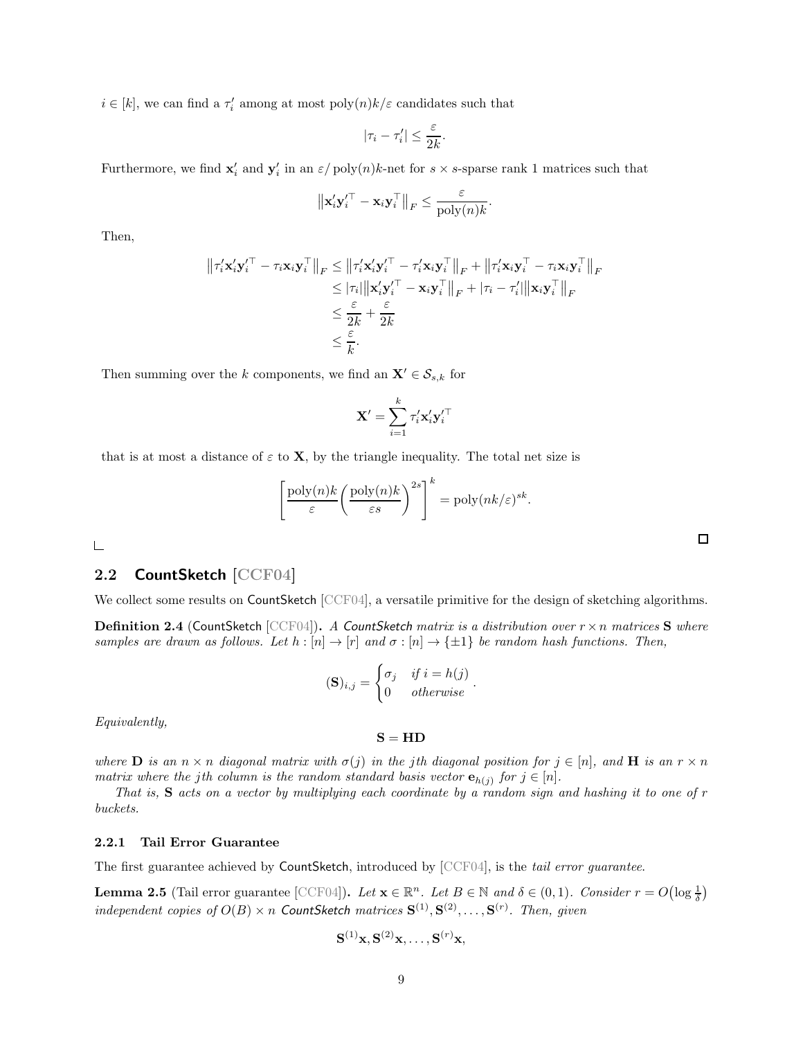$i \in [k]$, we can find a $\tau_i'$ among at most $\operatorname{poly}(n)k/\varepsilon$ candidates such that

$$|\tau_i - \tau_i'| \le \frac{\varepsilon}{2k}.$$

Furthermore, we find $\mathbf{x}_i'$ and $\mathbf{y}_i'$ in an $\varepsilon/\operatorname{poly}(n)k$-net for $s \times s$-sparse rank 1 matrices such that

$$\left\|\mathbf{x}_i'\mathbf{y}_i'^\top - \mathbf{x}_i\mathbf{y}_i^\top\right\|_F \le \frac{\varepsilon}{\operatorname{poly}(n)k}.$$

Then,

$$\begin{aligned}
\left\|\tau_i'\mathbf{x}_i'\mathbf{y}_i'^\top - \tau_i\mathbf{x}_i\mathbf{y}_i^\top\right\|_F &\le \left\|\tau_i'\mathbf{x}_i'\mathbf{y}_i'^\top - \tau_i'\mathbf{x}_i\mathbf{y}_i^\top\right\|_F + \left\|\tau_i'\mathbf{x}_i\mathbf{y}_i^\top - \tau_i\mathbf{x}_i\mathbf{y}_i^\top\right\|_F \\
&\le |\tau_i|\left\|\mathbf{x}_i'\mathbf{y}_i'^\top - \mathbf{x}_i\mathbf{y}_i^\top\right\|_F + |\tau_i - \tau_i'|\left\|\mathbf{x}_i\mathbf{y}_i^\top\right\|_F \\
&\le \frac{\varepsilon}{2k} + \frac{\varepsilon}{2k} \\
&\le \frac{\varepsilon}{k}.
\end{aligned}$$

Then summing over the $k$ components, we find an $\mathbf{X}' \in \mathcal{S}_{s,k}$ for

$$\mathbf{X}' = \sum_{i=1}^k \tau_i'\mathbf{x}_i'\mathbf{y}_i'^\top$$

that is at most a distance of $\varepsilon$ to $\mathbf{X}$, by the triangle inequality. The total net size is

$$\left[\frac{\operatorname{poly}(n)k}{\varepsilon}\left(\frac{\operatorname{poly}(n)k}{\varepsilon s}\right)^{2s}\right]^k = \operatorname{poly}(nk/\varepsilon)^{sk}.$$

□

## 2.2 CountSketch [CCF04]

We collect some results on CountSketch [CCF04], a versatile primitive for the design of sketching algorithms.

**Definition 2.4** (CountSketch [CCF04])**.** *A CountSketch matrix is a distribution over $r \times n$ matrices $\mathbf{S}$ where samples are drawn as follows. Let $h : [n] \to [r]$ and $\sigma : [n] \to \{\pm 1\}$ be random hash functions. Then,*

$$(\mathbf{S})_{i,j} = \begin{cases} \sigma_j & \text{if } i = h(j) \\ 0 & \text{otherwise} \end{cases}.$$

*Equivalently,*

$$\mathbf{S} = \mathbf{H}\mathbf{D}$$

*where $\mathbf{D}$ is an $n \times n$ diagonal matrix with $\sigma(j)$ in the $j$th diagonal position for $j \in [n]$, and $\mathbf{H}$ is an $r \times n$ matrix where the $j$th column is the random standard basis vector $\mathbf{e}_{h(j)}$ for $j \in [n]$.*

*That is, $\mathbf{S}$ acts on a vector by multiplying each coordinate by a random sign and hashing it to one of $r$ buckets.*

### 2.2.1 Tail Error Guarantee

The first guarantee achieved by CountSketch, introduced by [CCF04], is the *tail error guarantee*.

**Lemma 2.5** (Tail error guarantee [CCF04])**.** *Let $\mathbf{x} \in \mathbb{R}^n$. Let $B \in \mathbb{N}$ and $\delta \in (0,1)$. Consider $r = O\big(\log \frac{1}{\delta}\big)$ independent copies of $O(B) \times n$ CountSketch matrices $\mathbf{S}^{(1)}, \mathbf{S}^{(2)}, \ldots, \mathbf{S}^{(r)}$. Then, given*

$$\mathbf{S}^{(1)}\mathbf{x}, \mathbf{S}^{(2)}\mathbf{x}, \ldots, \mathbf{S}^{(r)}\mathbf{x},$$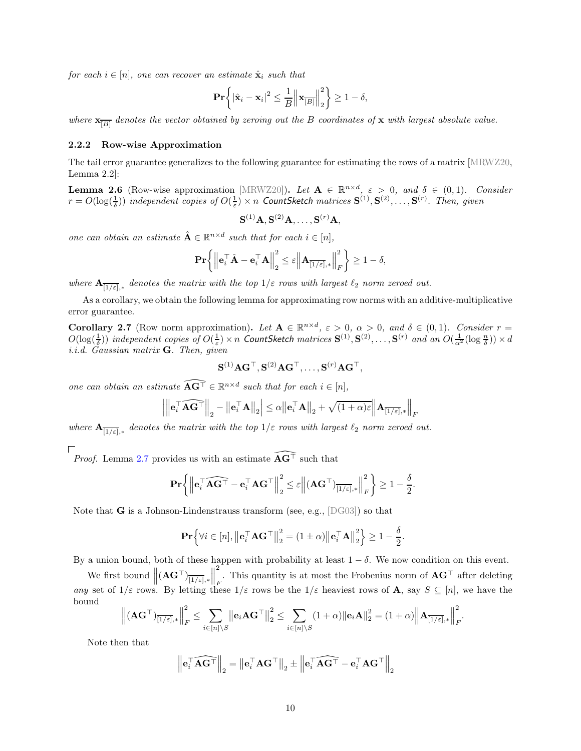*for each $i \in [n]$, one can recover an estimate $\hat{\mathbf{x}}_i$ such that*

$$\mathbf{Pr}\left\{|\hat{\mathbf{x}}_i - \mathbf{x}_i|^2 \le \frac{1}{B}\left\|\mathbf{x}_{\overline{[B]}}\right\|_2^2\right\} \ge 1 - \delta,$$

*where $\mathbf{x}_{\overline{[B]}}$ denotes the vector obtained by zeroing out the $B$ coordinates of $\mathbf{x}$ with largest absolute value.*

### 2.2.2 Row-wise Approximation

The tail error guarantee generalizes to the following guarantee for estimating the rows of a matrix [MRWZ20, Lemma 2.2]:

**Lemma 2.6** (Row-wise approximation [MRWZ20])**.** *Let $\mathbf{A} \in \mathbb{R}^{n\times d}$, $\varepsilon > 0$, and $\delta \in (0, 1)$. Consider $r = O(\log(\frac{1}{\delta}))$ independent copies of $O(\frac{1}{\varepsilon}) \times n$ CountSketch matrices $\mathbf{S}^{(1)}, \mathbf{S}^{(2)}, \ldots, \mathbf{S}^{(r)}$. Then, given*

$$\mathbf{S}^{(1)}\mathbf{A}, \mathbf{S}^{(2)}\mathbf{A}, \ldots, \mathbf{S}^{(r)}\mathbf{A},$$

*one can obtain an estimate $\hat{\mathbf{A}} \in \mathbb{R}^{n\times d}$ such that for each $i \in [n]$,*

$$\mathbf{Pr}\left\{\left\|\mathbf{e}_i^\top \hat{\mathbf{A}} - \mathbf{e}_i^\top \mathbf{A}\right\|_2^2 \le \varepsilon \left\|\mathbf{A}_{\overline{[1/\varepsilon]},*}\right\|_F^2\right\} \ge 1 - \delta,$$

*where $\mathbf{A}_{\overline{[1/\varepsilon]},*}$ denotes the matrix with the top $1/\varepsilon$ rows with largest $\ell_2$ norm zeroed out.*

As a corollary, we obtain the following lemma for approximating row norms with an additive-multiplicative error guarantee.

**Corollary 2.7** (Row norm approximation)**.** *Let $\mathbf{A} \in \mathbb{R}^{n\times d}$, $\varepsilon > 0$, $\alpha > 0$, and $\delta \in (0, 1)$. Consider $r = O(\log(\frac{1}{\delta}))$ independent copies of $O(\frac{1}{\varepsilon}) \times n$ CountSketch matrices $\mathbf{S}^{(1)}, \mathbf{S}^{(2)}, \ldots, \mathbf{S}^{(r)}$ and an $O(\frac{1}{\alpha^2}(\log \frac{n}{\delta})) \times d$ i.i.d. Gaussian matrix $\mathbf{G}$. Then, given*

$$\mathbf{S}^{(1)}\mathbf{A}\mathbf{G}^\top, \mathbf{S}^{(2)}\mathbf{A}\mathbf{G}^\top, \ldots, \mathbf{S}^{(r)}\mathbf{A}\mathbf{G}^\top,$$

*one can obtain an estimate $\widehat{\mathbf{A}\mathbf{G}^\top} \in \mathbb{R}^{n\times d}$ such that for each $i \in [n]$,*

$$\left|\left\|\mathbf{e}_i^\top \widehat{\mathbf{A}\mathbf{G}^\top}\right\|_2 - \left\|\mathbf{e}_i^\top \mathbf{A}\right\|_2\right| \le \alpha \left\|\mathbf{e}_i^\top \mathbf{A}\right\|_2 + \sqrt{(1+\alpha)\varepsilon}\left\|\mathbf{A}_{\overline{[1/\varepsilon]},*}\right\|_F$$

*where $\mathbf{A}_{\overline{[1/\varepsilon]},*}$ denotes the matrix with the top $1/\varepsilon$ rows with largest $\ell_2$ norm zeroed out.*

*Proof.* Lemma 2.7 provides us with an estimate $\widehat{\mathbf{A}\mathbf{G}^\top}$ such that

$$\mathbf{Pr}\left\{\left\|\mathbf{e}_i^\top \widehat{\mathbf{A}\mathbf{G}^\top} - \mathbf{e}_i^\top \mathbf{A}\mathbf{G}^\top\right\|_2^2 \le \varepsilon \left\|(\mathbf{A}\mathbf{G}^\top)_{\overline{[1/\varepsilon]},*}\right\|_F^2\right\} \ge 1 - \frac{\delta}{2}.$$

Note that $\mathbf{G}$ is a Johnson-Lindenstrauss transform (see, e.g., [DG03]) so that

$$\mathbf{Pr}\left\{\forall i \in [n], \left\|\mathbf{e}_i^\top \mathbf{A}\mathbf{G}^\top\right\|_2^2 = (1 \pm \alpha)\left\|\mathbf{e}_i^\top \mathbf{A}\right\|_2^2\right\} \ge 1 - \frac{\delta}{2}.$$

By a union bound, both of these happen with probability at least $1 - \delta$. We now condition on this event.

We first bound $\left\|(\mathbf{A}\mathbf{G}^\top)_{\overline{[1/\varepsilon]},*}\right\|_F^2$. This quantity is at most the Frobenius norm of $\mathbf{A}\mathbf{G}^\top$ after deleting *any* set of $1/\varepsilon$ rows. By letting these $1/\varepsilon$ rows be the $1/\varepsilon$ heaviest rows of $\mathbf{A}$, say $S \subseteq [n]$, we have the bound

$$\left\|(\mathbf{A}\mathbf{G}^\top)_{\overline{[1/\varepsilon]},*}\right\|_F^2 \le \sum_{i\in[n]\setminus S} \left\|\mathbf{e}_i \mathbf{A}\mathbf{G}^\top\right\|_2^2 \le \sum_{i\in[n]\setminus S} (1+\alpha)\left\|\mathbf{e}_i \mathbf{A}\right\|_2^2 = (1+\alpha)\left\|\mathbf{A}_{\overline{[1/\varepsilon]},*}\right\|_F^2.$$

Note then that

$$\left\|\mathbf{e}_i^\top \widehat{\mathbf{A}\mathbf{G}^\top}\right\|_2 = \left\|\mathbf{e}_i^\top \mathbf{A}\mathbf{G}^\top\right\|_2 \pm \left\|\mathbf{e}_i^\top \widehat{\mathbf{A}\mathbf{G}^\top} - \mathbf{e}_i^\top \mathbf{A}\mathbf{G}^\top\right\|_2$$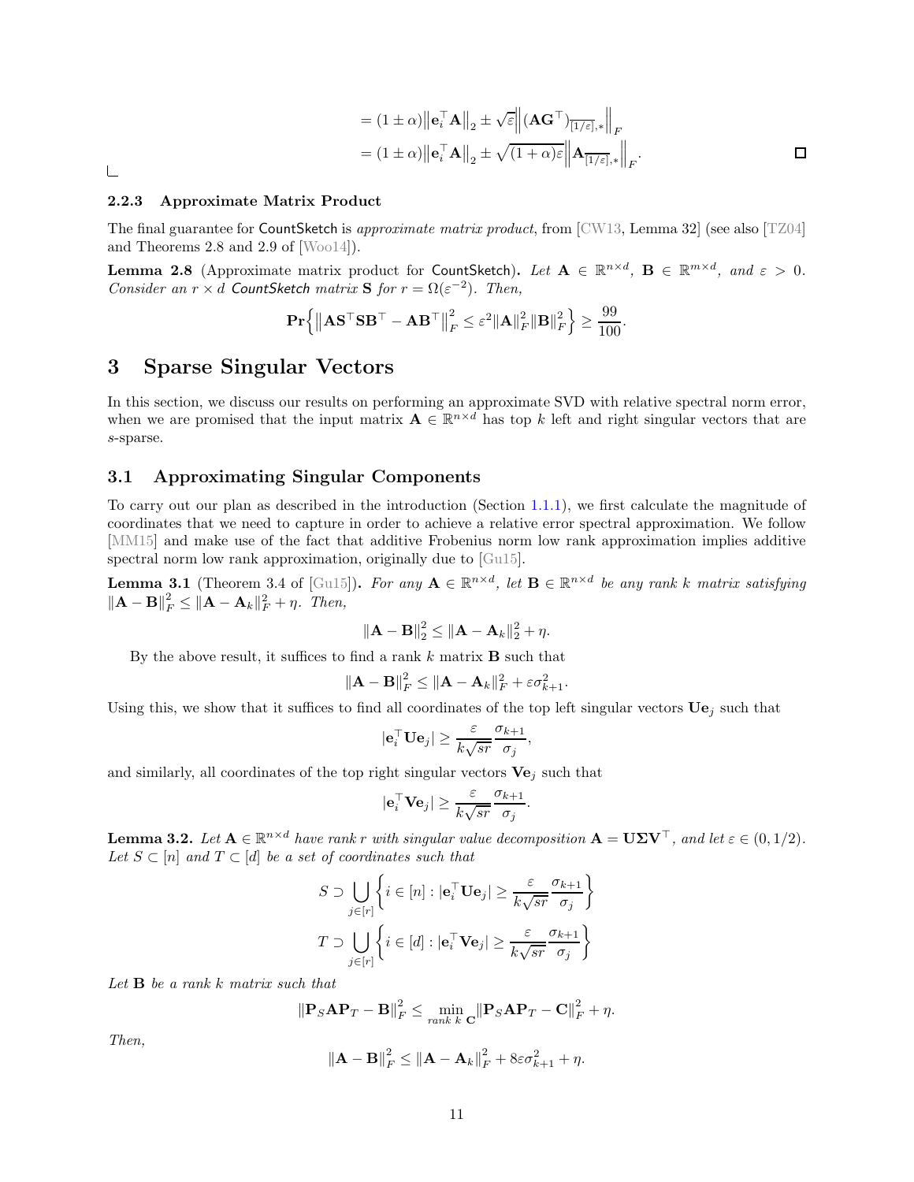$$
\begin{aligned}
&= (1 \pm \alpha)\left\|\mathbf{e}_i^\top \mathbf{A}\right\|_2 \pm \sqrt{\varepsilon}\left\|(\mathbf{A}\mathbf{G}^\top)_{\overline{[1/\varepsilon]},*}\right\|_F \\
&= (1 \pm \alpha)\left\|\mathbf{e}_i^\top \mathbf{A}\right\|_2 \pm \sqrt{(1+\alpha)\varepsilon}\left\|\mathbf{A}_{\overline{[1/\varepsilon]},*}\right\|_F.
\end{aligned}
$$

□

#### 2.2.3 Approximate Matrix Product

The final guarantee for CountSketch is *approximate matrix product*, from [CW13, Lemma 32] (see also [TZ04] and Theorems 2.8 and 2.9 of [Woo14]).

**Lemma 2.8** (Approximate matrix product for CountSketch)**.** *Let $\mathbf{A} \in \mathbb{R}^{n\times d}$, $\mathbf{B} \in \mathbb{R}^{m\times d}$, and $\varepsilon > 0$. Consider an $r \times d$ CountSketch matrix $\mathbf{S}$ for $r = \Omega(\varepsilon^{-2})$. Then,*

$$
\mathbf{Pr}\left\{\left\|\mathbf{A}\mathbf{S}^\top\mathbf{S}\mathbf{B}^\top - \mathbf{A}\mathbf{B}^\top\right\|_F^2 \leq \varepsilon^2\|\mathbf{A}\|_F^2\|\mathbf{B}\|_F^2\right\} \geq \frac{99}{100}.
$$

## 3 Sparse Singular Vectors

In this section, we discuss our results on performing an approximate SVD with relative spectral norm error, when we are promised that the input matrix $\mathbf{A} \in \mathbb{R}^{n\times d}$ has top $k$ left and right singular vectors that are $s$-sparse.

### 3.1 Approximating Singular Components

To carry out our plan as described in the introduction (Section 1.1.1), we first calculate the magnitude of coordinates that we need to capture in order to achieve a relative error spectral approximation. We follow [MM15] and make use of the fact that additive Frobenius norm low rank approximation implies additive spectral norm low rank approximation, originally due to [Gu15].

**Lemma 3.1** (Theorem 3.4 of [Gu15])**.** *For any $\mathbf{A} \in \mathbb{R}^{n\times d}$, let $\mathbf{B} \in \mathbb{R}^{n\times d}$ be any rank $k$ matrix satisfying $\|\mathbf{A}-\mathbf{B}\|_F^2 \leq \|\mathbf{A}-\mathbf{A}_k\|_F^2 + \eta$. Then,*

$$
\|\mathbf{A}-\mathbf{B}\|_2^2 \leq \|\mathbf{A}-\mathbf{A}_k\|_2^2 + \eta.
$$

By the above result, it suffices to find a rank $k$ matrix $\mathbf{B}$ such that

$$
\|\mathbf{A}-\mathbf{B}\|_F^2 \leq \|\mathbf{A}-\mathbf{A}_k\|_F^2 + \varepsilon\sigma_{k+1}^2.
$$

Using this, we show that it suffices to find all coordinates of the top left singular vectors $\mathbf{U}\mathbf{e}_j$ such that

$$
|\mathbf{e}_i^\top \mathbf{U}\mathbf{e}_j| \geq \frac{\varepsilon}{k\sqrt{sr}}\frac{\sigma_{k+1}}{\sigma_j},
$$

and similarly, all coordinates of the top right singular vectors $\mathbf{V}\mathbf{e}_j$ such that

$$
|\mathbf{e}_i^\top \mathbf{V}\mathbf{e}_j| \geq \frac{\varepsilon}{k\sqrt{sr}}\frac{\sigma_{k+1}}{\sigma_j}.
$$

**Lemma 3.2.** *Let $\mathbf{A} \in \mathbb{R}^{n\times d}$ have rank $r$ with singular value decomposition $\mathbf{A} = \mathbf{U}\mathbf{\Sigma}\mathbf{V}^\top$, and let $\varepsilon \in (0, 1/2)$. Let $S \subset [n]$ and $T \subset [d]$ be a set of coordinates such that*

$$
S \supset \bigcup_{j\in[r]}\left\{i \in [n] : |\mathbf{e}_i^\top \mathbf{U}\mathbf{e}_j| \geq \frac{\varepsilon}{k\sqrt{sr}}\frac{\sigma_{k+1}}{\sigma_j}\right\}
$$

$$
T \supset \bigcup_{j\in[r]}\left\{i \in [d] : |\mathbf{e}_i^\top \mathbf{V}\mathbf{e}_j| \geq \frac{\varepsilon}{k\sqrt{sr}}\frac{\sigma_{k+1}}{\sigma_j}\right\}
$$

*Let $\mathbf{B}$ be a rank $k$ matrix such that*

$$
\|\mathbf{P}_S\mathbf{A}\mathbf{P}_T - \mathbf{B}\|_F^2 \leq \min_{\text{rank } k\ \mathbf{C}}\|\mathbf{P}_S\mathbf{A}\mathbf{P}_T - \mathbf{C}\|_F^2 + \eta.
$$

*Then,*

$$
\|\mathbf{A}-\mathbf{B}\|_F^2 \leq \|\mathbf{A}-\mathbf{A}_k\|_F^2 + 8\varepsilon\sigma_{k+1}^2 + \eta.
$$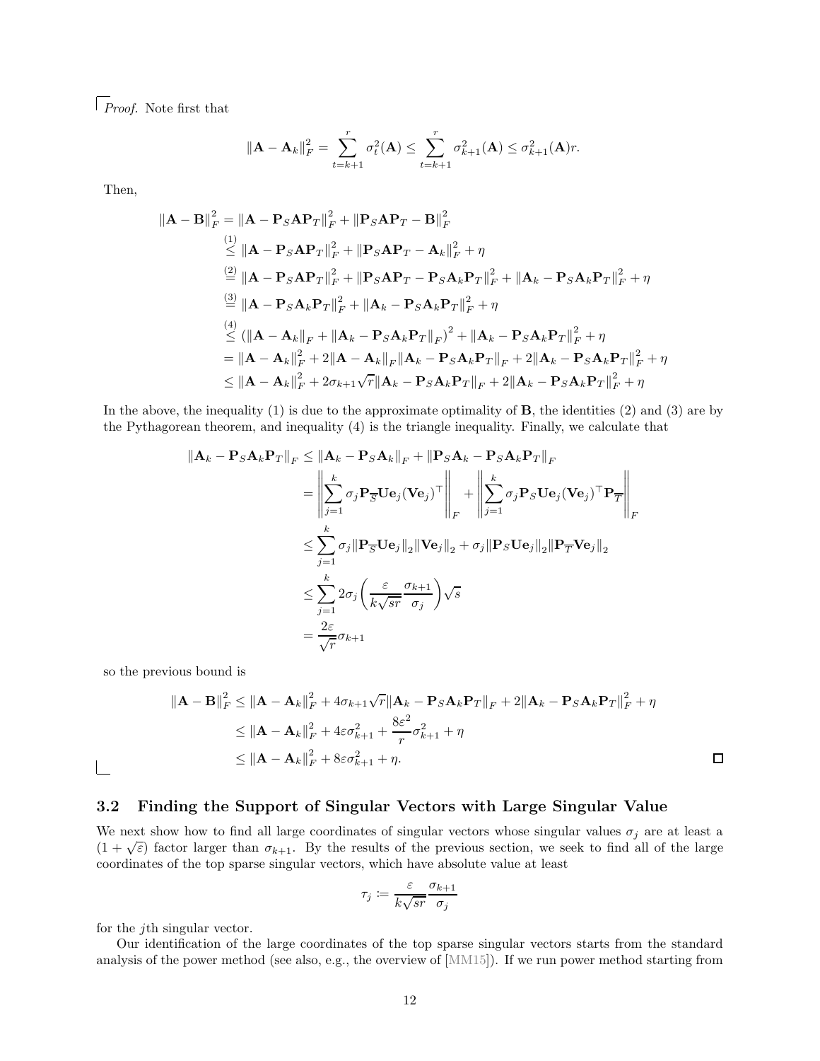*Proof.* Note first that

$$\|\mathbf{A} - \mathbf{A}_k\|_F^2 = \sum_{t=k+1}^{r} \sigma_t^2(\mathbf{A}) \leq \sum_{t=k+1}^{r} \sigma_{k+1}^2(\mathbf{A}) \leq \sigma_{k+1}^2(\mathbf{A}) r.$$

Then,

$$\begin{aligned}
\|\mathbf{A} - \mathbf{B}\|_F^2 &= \|\mathbf{A} - \mathbf{P}_S \mathbf{A} \mathbf{P}_T\|_F^2 + \|\mathbf{P}_S \mathbf{A} \mathbf{P}_T - \mathbf{B}\|_F^2 \\
&\overset{(1)}{\leq} \|\mathbf{A} - \mathbf{P}_S \mathbf{A} \mathbf{P}_T\|_F^2 + \|\mathbf{P}_S \mathbf{A} \mathbf{P}_T - \mathbf{A}_k\|_F^2 + \eta \\
&\overset{(2)}{=} \|\mathbf{A} - \mathbf{P}_S \mathbf{A} \mathbf{P}_T\|_F^2 + \|\mathbf{P}_S \mathbf{A} \mathbf{P}_T - \mathbf{P}_S \mathbf{A}_k \mathbf{P}_T\|_F^2 + \|\mathbf{A}_k - \mathbf{P}_S \mathbf{A}_k \mathbf{P}_T\|_F^2 + \eta \\
&\overset{(3)}{=} \|\mathbf{A} - \mathbf{P}_S \mathbf{A}_k \mathbf{P}_T\|_F^2 + \|\mathbf{A}_k - \mathbf{P}_S \mathbf{A}_k \mathbf{P}_T\|_F^2 + \eta \\
&\overset{(4)}{\leq} (\|\mathbf{A} - \mathbf{A}_k\|_F + \|\mathbf{A}_k - \mathbf{P}_S \mathbf{A}_k \mathbf{P}_T\|_F)^2 + \|\mathbf{A}_k - \mathbf{P}_S \mathbf{A}_k \mathbf{P}_T\|_F^2 + \eta \\
&= \|\mathbf{A} - \mathbf{A}_k\|_F^2 + 2\|\mathbf{A} - \mathbf{A}_k\|_F \|\mathbf{A}_k - \mathbf{P}_S \mathbf{A}_k \mathbf{P}_T\|_F + 2\|\mathbf{A}_k - \mathbf{P}_S \mathbf{A}_k \mathbf{P}_T\|_F^2 + \eta \\
&\leq \|\mathbf{A} - \mathbf{A}_k\|_F^2 + 2\sigma_{k+1}\sqrt{r}\|\mathbf{A}_k - \mathbf{P}_S \mathbf{A}_k \mathbf{P}_T\|_F + 2\|\mathbf{A}_k - \mathbf{P}_S \mathbf{A}_k \mathbf{P}_T\|_F^2 + \eta
\end{aligned}$$

In the above, the inequality (1) is due to the approximate optimality of $\mathbf{B}$, the identities (2) and (3) are by the Pythagorean theorem, and inequality (4) is the triangle inequality. Finally, we calculate that

$$\begin{aligned}
\|\mathbf{A}_k - \mathbf{P}_S \mathbf{A}_k \mathbf{P}_T\|_F &\leq \|\mathbf{A}_k - \mathbf{P}_S \mathbf{A}_k\|_F + \|\mathbf{P}_S \mathbf{A}_k - \mathbf{P}_S \mathbf{A}_k \mathbf{P}_T\|_F \\
&= \left\|\sum_{j=1}^{k} \sigma_j \mathbf{P}_{\overline{S}} \mathbf{U} \mathbf{e}_j (\mathbf{V}\mathbf{e}_j)^\top\right\|_F + \left\|\sum_{j=1}^{k} \sigma_j \mathbf{P}_S \mathbf{U} \mathbf{e}_j (\mathbf{V}\mathbf{e}_j)^\top \mathbf{P}_{\overline{T}}\right\|_F \\
&\leq \sum_{j=1}^{k} \sigma_j \|\mathbf{P}_{\overline{S}} \mathbf{U} \mathbf{e}_j\|_2 \|\mathbf{V}\mathbf{e}_j\|_2 + \sigma_j \|\mathbf{P}_S \mathbf{U} \mathbf{e}_j\|_2 \|\mathbf{P}_{\overline{T}} \mathbf{V} \mathbf{e}_j\|_2 \\
&\leq \sum_{j=1}^{k} 2\sigma_j \left(\frac{\varepsilon}{k\sqrt{sr}} \frac{\sigma_{k+1}}{\sigma_j}\right)\sqrt{s} \\
&= \frac{2\varepsilon}{\sqrt{r}} \sigma_{k+1}
\end{aligned}$$

so the previous bound is

$$\begin{aligned}
\|\mathbf{A} - \mathbf{B}\|_F^2 &\leq \|\mathbf{A} - \mathbf{A}_k\|_F^2 + 4\sigma_{k+1}\sqrt{r}\|\mathbf{A}_k - \mathbf{P}_S \mathbf{A}_k \mathbf{P}_T\|_F + 2\|\mathbf{A}_k - \mathbf{P}_S \mathbf{A}_k \mathbf{P}_T\|_F^2 + \eta \\
&\leq \|\mathbf{A} - \mathbf{A}_k\|_F^2 + 4\varepsilon\sigma_{k+1}^2 + \frac{8\varepsilon^2}{r}\sigma_{k+1}^2 + \eta \\
&\leq \|\mathbf{A} - \mathbf{A}_k\|_F^2 + 8\varepsilon\sigma_{k+1}^2 + \eta.
\end{aligned}$$

□

## 3.2 Finding the Support of Singular Vectors with Large Singular Value

We next show how to find all large coordinates of singular vectors whose singular values $\sigma_j$ are at least a $(1 + \sqrt{\varepsilon})$ factor larger than $\sigma_{k+1}$. By the results of the previous section, we seek to find all of the large coordinates of the top sparse singular vectors, which have absolute value at least

$$\tau_j \coloneqq \frac{\varepsilon}{k\sqrt{sr}} \frac{\sigma_{k+1}}{\sigma_j}$$

for the $j$th singular vector.

Our identification of the large coordinates of the top sparse singular vectors starts from the standard analysis of the power method (see also, e.g., the overview of [MM15]). If we run power method starting from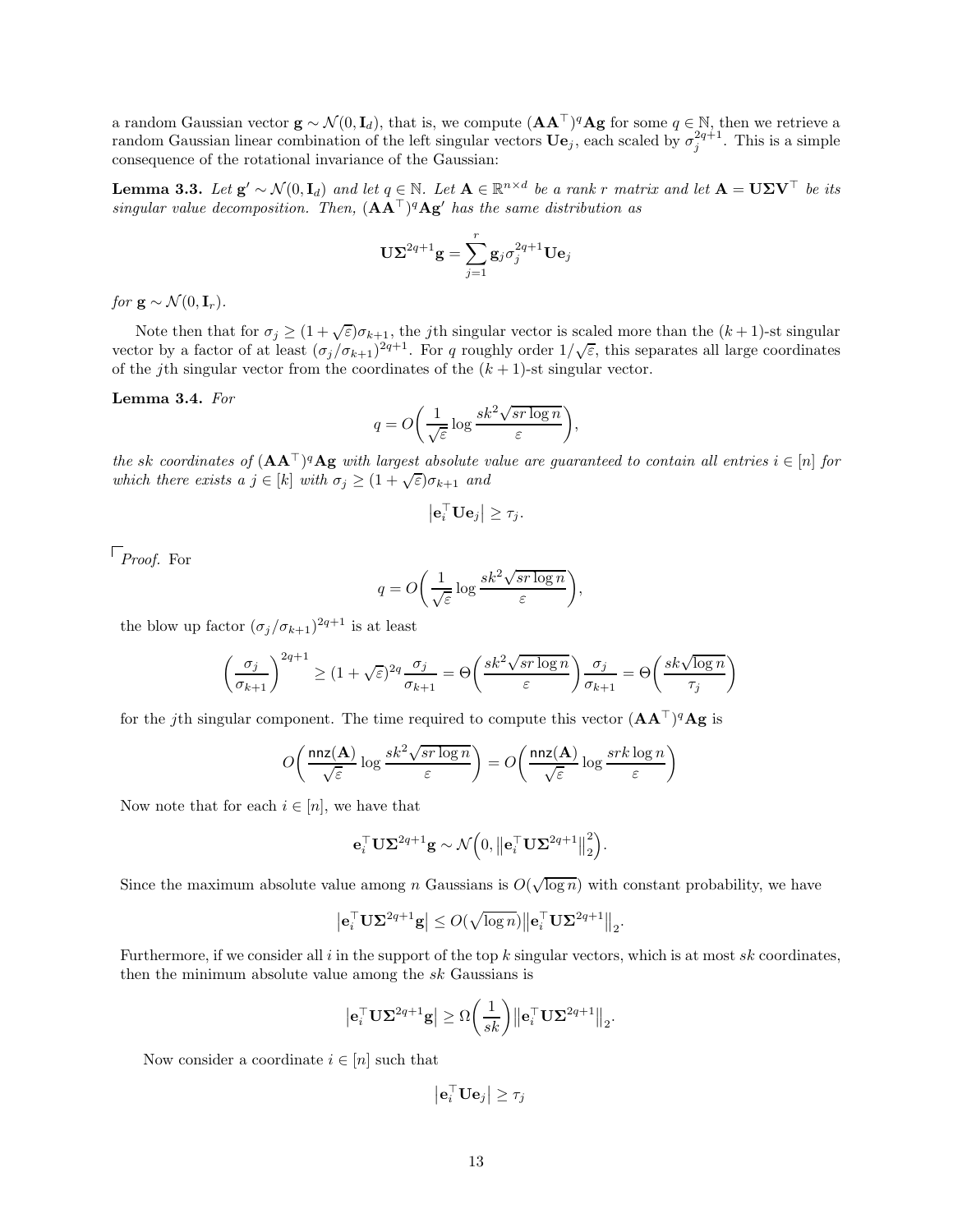a random Gaussian vector $\mathbf{g} \sim \mathcal{N}(0, \mathbf{I}_d)$, that is, we compute $(\mathbf{A}\mathbf{A}^\top)^q \mathbf{A}\mathbf{g}$ for some $q \in \mathbb{N}$, then we retrieve a random Gaussian linear combination of the left singular vectors $\mathbf{U}\mathbf{e}_j$, each scaled by $\sigma_j^{2q+1}$. This is a simple consequence of the rotational invariance of the Gaussian:

**Lemma 3.3.** *Let $\mathbf{g}' \sim \mathcal{N}(0, \mathbf{I}_d)$ and let $q \in \mathbb{N}$. Let $\mathbf{A} \in \mathbb{R}^{n \times d}$ be a rank $r$ matrix and let $\mathbf{A} = \mathbf{U}\mathbf{\Sigma}\mathbf{V}^\top$ be its singular value decomposition. Then, $(\mathbf{A}\mathbf{A}^\top)^q \mathbf{A}\mathbf{g}'$ has the same distribution as*

$$\mathbf{U}\mathbf{\Sigma}^{2q+1}\mathbf{g} = \sum_{j=1}^{r} \mathbf{g}_j \sigma_j^{2q+1} \mathbf{U}\mathbf{e}_j$$

*for $\mathbf{g} \sim \mathcal{N}(0, \mathbf{I}_r)$.*

Note then that for $\sigma_j \geq (1+\sqrt{\varepsilon})\sigma_{k+1}$, the $j$th singular vector is scaled more than the $(k+1)$-st singular vector by a factor of at least $(\sigma_j/\sigma_{k+1})^{2q+1}$. For $q$ roughly order $1/\sqrt{\varepsilon}$, this separates all large coordinates of the $j$th singular vector from the coordinates of the $(k+1)$-st singular vector.

**Lemma 3.4.** *For*

$$q = O\left(\frac{1}{\sqrt{\varepsilon}} \log \frac{sk^2\sqrt{sr\log n}}{\varepsilon}\right),$$

*the $sk$ coordinates of $(\mathbf{A}\mathbf{A}^\top)^q \mathbf{A}\mathbf{g}$ with largest absolute value are guaranteed to contain all entries $i \in [n]$ for which there exists a $j \in [k]$ with $\sigma_j \geq (1+\sqrt{\varepsilon})\sigma_{k+1}$ and*

$$\left|\mathbf{e}_i^\top \mathbf{U}\mathbf{e}_j\right| \geq \tau_j.$$

*Proof.* For

$$q = O\left(\frac{1}{\sqrt{\varepsilon}} \log \frac{sk^2\sqrt{sr\log n}}{\varepsilon}\right),$$

the blow up factor $(\sigma_j/\sigma_{k+1})^{2q+1}$ is at least

$$\left(\frac{\sigma_j}{\sigma_{k+1}}\right)^{2q+1} \geq (1+\sqrt{\varepsilon})^{2q} \frac{\sigma_j}{\sigma_{k+1}} = \Theta\left(\frac{sk^2\sqrt{sr\log n}}{\varepsilon}\right)\frac{\sigma_j}{\sigma_{k+1}} = \Theta\left(\frac{sk\sqrt{\log n}}{\tau_j}\right)$$

for the $j$th singular component. The time required to compute this vector $(\mathbf{A}\mathbf{A}^\top)^q \mathbf{A}\mathbf{g}$ is

$$O\left(\frac{\mathsf{nnz}(\mathbf{A})}{\sqrt{\varepsilon}} \log \frac{sk^2\sqrt{sr\log n}}{\varepsilon}\right) = O\left(\frac{\mathsf{nnz}(\mathbf{A})}{\sqrt{\varepsilon}} \log \frac{srk\log n}{\varepsilon}\right)$$

Now note that for each $i \in [n]$, we have that

$$\mathbf{e}_i^\top \mathbf{U}\mathbf{\Sigma}^{2q+1}\mathbf{g} \sim \mathcal{N}\left(0, \left\|\mathbf{e}_i^\top \mathbf{U}\mathbf{\Sigma}^{2q+1}\right\|_2^2\right).$$

Since the maximum absolute value among $n$ Gaussians is $O(\sqrt{\log n})$ with constant probability, we have

$$\left|\mathbf{e}_i^\top \mathbf{U}\mathbf{\Sigma}^{2q+1}\mathbf{g}\right| \leq O(\sqrt{\log n})\left\|\mathbf{e}_i^\top \mathbf{U}\mathbf{\Sigma}^{2q+1}\right\|_2.$$

Furthermore, if we consider all $i$ in the support of the top $k$ singular vectors, which is at most $sk$ coordinates, then the minimum absolute value among the $sk$ Gaussians is

$$\left|\mathbf{e}_i^\top \mathbf{U}\mathbf{\Sigma}^{2q+1}\mathbf{g}\right| \geq \Omega\left(\frac{1}{sk}\right)\left\|\mathbf{e}_i^\top \mathbf{U}\mathbf{\Sigma}^{2q+1}\right\|_2.$$

Now consider a coordinate $i \in [n]$ such that

$$\left|\mathbf{e}_i^\top \mathbf{U}\mathbf{e}_j\right| \geq \tau_j$$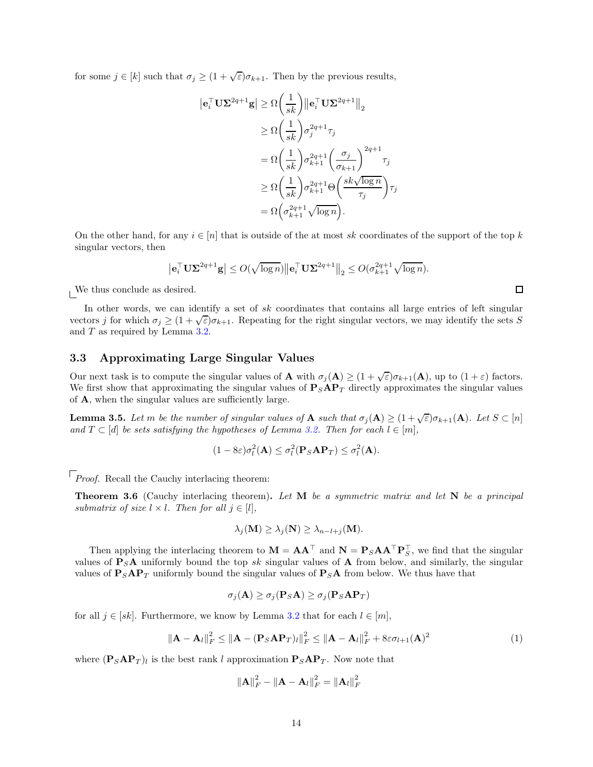for some $j \in [k]$ such that $\sigma_j \geq (1+\sqrt{\varepsilon})\sigma_{k+1}$. Then by the previous results,

$$
\begin{aligned}
\left|\mathbf{e}_i^\top \mathbf{U}\mathbf{\Sigma}^{2q+1}\mathbf{g}\right| &\geq \Omega\left(\frac{1}{sk}\right)\left\|\mathbf{e}_i^\top \mathbf{U}\mathbf{\Sigma}^{2q+1}\right\|_2 \\
&\geq \Omega\left(\frac{1}{sk}\right)\sigma_j^{2q+1}\tau_j \\
&= \Omega\left(\frac{1}{sk}\right)\sigma_{k+1}^{2q+1}\left(\frac{\sigma_j}{\sigma_{k+1}}\right)^{2q+1}\tau_j \\
&\geq \Omega\left(\frac{1}{sk}\right)\sigma_{k+1}^{2q+1}\Theta\left(\frac{sk\sqrt{\log n}}{\tau_j}\right)\tau_j \\
&= \Omega\left(\sigma_{k+1}^{2q+1}\sqrt{\log n}\right).
\end{aligned}
$$

On the other hand, for any $i \in [n]$ that is outside of the at most $sk$ coordinates of the support of the top $k$ singular vectors, then

$$
\left|\mathbf{e}_i^\top \mathbf{U}\mathbf{\Sigma}^{2q+1}\mathbf{g}\right| \leq O(\sqrt{\log n})\left\|\mathbf{e}_i^\top \mathbf{U}\mathbf{\Sigma}^{2q+1}\right\|_2 \leq O(\sigma_{k+1}^{2q+1}\sqrt{\log n}).
$$

We thus conclude as desired. ∎

In other words, we can identify a set of $sk$ coordinates that contains all large entries of left singular vectors $j$ for which $\sigma_j \geq (1+\sqrt{\varepsilon})\sigma_{k+1}$. Repeating for the right singular vectors, we may identify the sets $S$ and $T$ as required by Lemma 3.2.

### 3.3 Approximating Large Singular Values

Our next task is to compute the singular values of $\mathbf{A}$ with $\sigma_j(\mathbf{A}) \geq (1+\sqrt{\varepsilon})\sigma_{k+1}(\mathbf{A})$, up to $(1+\varepsilon)$ factors. We first show that approximating the singular values of $\mathbf{P}_S\mathbf{A}\mathbf{P}_T$ directly approximates the singular values of $\mathbf{A}$, when the singular values are sufficiently large.

**Lemma 3.5.** *Let $m$ be the number of singular values of $\mathbf{A}$ such that $\sigma_j(\mathbf{A}) \geq (1+\sqrt{\varepsilon})\sigma_{k+1}(\mathbf{A})$. Let $S \subset [n]$ and $T \subset [d]$ be sets satisfying the hypotheses of Lemma 3.2. Then for each $l \in [m]$,*

$$
(1-8\varepsilon)\sigma_l^2(\mathbf{A}) \leq \sigma_l^2(\mathbf{P}_S\mathbf{A}\mathbf{P}_T) \leq \sigma_l^2(\mathbf{A}).
$$

*Proof.* Recall the Cauchy interlacing theorem:

**Theorem 3.6** (Cauchy interlacing theorem)**.** *Let $\mathbf{M}$ be a symmetric matrix and let $\mathbf{N}$ be a principal submatrix of size $l \times l$. Then for all $j \in [l]$,*

$$
\lambda_j(\mathbf{M}) \geq \lambda_j(\mathbf{N}) \geq \lambda_{n-l+j}(\mathbf{M}).
$$

Then applying the interlacing theorem to $\mathbf{M} = \mathbf{A}\mathbf{A}^\top$ and $\mathbf{N} = \mathbf{P}_S\mathbf{A}\mathbf{A}^\top\mathbf{P}_S^\top$, we find that the singular values of $\mathbf{P}_S\mathbf{A}$ uniformly bound the top $sk$ singular values of $\mathbf{A}$ from below, and similarly, the singular values of $\mathbf{P}_S\mathbf{A}\mathbf{P}_T$ uniformly bound the singular values of $\mathbf{P}_S\mathbf{A}$ from below. We thus have that

$$
\sigma_j(\mathbf{A}) \geq \sigma_j(\mathbf{P}_S\mathbf{A}) \geq \sigma_j(\mathbf{P}_S\mathbf{A}\mathbf{P}_T)
$$

for all $j \in [sk]$. Furthermore, we know by Lemma 3.2 that for each $l \in [m]$,

$$
\left\|\mathbf{A}-\mathbf{A}_l\right\|_F^2 \leq \left\|\mathbf{A}-(\mathbf{P}_S\mathbf{A}\mathbf{P}_T)_l\right\|_F^2 \leq \left\|\mathbf{A}-\mathbf{A}_l\right\|_F^2 + 8\varepsilon\sigma_{l+1}(\mathbf{A})^2 \tag{1}
$$

where $(\mathbf{P}_S\mathbf{A}\mathbf{P}_T)_l$ is the best rank $l$ approximation $\mathbf{P}_S\mathbf{A}\mathbf{P}_T$. Now note that

$$
\left\|\mathbf{A}\right\|_F^2 - \left\|\mathbf{A}-\mathbf{A}_l\right\|_F^2 = \left\|\mathbf{A}_l\right\|_F^2
$$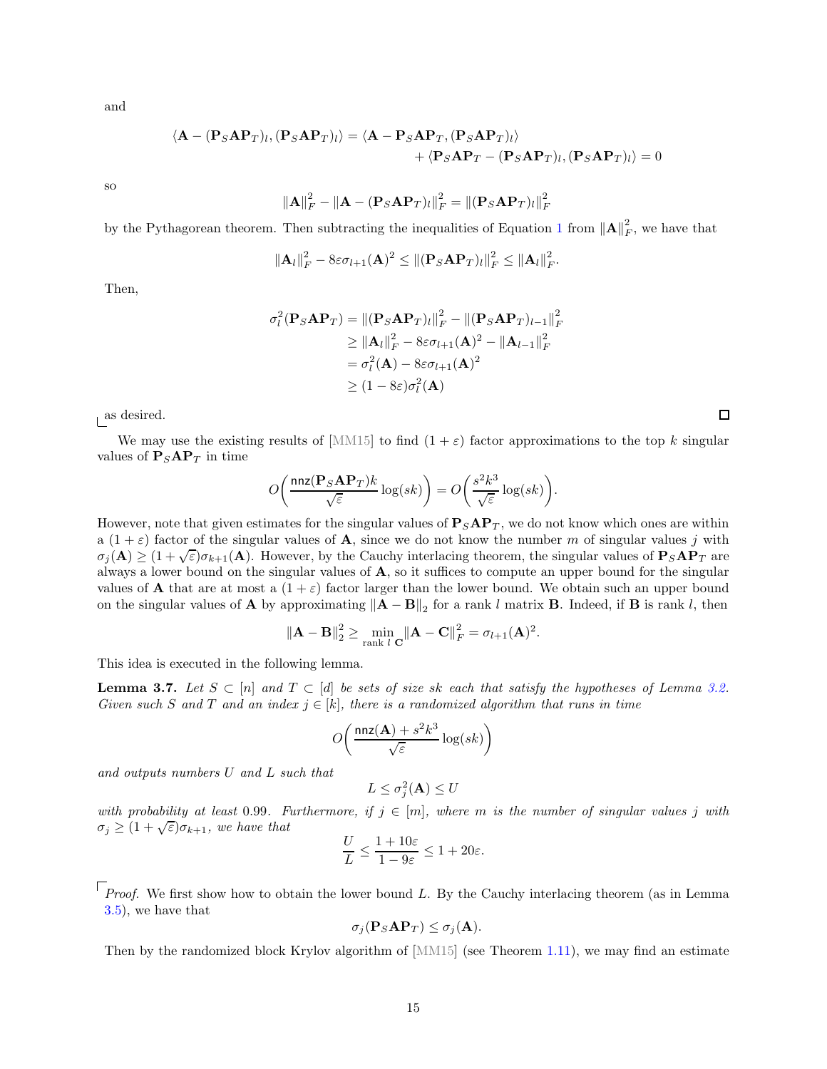and

$$\langle \mathbf{A} - (\mathbf{P}_S\mathbf{A}\mathbf{P}_T)_l, (\mathbf{P}_S\mathbf{A}\mathbf{P}_T)_l \rangle = \langle \mathbf{A} - \mathbf{P}_S\mathbf{A}\mathbf{P}_T, (\mathbf{P}_S\mathbf{A}\mathbf{P}_T)_l \rangle + \langle \mathbf{P}_S\mathbf{A}\mathbf{P}_T - (\mathbf{P}_S\mathbf{A}\mathbf{P}_T)_l, (\mathbf{P}_S\mathbf{A}\mathbf{P}_T)_l \rangle = 0$$

so

$$\|\mathbf{A}\|_F^2 - \|\mathbf{A} - (\mathbf{P}_S\mathbf{A}\mathbf{P}_T)_l\|_F^2 = \|(\mathbf{P}_S\mathbf{A}\mathbf{P}_T)_l\|_F^2$$

by the Pythagorean theorem. Then subtracting the inequalities of Equation 1 from $\|\mathbf{A}\|_F^2$, we have that

$$\|\mathbf{A}_l\|_F^2 - 8\varepsilon\sigma_{l+1}(\mathbf{A})^2 \leq \|(\mathbf{P}_S\mathbf{A}\mathbf{P}_T)_l\|_F^2 \leq \|\mathbf{A}_l\|_F^2.$$

Then,

$$\begin{aligned}
\sigma_l^2(\mathbf{P}_S\mathbf{A}\mathbf{P}_T) &= \|(\mathbf{P}_S\mathbf{A}\mathbf{P}_T)_l\|_F^2 - \|(\mathbf{P}_S\mathbf{A}\mathbf{P}_T)_{l-1}\|_F^2 \\
&\geq \|\mathbf{A}_l\|_F^2 - 8\varepsilon\sigma_{l+1}(\mathbf{A})^2 - \|\mathbf{A}_{l-1}\|_F^2 \\
&= \sigma_l^2(\mathbf{A}) - 8\varepsilon\sigma_{l+1}(\mathbf{A})^2 \\
&\geq (1 - 8\varepsilon)\sigma_l^2(\mathbf{A})
\end{aligned}$$

as desired. ◻

We may use the existing results of [MM15] to find $(1+\varepsilon)$ factor approximations to the top $k$ singular values of $\mathbf{P}_S\mathbf{A}\mathbf{P}_T$ in time

$$O\left(\frac{\mathsf{nnz}(\mathbf{P}_S\mathbf{A}\mathbf{P}_T)k}{\sqrt{\varepsilon}}\log(sk)\right) = O\left(\frac{s^2k^3}{\sqrt{\varepsilon}}\log(sk)\right).$$

However, note that given estimates for the singular values of $\mathbf{P}_S\mathbf{A}\mathbf{P}_T$, we do not know which ones are within a $(1+\varepsilon)$ factor of the singular values of $\mathbf{A}$, since we do not know the number $m$ of singular values $j$ with $\sigma_j(\mathbf{A}) \geq (1+\sqrt{\varepsilon})\sigma_{k+1}(\mathbf{A})$. However, by the Cauchy interlacing theorem, the singular values of $\mathbf{P}_S\mathbf{A}\mathbf{P}_T$ are always a lower bound on the singular values of $\mathbf{A}$, so it suffices to compute an upper bound for the singular values of $\mathbf{A}$ that are at most a $(1+\varepsilon)$ factor larger than the lower bound. We obtain such an upper bound on the singular values of $\mathbf{A}$ by approximating $\|\mathbf{A} - \mathbf{B}\|_2$ for a rank $l$ matrix $\mathbf{B}$. Indeed, if $\mathbf{B}$ is rank $l$, then

$$\|\mathbf{A} - \mathbf{B}\|_2^2 \geq \min_{\text{rank } l\ \mathbf{C}} \|\mathbf{A} - \mathbf{C}\|_F^2 = \sigma_{l+1}(\mathbf{A})^2.$$

This idea is executed in the following lemma.

**Lemma 3.7.** *Let $S \subset [n]$ and $T \subset [d]$ be sets of size $sk$ each that satisfy the hypotheses of Lemma 3.2. Given such $S$ and $T$ and an index $j \in [k]$, there is a randomized algorithm that runs in time*

$$O\left(\frac{\mathsf{nnz}(\mathbf{A}) + s^2k^3}{\sqrt{\varepsilon}}\log(sk)\right)$$

*and outputs numbers $U$ and $L$ such that*

$$L \leq \sigma_j^2(\mathbf{A}) \leq U$$

*with probability at least 0.99. Furthermore, if $j \in [m]$, where $m$ is the number of singular values $j$ with $\sigma_j \geq (1+\sqrt{\varepsilon})\sigma_{k+1}$, we have that*

$$\frac{U}{L} \leq \frac{1+10\varepsilon}{1-9\varepsilon} \leq 1 + 20\varepsilon.$$

*Proof.* We first show how to obtain the lower bound $L$. By the Cauchy interlacing theorem (as in Lemma 3.5), we have that

$$\sigma_j(\mathbf{P}_S\mathbf{A}\mathbf{P}_T) \leq \sigma_j(\mathbf{A}).$$

Then by the randomized block Krylov algorithm of [MM15] (see Theorem 1.11), we may find an estimate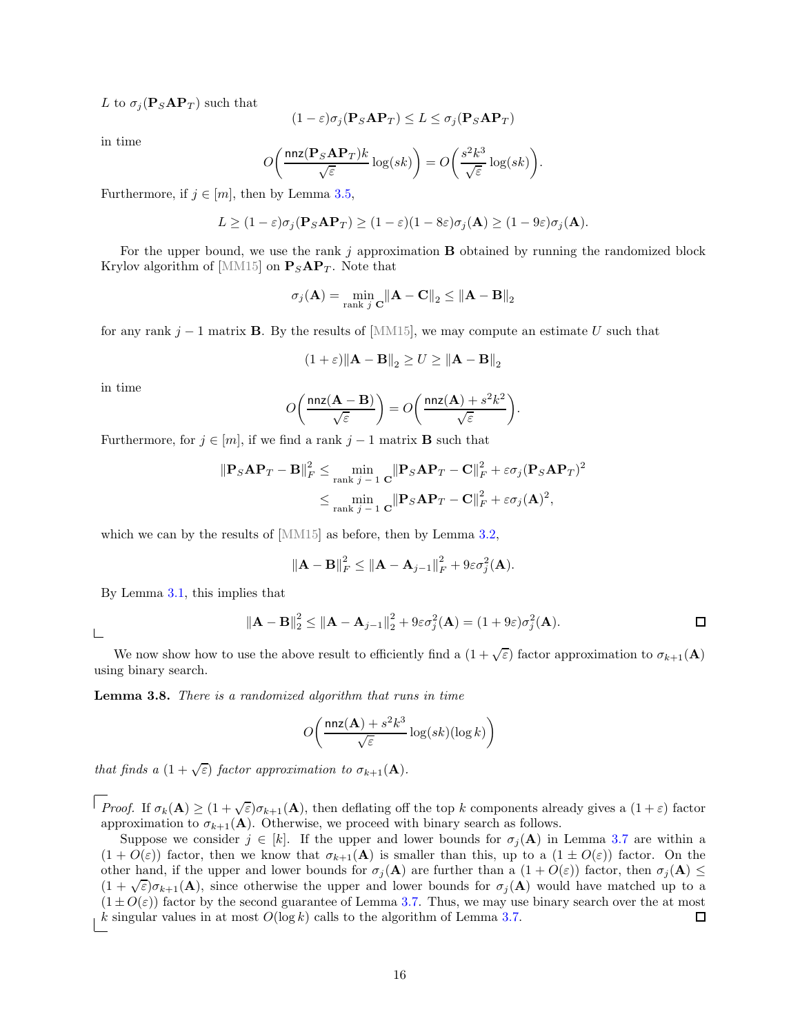$L$ to $\sigma_j(\mathbf{P}_S\mathbf{A}\mathbf{P}_T)$ such that

$$(1-\varepsilon)\sigma_j(\mathbf{P}_S\mathbf{A}\mathbf{P}_T) \leq L \leq \sigma_j(\mathbf{P}_S\mathbf{A}\mathbf{P}_T)$$

in time

$$O\bigg(\frac{\mathsf{nnz}(\mathbf{P}_S\mathbf{A}\mathbf{P}_T)k}{\sqrt{\varepsilon}}\log(sk)\bigg) = O\bigg(\frac{s^2k^3}{\sqrt{\varepsilon}}\log(sk)\bigg).$$

Furthermore, if $j \in [m]$, then by Lemma 3.5,

$$L \geq (1-\varepsilon)\sigma_j(\mathbf{P}_S\mathbf{A}\mathbf{P}_T) \geq (1-\varepsilon)(1-8\varepsilon)\sigma_j(\mathbf{A}) \geq (1-9\varepsilon)\sigma_j(\mathbf{A}).$$

For the upper bound, we use the rank $j$ approximation $\mathbf{B}$ obtained by running the randomized block Krylov algorithm of [MM15] on $\mathbf{P}_S\mathbf{A}\mathbf{P}_T$. Note that

$$\sigma_j(\mathbf{A}) = \min_{\text{rank } j \ \mathbf{C}} \|\mathbf{A}-\mathbf{C}\|_2 \leq \|\mathbf{A}-\mathbf{B}\|_2$$

for any rank $j-1$ matrix $\mathbf{B}$. By the results of [MM15], we may compute an estimate $U$ such that

$$(1+\varepsilon)\|\mathbf{A}-\mathbf{B}\|_2 \geq U \geq \|\mathbf{A}-\mathbf{B}\|_2$$

in time

$$O\bigg(\frac{\mathsf{nnz}(\mathbf{A}-\mathbf{B})}{\sqrt{\varepsilon}}\bigg) = O\bigg(\frac{\mathsf{nnz}(\mathbf{A})+s^2k^2}{\sqrt{\varepsilon}}\bigg).$$

Furthermore, for $j \in [m]$, if we find a rank $j-1$ matrix $\mathbf{B}$ such that

$$\begin{aligned}
\|\mathbf{P}_S\mathbf{A}\mathbf{P}_T - \mathbf{B}\|_F^2 &\leq \min_{\text{rank } j-1 \ \mathbf{C}} \|\mathbf{P}_S\mathbf{A}\mathbf{P}_T - \mathbf{C}\|_F^2 + \varepsilon\sigma_j(\mathbf{P}_S\mathbf{A}\mathbf{P}_T)^2 \\
&\leq \min_{\text{rank } j-1 \ \mathbf{C}} \|\mathbf{P}_S\mathbf{A}\mathbf{P}_T - \mathbf{C}\|_F^2 + \varepsilon\sigma_j(\mathbf{A})^2,
\end{aligned}$$

which we can by the results of [MM15] as before, then by Lemma 3.2,

$$\|\mathbf{A}-\mathbf{B}\|_F^2 \leq \|\mathbf{A}-\mathbf{A}_{j-1}\|_F^2 + 9\varepsilon\sigma_j^2(\mathbf{A}).$$

By Lemma 3.1, this implies that

$$\|\mathbf{A}-\mathbf{B}\|_2^2 \leq \|\mathbf{A}-\mathbf{A}_{j-1}\|_2^2 + 9\varepsilon\sigma_j^2(\mathbf{A}) = (1+9\varepsilon)\sigma_j^2(\mathbf{A}).$$

□

We now show how to use the above result to efficiently find a $(1+\sqrt{\varepsilon})$ factor approximation to $\sigma_{k+1}(\mathbf{A})$ using binary search.

**Lemma 3.8.** *There is a randomized algorithm that runs in time*

$$O\bigg(\frac{\mathsf{nnz}(\mathbf{A})+s^2k^3}{\sqrt{\varepsilon}}\log(sk)(\log k)\bigg)$$

*that finds a $(1+\sqrt{\varepsilon})$ factor approximation to $\sigma_{k+1}(\mathbf{A})$.*

*Proof.* If $\sigma_k(\mathbf{A}) \geq (1+\sqrt{\varepsilon})\sigma_{k+1}(\mathbf{A})$, then deflating off the top $k$ components already gives a $(1+\varepsilon)$ factor approximation to $\sigma_{k+1}(\mathbf{A})$. Otherwise, we proceed with binary search as follows.

Suppose we consider $j \in [k]$. If the upper and lower bounds for $\sigma_j(\mathbf{A})$ in Lemma 3.7 are within a $(1+O(\varepsilon))$ factor, then we know that $\sigma_{k+1}(\mathbf{A})$ is smaller than this, up to a $(1 \pm O(\varepsilon))$ factor. On the other hand, if the upper and lower bounds for $\sigma_j(\mathbf{A})$ are further than a $(1+O(\varepsilon))$ factor, then $\sigma_j(\mathbf{A}) \leq (1+\sqrt{\varepsilon})\sigma_{k+1}(\mathbf{A})$, since otherwise the upper and lower bounds for $\sigma_j(\mathbf{A})$ would have matched up to a $(1 \pm O(\varepsilon))$ factor by the second guarantee of Lemma 3.7. Thus, we may use binary search over the at most $k$ singular values in at most $O(\log k)$ calls to the algorithm of Lemma 3.7. □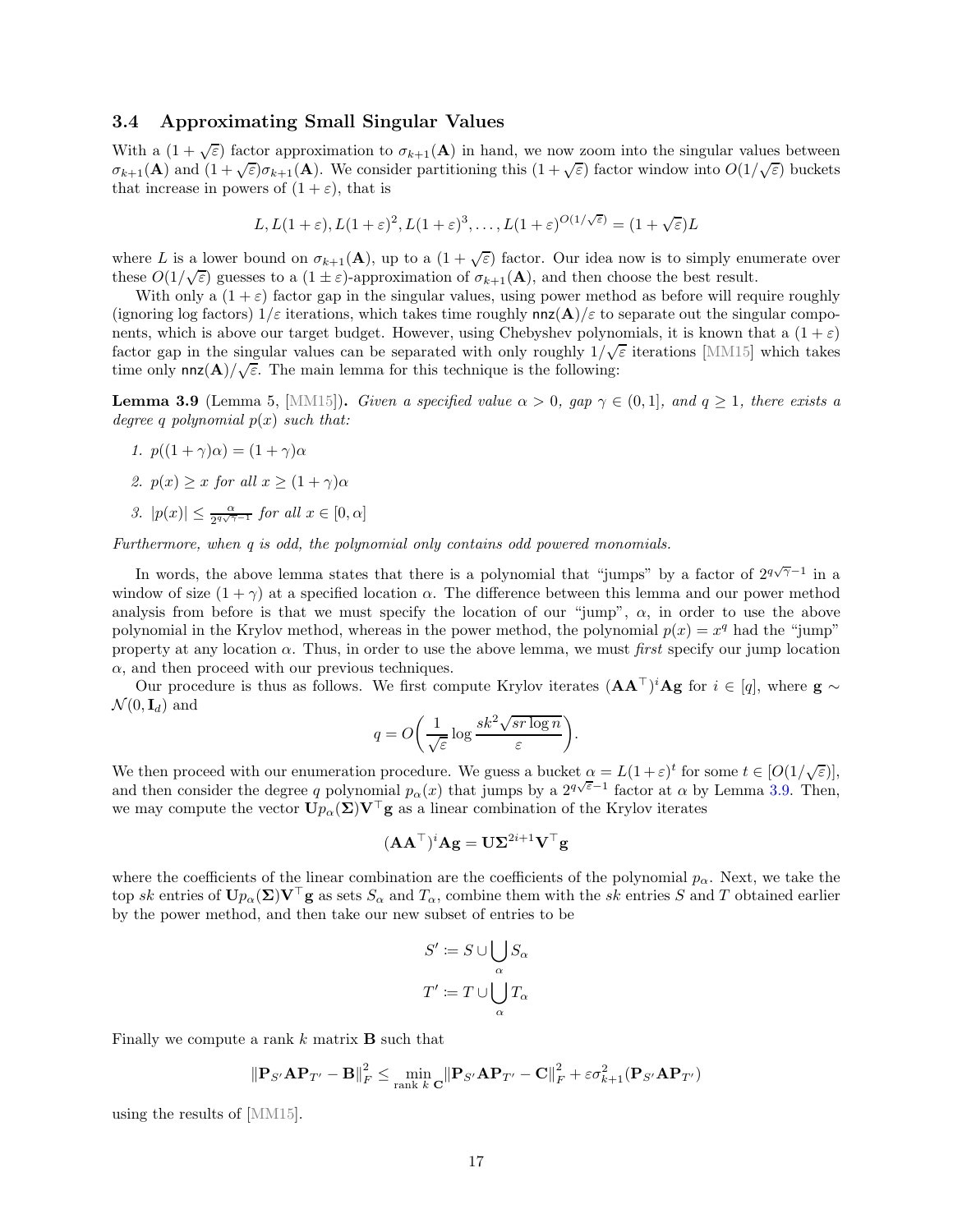### 3.4 Approximating Small Singular Values

With a $(1+\sqrt{\varepsilon})$ factor approximation to $\sigma_{k+1}(\mathbf{A})$ in hand, we now zoom into the singular values between $\sigma_{k+1}(\mathbf{A})$ and $(1+\sqrt{\varepsilon})\sigma_{k+1}(\mathbf{A})$. We consider partitioning this $(1+\sqrt{\varepsilon})$ factor window into $O(1/\sqrt{\varepsilon})$ buckets that increase in powers of $(1+\varepsilon)$, that is

$$L, L(1+\varepsilon), L(1+\varepsilon)^2, L(1+\varepsilon)^3, \dots, L(1+\varepsilon)^{O(1/\sqrt{\varepsilon})} = (1+\sqrt{\varepsilon})L$$

where $L$ is a lower bound on $\sigma_{k+1}(\mathbf{A})$, up to a $(1+\sqrt{\varepsilon})$ factor. Our idea now is to simply enumerate over these $O(1/\sqrt{\varepsilon})$ guesses to a $(1\pm\varepsilon)$-approximation of $\sigma_{k+1}(\mathbf{A})$, and then choose the best result.

With only a $(1+\varepsilon)$ factor gap in the singular values, using power method as before will require roughly (ignoring log factors) $1/\varepsilon$ iterations, which takes time roughly $\mathsf{nnz}(\mathbf{A})/\varepsilon$ to separate out the singular components, which is above our target budget. However, using Chebyshev polynomials, it is known that a $(1+\varepsilon)$ factor gap in the singular values can be separated with only roughly $1/\sqrt{\varepsilon}$ iterations [MM15] which takes time only $\mathsf{nnz}(\mathbf{A})/\sqrt{\varepsilon}$. The main lemma for this technique is the following:

**Lemma 3.9** (Lemma 5, [MM15])**.** *Given a specified value $\alpha > 0$, gap $\gamma \in (0,1]$, and $q \geq 1$, there exists a degree $q$ polynomial $p(x)$ such that:*

1. *$p((1+\gamma)\alpha) = (1+\gamma)\alpha$*
2. *$p(x) \geq x$ for all $x \geq (1+\gamma)\alpha$*
3. *$|p(x)| \leq \frac{\alpha}{2^{q\sqrt{\gamma}-1}}$ for all $x \in [0,\alpha]$*

*Furthermore, when $q$ is odd, the polynomial only contains odd powered monomials.*

In words, the above lemma states that there is a polynomial that "jumps" by a factor of $2^{q\sqrt{\gamma}-1}$ in a window of size $(1+\gamma)$ at a specified location $\alpha$. The difference between this lemma and our power method analysis from before is that we must specify the location of our "jump", $\alpha$, in order to use the above polynomial in the Krylov method, whereas in the power method, the polynomial $p(x) = x^q$ had the "jump" property at any location $\alpha$. Thus, in order to use the above lemma, we must *first* specify our jump location $\alpha$, and then proceed with our previous techniques.

Our procedure is thus as follows. We first compute Krylov iterates $(\mathbf{A}\mathbf{A}^\top)^i\mathbf{A}\mathbf{g}$ for $i \in [q]$, where $\mathbf{g} \sim \mathcal{N}(0, \mathbf{I}_d)$ and

$$q = O\left(\frac{1}{\sqrt{\varepsilon}}\log\frac{sk^2\sqrt{sr\log n}}{\varepsilon}\right).$$

We then proceed with our enumeration procedure. We guess a bucket $\alpha = L(1+\varepsilon)^t$ for some $t \in [O(1/\sqrt{\varepsilon})]$, and then consider the degree $q$ polynomial $p_\alpha(x)$ that jumps by a $2^{q\sqrt{\varepsilon}-1}$ factor at $\alpha$ by Lemma 3.9. Then, we may compute the vector $\mathbf{U}p_\alpha(\mathbf{\Sigma})\mathbf{V}^\top\mathbf{g}$ as a linear combination of the Krylov iterates

$$(\mathbf{A}\mathbf{A}^\top)^i\mathbf{A}\mathbf{g} = \mathbf{U}\mathbf{\Sigma}^{2i+1}\mathbf{V}^\top\mathbf{g}$$

where the coefficients of the linear combination are the coefficients of the polynomial $p_\alpha$. Next, we take the top $sk$ entries of $\mathbf{U}p_\alpha(\mathbf{\Sigma})\mathbf{V}^\top\mathbf{g}$ as sets $S_\alpha$ and $T_\alpha$, combine them with the $sk$ entries $S$ and $T$ obtained earlier by the power method, and then take our new subset of entries to be

$$S' \coloneqq S \cup \bigcup_\alpha S_\alpha$$
$$T' \coloneqq T \cup \bigcup_\alpha T_\alpha$$

Finally we compute a rank $k$ matrix $\mathbf{B}$ such that

$$\|\mathbf{P}_{S'}\mathbf{A}\mathbf{P}_{T'} - \mathbf{B}\|_F^2 \leq \min_{\text{rank } k\ \mathbf{C}}\|\mathbf{P}_{S'}\mathbf{A}\mathbf{P}_{T'} - \mathbf{C}\|_F^2 + \varepsilon\sigma_{k+1}^2(\mathbf{P}_{S'}\mathbf{A}\mathbf{P}_{T'})$$

using the results of [MM15].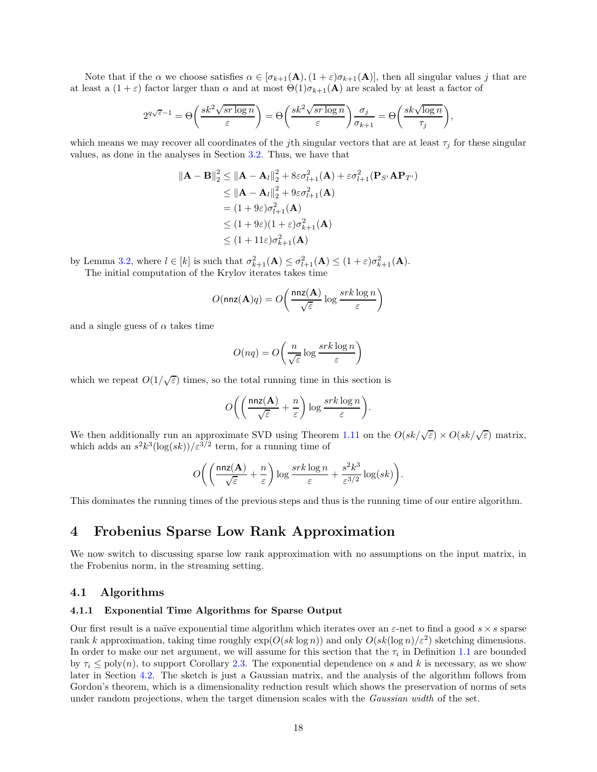Note that if the $\alpha$ we choose satisfies $\alpha \in [\sigma_{k+1}(\mathbf{A}), (1+\varepsilon)\sigma_{k+1}(\mathbf{A})]$, then all singular values $j$ that are at least a $(1+\varepsilon)$ factor larger than $\alpha$ and at most $\Theta(1)\sigma_{k+1}(\mathbf{A})$ are scaled by at least a factor of

$$2^{q\sqrt{\varepsilon}-1} = \Theta\left(\frac{sk^2\sqrt{sr\log n}}{\varepsilon}\right) = \Theta\left(\frac{sk^2\sqrt{sr\log n}}{\varepsilon}\right)\frac{\sigma_j}{\sigma_{k+1}} = \Theta\left(\frac{sk\sqrt{\log n}}{\tau_j}\right),$$

which means we may recover all coordinates of the $j$th singular vectors that are at least $\tau_j$ for these singular values, as done in the analyses in Section 3.2. Thus, we have that

$$\begin{aligned}
\|\mathbf{A}-\mathbf{B}\|_2^2 &\leq \|\mathbf{A}-\mathbf{A}_l\|_2^2 + 8\varepsilon\sigma_{l+1}^2(\mathbf{A}) + \varepsilon\sigma_{l+1}^2(\mathbf{P}_{S'}\mathbf{A}\mathbf{P}_{T'}) \\
&\leq \|\mathbf{A}-\mathbf{A}_l\|_2^2 + 9\varepsilon\sigma_{l+1}^2(\mathbf{A}) \\
&= (1+9\varepsilon)\sigma_{l+1}^2(\mathbf{A}) \\
&\leq (1+9\varepsilon)(1+\varepsilon)\sigma_{k+1}^2(\mathbf{A}) \\
&\leq (1+11\varepsilon)\sigma_{k+1}^2(\mathbf{A})
\end{aligned}$$

by Lemma 3.2, where $l \in [k]$ is such that $\sigma_{k+1}^2(\mathbf{A}) \leq \sigma_{l+1}^2(\mathbf{A}) \leq (1+\varepsilon)\sigma_{k+1}^2(\mathbf{A})$.

The initial computation of the Krylov iterates takes time

$$O(\mathsf{nnz}(\mathbf{A})q) = O\left(\frac{\mathsf{nnz}(\mathbf{A})}{\sqrt{\varepsilon}}\log\frac{srk\log n}{\varepsilon}\right)$$

and a single guess of $\alpha$ takes time

$$O(nq) = O\left(\frac{n}{\sqrt{\varepsilon}}\log\frac{srk\log n}{\varepsilon}\right)$$

which we repeat $O(1/\sqrt{\varepsilon})$ times, so the total running time in this section is

$$O\left(\left(\frac{\mathsf{nnz}(\mathbf{A})}{\sqrt{\varepsilon}} + \frac{n}{\varepsilon}\right)\log\frac{srk\log n}{\varepsilon}\right).$$

We then additionally run an approximate SVD using Theorem 1.11 on the $O(sk/\sqrt{\varepsilon}) \times O(sk/\sqrt{\varepsilon})$ matrix, which adds an $s^2k^3(\log(sk))/\varepsilon^{3/2}$ term, for a running time of

$$O\left(\left(\frac{\mathsf{nnz}(\mathbf{A})}{\sqrt{\varepsilon}} + \frac{n}{\varepsilon}\right)\log\frac{srk\log n}{\varepsilon} + \frac{s^2k^3}{\varepsilon^{3/2}}\log(sk)\right).$$

This dominates the running times of the previous steps and thus is the running time of our entire algorithm.

# 4 Frobenius Sparse Low Rank Approximation

We now switch to discussing sparse low rank approximation with no assumptions on the input matrix, in the Frobenius norm, in the streaming setting.

## 4.1 Algorithms

### 4.1.1 Exponential Time Algorithms for Sparse Output

Our first result is a naïve exponential time algorithm which iterates over an $\varepsilon$-net to find a good $s \times s$ sparse rank $k$ approximation, taking time roughly $\exp(O(sk\log n))$ and only $O(sk(\log n)/\varepsilon^2)$ sketching dimensions. In order to make our net argument, we will assume for this section that the $\tau_i$ in Definition 1.1 are bounded by $\tau_i \leq \mathrm{poly}(n)$, to support Corollary 2.3. The exponential dependence on $s$ and $k$ is necessary, as we show later in Section 4.2. The sketch is just a Gaussian matrix, and the analysis of the algorithm follows from Gordon's theorem, which is a dimensionality reduction result which shows the preservation of norms of sets under random projections, when the target dimension scales with the *Gaussian width* of the set.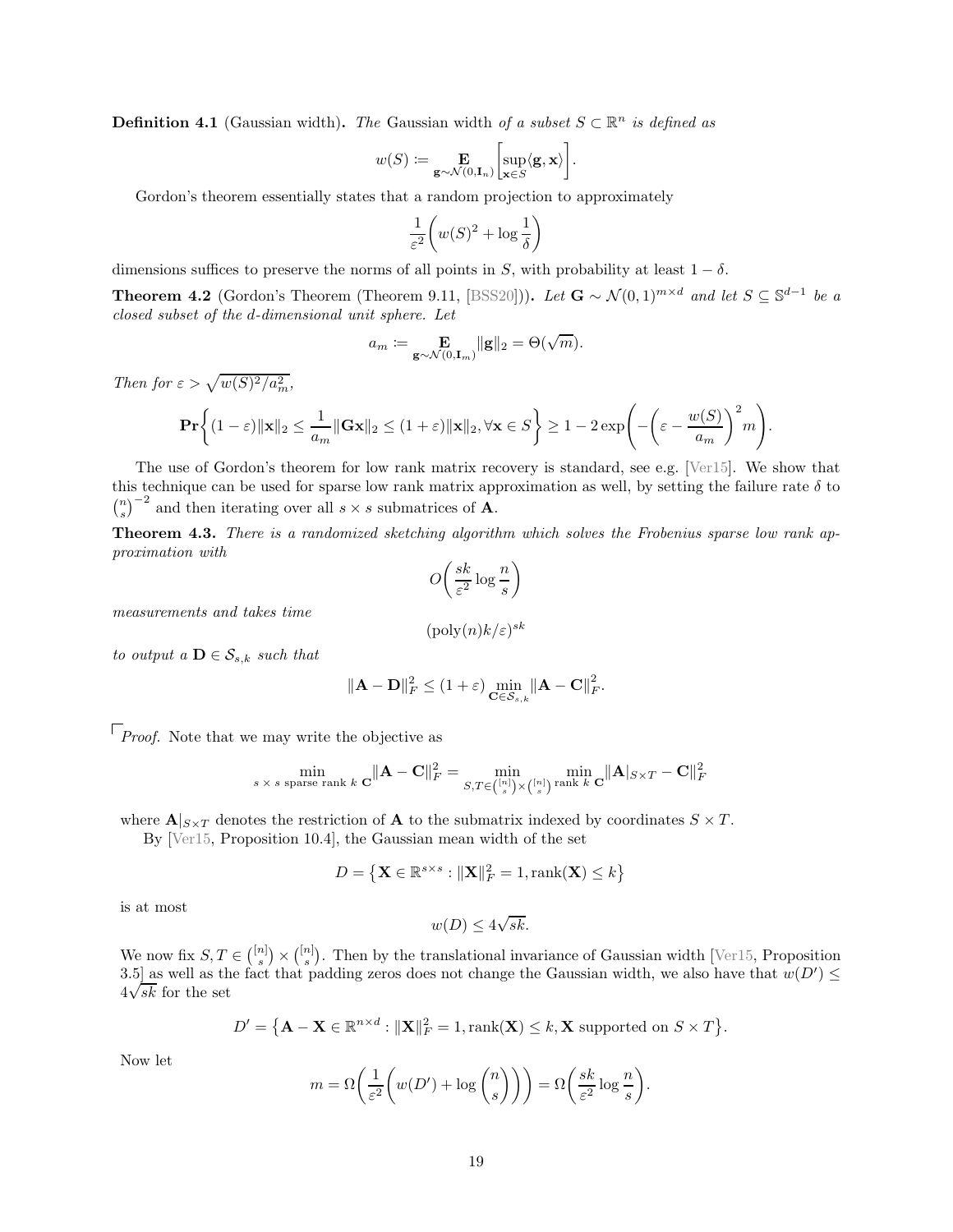**Definition 4.1** (Gaussian width)**.** *The* Gaussian width *of a subset $S \subset \mathbb{R}^n$ is defined as*

$$w(S) \coloneqq \mathop{\mathbf{E}}_{\mathbf{g}\sim\mathcal{N}(0,\mathbf{I}_n)}\left[\sup_{\mathbf{x}\in S}\langle \mathbf{g}, \mathbf{x}\rangle\right].$$

Gordon's theorem essentially states that a random projection to approximately

$$\frac{1}{\varepsilon^2}\left(w(S)^2 + \log\frac{1}{\delta}\right)$$

dimensions suffices to preserve the norms of all points in $S$, with probability at least $1-\delta$.

**Theorem 4.2** (Gordon's Theorem (Theorem 9.11, [BSS20]))**.** *Let $\mathbf{G} \sim \mathcal{N}(0,1)^{m\times d}$ and let $S \subseteq \mathbb{S}^{d-1}$ be a closed subset of the d-dimensional unit sphere. Let*

$$a_m \coloneqq \mathop{\mathbf{E}}_{\mathbf{g}\sim\mathcal{N}(0,\mathbf{I}_m)}\|\mathbf{g}\|_2 = \Theta(\sqrt{m}).$$

*Then for $\varepsilon > \sqrt{w(S)^2/a_m^2}$,*

$$\mathbf{Pr}\left\{(1-\varepsilon)\|\mathbf{x}\|_2 \leq \frac{1}{a_m}\|\mathbf{G}\mathbf{x}\|_2 \leq (1+\varepsilon)\|\mathbf{x}\|_2, \forall \mathbf{x}\in S\right\} \geq 1 - 2\exp\left(-\left(\varepsilon - \frac{w(S)}{a_m}\right)^2 m\right).$$

The use of Gordon's theorem for low rank matrix recovery is standard, see e.g. [Ver15]. We show that this technique can be used for sparse low rank matrix approximation as well, by setting the failure rate $\delta$ to $\binom{n}{s}^{-2}$ and then iterating over all $s\times s$ submatrices of $\mathbf{A}$.

**Theorem 4.3.** *There is a randomized sketching algorithm which solves the Frobenius sparse low rank approximation with*

$$O\left(\frac{sk}{\varepsilon^2}\log\frac{n}{s}\right)$$

*measurements and takes time*

$$(\mathrm{poly}(n)k/\varepsilon)^{sk}$$

*to output a $\mathbf{D}\in\mathcal{S}_{s,k}$ such that*

$$\|\mathbf{A}-\mathbf{D}\|_F^2 \leq (1+\varepsilon)\min_{\mathbf{C}\in\mathcal{S}_{s,k}}\|\mathbf{A}-\mathbf{C}\|_F^2.$$

*Proof.* Note that we may write the objective as

$$\min_{s\,\times\,s\text{ sparse rank }k\ \mathbf{C}}\|\mathbf{A}-\mathbf{C}\|_F^2 = \min_{S,T\in\binom{[n]}{s}\times\binom{[n]}{s}}\ \min_{\text{rank }k\ \mathbf{C}}\|\mathbf{A}|_{S\times T}-\mathbf{C}\|_F^2$$

where $\mathbf{A}|_{S\times T}$ denotes the restriction of $\mathbf{A}$ to the submatrix indexed by coordinates $S\times T$.

By [Ver15, Proposition 10.4], the Gaussian mean width of the set

$$D = \left\{\mathbf{X}\in\mathbb{R}^{s\times s} : \|\mathbf{X}\|_F^2 = 1, \mathrm{rank}(\mathbf{X})\leq k\right\}$$

is at most

$$w(D) \leq 4\sqrt{sk}.$$

We now fix $S,T\in\binom{[n]}{s}\times\binom{[n]}{s}$. Then by the translational invariance of Gaussian width [Ver15, Proposition 3.5] as well as the fact that padding zeros does not change the Gaussian width, we also have that $w(D')\leq 4\sqrt{sk}$ for the set

$$D' = \left\{\mathbf{A}-\mathbf{X}\in\mathbb{R}^{n\times d} : \|\mathbf{X}\|_F^2 = 1, \mathrm{rank}(\mathbf{X})\leq k, \mathbf{X}\text{ supported on } S\times T\right\}.$$

Now let

$$m = \Omega\left(\frac{1}{\varepsilon^2}\left(w(D') + \log\binom{n}{s}\right)\right) = \Omega\left(\frac{sk}{\varepsilon^2}\log\frac{n}{s}\right).$$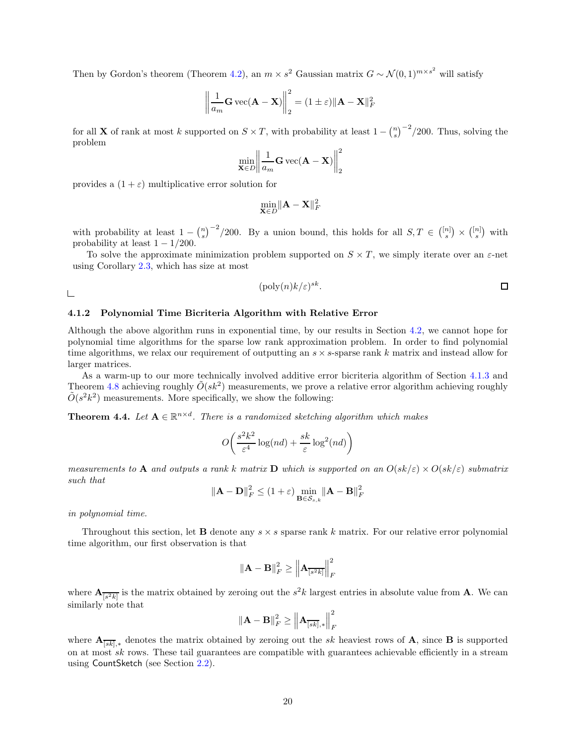Then by Gordon's theorem (Theorem 4.2), an $m \times s^2$ Gaussian matrix $G \sim \mathcal{N}(0,1)^{m \times s^2}$ will satisfy

$$\left\| \frac{1}{a_m} \mathbf{G} \operatorname{vec}(\mathbf{A} - \mathbf{X}) \right\|_2^2 = (1 \pm \varepsilon) \|\mathbf{A} - \mathbf{X}\|_F^2$$

for all $\mathbf{X}$ of rank at most $k$ supported on $S \times T$, with probability at least $1 - \binom{n}{s}^{-2}/200$. Thus, solving the problem

$$\min_{\mathbf{X} \in D} \left\| \frac{1}{a_m} \mathbf{G} \operatorname{vec}(\mathbf{A} - \mathbf{X}) \right\|_2^2$$

provides a $(1+\varepsilon)$ multiplicative error solution for

$$\min_{\mathbf{X} \in D} \|\mathbf{A} - \mathbf{X}\|_F^2$$

with probability at least $1 - \binom{n}{s}^{-2}/200$. By a union bound, this holds for all $S, T \in \binom{[n]}{s} \times \binom{[n]}{s}$ with probability at least $1 - 1/200$.

To solve the approximate minimization problem supported on $S \times T$, we simply iterate over an $\varepsilon$-net using Corollary 2.3, which has size at most

$$(\operatorname{poly}(n) k/\varepsilon)^{sk}.$$

□

### 4.1.2 Polynomial Time Bicriteria Algorithm with Relative Error

Although the above algorithm runs in exponential time, by our results in Section 4.2, we cannot hope for polynomial time algorithms for the sparse low rank approximation problem. In order to find polynomial time algorithms, we relax our requirement of outputting an $s \times s$-sparse rank $k$ matrix and instead allow for larger matrices.

As a warm-up to our more technically involved additive error bicriteria algorithm of Section 4.1.3 and Theorem 4.8 achieving roughly $\tilde{O}(sk^2)$ measurements, we prove a relative error algorithm achieving roughly $\tilde{O}(s^2k^2)$ measurements. More specifically, we show the following:

**Theorem 4.4.** *Let $\mathbf{A} \in \mathbb{R}^{n \times d}$. There is a randomized sketching algorithm which makes*

$$O\left( \frac{s^2k^2}{\varepsilon^4} \log(nd) + \frac{sk}{\varepsilon} \log^2(nd) \right)$$

*measurements to $\mathbf{A}$ and outputs a rank $k$ matrix $\mathbf{D}$ which is supported on an $O(sk/\varepsilon) \times O(sk/\varepsilon)$ submatrix such that*

$$\|\mathbf{A} - \mathbf{D}\|_F^2 \leq (1+\varepsilon) \min_{\mathbf{B} \in \mathcal{S}_{s,k}} \|\mathbf{A} - \mathbf{B}\|_F^2$$

*in polynomial time.*

Throughout this section, let $\mathbf{B}$ denote any $s \times s$ sparse rank $k$ matrix. For our relative error polynomial time algorithm, our first observation is that

$$\|\mathbf{A} - \mathbf{B}\|_F^2 \geq \left\| \mathbf{A}_{\overline{[s^2k]}} \right\|_F^2$$

where $\mathbf{A}_{\overline{[s^2k]}}$ is the matrix obtained by zeroing out the $s^2k$ largest entries in absolute value from $\mathbf{A}$. We can similarly note that

$$\|\mathbf{A} - \mathbf{B}\|_F^2 \geq \left\| \mathbf{A}_{\overline{[sk]},*} \right\|_F^2$$

where $\mathbf{A}_{\overline{[sk]},*}$ denotes the matrix obtained by zeroing out the $sk$ heaviest rows of $\mathbf{A}$, since $\mathbf{B}$ is supported on at most $sk$ rows. These tail guarantees are compatible with guarantees achievable efficiently in a stream using CountSketch (see Section 2.2).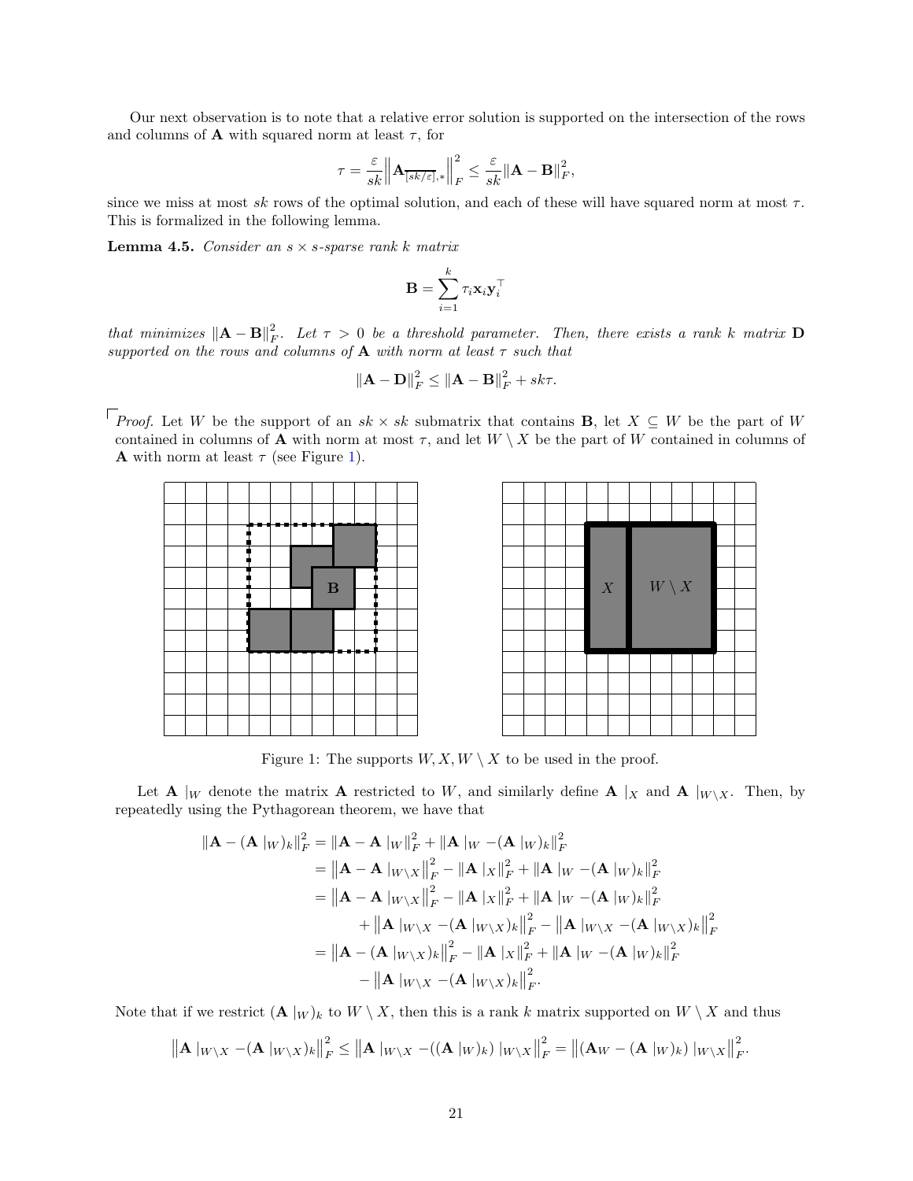Our next observation is to note that a relative error solution is supported on the intersection of the rows and columns of $\mathbf{A}$ with squared norm at least $\tau$, for

$$\tau = \frac{\varepsilon}{sk}\left\|\mathbf{A}_{\overline{[sk/\varepsilon],*}}\right\|_F^2 \leq \frac{\varepsilon}{sk}\|\mathbf{A}-\mathbf{B}\|_F^2,$$

since we miss at most $sk$ rows of the optimal solution, and each of these will have squared norm at most $\tau$. This is formalized in the following lemma.

**Lemma 4.5.** *Consider an $s \times s$-sparse rank $k$ matrix*

$$\mathbf{B} = \sum_{i=1}^{k} \tau_i \mathbf{x}_i \mathbf{y}_i^\top$$

*that minimizes $\|\mathbf{A}-\mathbf{B}\|_F^2$. Let $\tau > 0$ be a threshold parameter. Then, there exists a rank $k$ matrix $\mathbf{D}$ supported on the rows and columns of $\mathbf{A}$ with norm at least $\tau$ such that*

$$\|\mathbf{A}-\mathbf{D}\|_F^2 \leq \|\mathbf{A}-\mathbf{B}\|_F^2 + sk\tau.$$

*Proof.* Let $W$ be the support of an $sk \times sk$ submatrix that contains $\mathbf{B}$, let $X \subseteq W$ be the part of $W$ contained in columns of $\mathbf{A}$ with norm at most $\tau$, and let $W \setminus X$ be the part of $W$ contained in columns of $\mathbf{A}$ with norm at least $\tau$ (see Figure 1).

Figure 1: The supports $W, X, W \setminus X$ to be used in the proof.

Let $\mathbf{A}\mid_W$ denote the matrix $\mathbf{A}$ restricted to $W$, and similarly define $\mathbf{A}\mid_X$ and $\mathbf{A}\mid_{W\setminus X}$. Then, by repeatedly using the Pythagorean theorem, we have that

$$\begin{aligned}
\|\mathbf{A}-(\mathbf{A}\mid_W)_k\|_F^2 &= \|\mathbf{A}-\mathbf{A}\mid_W\|_F^2 + \|\mathbf{A}\mid_W - (\mathbf{A}\mid_W)_k\|_F^2 \\
&= \left\|\mathbf{A}-\mathbf{A}\mid_{W\setminus X}\right\|_F^2 - \|\mathbf{A}\mid_X\|_F^2 + \|\mathbf{A}\mid_W - (\mathbf{A}\mid_W)_k\|_F^2 \\
&= \left\|\mathbf{A}-\mathbf{A}\mid_{W\setminus X}\right\|_F^2 - \|\mathbf{A}\mid_X\|_F^2 + \|\mathbf{A}\mid_W - (\mathbf{A}\mid_W)_k\|_F^2 \\
&\quad + \left\|\mathbf{A}\mid_{W\setminus X} - (\mathbf{A}\mid_{W\setminus X})_k\right\|_F^2 - \left\|\mathbf{A}\mid_{W\setminus X} - (\mathbf{A}\mid_{W\setminus X})_k\right\|_F^2 \\
&= \left\|\mathbf{A}-(\mathbf{A}\mid_{W\setminus X})_k\right\|_F^2 - \|\mathbf{A}\mid_X\|_F^2 + \|\mathbf{A}\mid_W - (\mathbf{A}\mid_W)_k\|_F^2 \\
&\quad - \left\|\mathbf{A}\mid_{W\setminus X} - (\mathbf{A}\mid_{W\setminus X})_k\right\|_F^2.
\end{aligned}$$

Note that if we restrict $(\mathbf{A}\mid_W)_k$ to $W \setminus X$, then this is a rank $k$ matrix supported on $W \setminus X$ and thus

$$\left\|\mathbf{A}\mid_{W\setminus X} - (\mathbf{A}\mid_{W\setminus X})_k\right\|_F^2 \leq \left\|\mathbf{A}\mid_{W\setminus X} - ((\mathbf{A}\mid_W)_k)\mid_{W\setminus X}\right\|_F^2 = \left\|(\mathbf{A}_W - (\mathbf{A}\mid_W)_k)\mid_{W\setminus X}\right\|_F^2.$$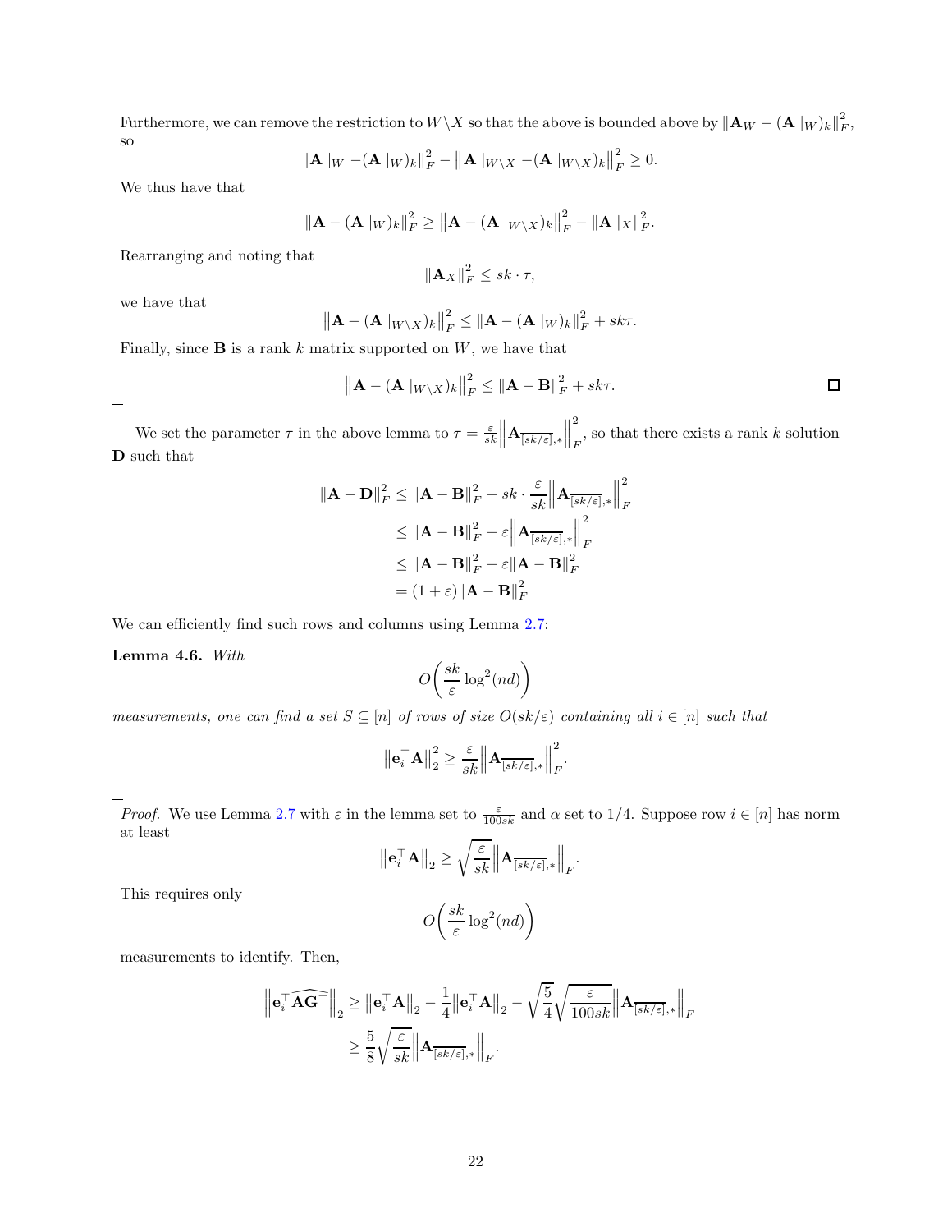Furthermore, we can remove the restriction to $W\setminus X$ so that the above is bounded above by $\|\mathbf{A}_W - (\mathbf{A}\mid_W)_k\|_F^2$, so

$$\|\mathbf{A}\mid_W - (\mathbf{A}\mid_W)_k\|_F^2 - \left\|\mathbf{A}\mid_{W\setminus X} - (\mathbf{A}\mid_{W\setminus X})_k\right\|_F^2 \geq 0.$$

We thus have that

$$\|\mathbf{A} - (\mathbf{A}\mid_W)_k\|_F^2 \geq \left\|\mathbf{A} - (\mathbf{A}\mid_{W\setminus X})_k\right\|_F^2 - \|\mathbf{A}\mid_X\|_F^2.$$

Rearranging and noting that

$$\|\mathbf{A}_X\|_F^2 \leq sk\cdot\tau,$$

we have that

$$\left\|\mathbf{A} - (\mathbf{A}\mid_{W\setminus X})_k\right\|_F^2 \leq \|\mathbf{A} - (\mathbf{A}\mid_W)_k\|_F^2 + sk\tau.$$

Finally, since $\mathbf{B}$ is a rank $k$ matrix supported on $W$, we have that

$$\left\|\mathbf{A} - (\mathbf{A}\mid_{W\setminus X})_k\right\|_F^2 \leq \|\mathbf{A} - \mathbf{B}\|_F^2 + sk\tau.$$

□

We set the parameter $\tau$ in the above lemma to $\tau = \frac{\varepsilon}{sk}\left\|\mathbf{A}_{\overline{[sk/\varepsilon]},*}\right\|_F^2$, so that there exists a rank $k$ solution $\mathbf{D}$ such that

$$\begin{aligned}
\|\mathbf{A} - \mathbf{D}\|_F^2 &\leq \|\mathbf{A} - \mathbf{B}\|_F^2 + sk\cdot\frac{\varepsilon}{sk}\left\|\mathbf{A}_{\overline{[sk/\varepsilon]},*}\right\|_F^2 \\
&\leq \|\mathbf{A} - \mathbf{B}\|_F^2 + \varepsilon\left\|\mathbf{A}_{\overline{[sk/\varepsilon]},*}\right\|_F^2 \\
&\leq \|\mathbf{A} - \mathbf{B}\|_F^2 + \varepsilon\|\mathbf{A} - \mathbf{B}\|_F^2 \\
&= (1+\varepsilon)\|\mathbf{A} - \mathbf{B}\|_F^2
\end{aligned}$$

We can efficiently find such rows and columns using Lemma 2.7:

**Lemma 4.6.** *With*

$$O\left(\frac{sk}{\varepsilon}\log^2(nd)\right)$$

*measurements, one can find a set $S\subseteq[n]$ of rows of size $O(sk/\varepsilon)$ containing all $i\in[n]$ such that*

$$\left\|\mathbf{e}_i^\top\mathbf{A}\right\|_2^2 \geq \frac{\varepsilon}{sk}\left\|\mathbf{A}_{\overline{[sk/\varepsilon]},*}\right\|_F^2.$$

*Proof.* We use Lemma 2.7 with $\varepsilon$ in the lemma set to $\frac{\varepsilon}{100sk}$ and $\alpha$ set to $1/4$. Suppose row $i\in[n]$ has norm at least

$$\left\|\mathbf{e}_i^\top\mathbf{A}\right\|_2 \geq \sqrt{\frac{\varepsilon}{sk}}\left\|\mathbf{A}_{\overline{[sk/\varepsilon]},*}\right\|_F.$$

This requires only

$$O\left(\frac{sk}{\varepsilon}\log^2(nd)\right)$$

measurements to identify. Then,

$$\begin{aligned}
\left\|\mathbf{e}_i^\top\widehat{\mathbf{A}\mathbf{G}^\top}\right\|_2 &\geq \left\|\mathbf{e}_i^\top\mathbf{A}\right\|_2 - \frac{1}{4}\left\|\mathbf{e}_i^\top\mathbf{A}\right\|_2 - \sqrt{\frac{5}{4}}\sqrt{\frac{\varepsilon}{100sk}}\left\|\mathbf{A}_{\overline{[sk/\varepsilon]},*}\right\|_F \\
&\geq \frac{5}{8}\sqrt{\frac{\varepsilon}{sk}}\left\|\mathbf{A}_{\overline{[sk/\varepsilon]},*}\right\|_F.
\end{aligned}$$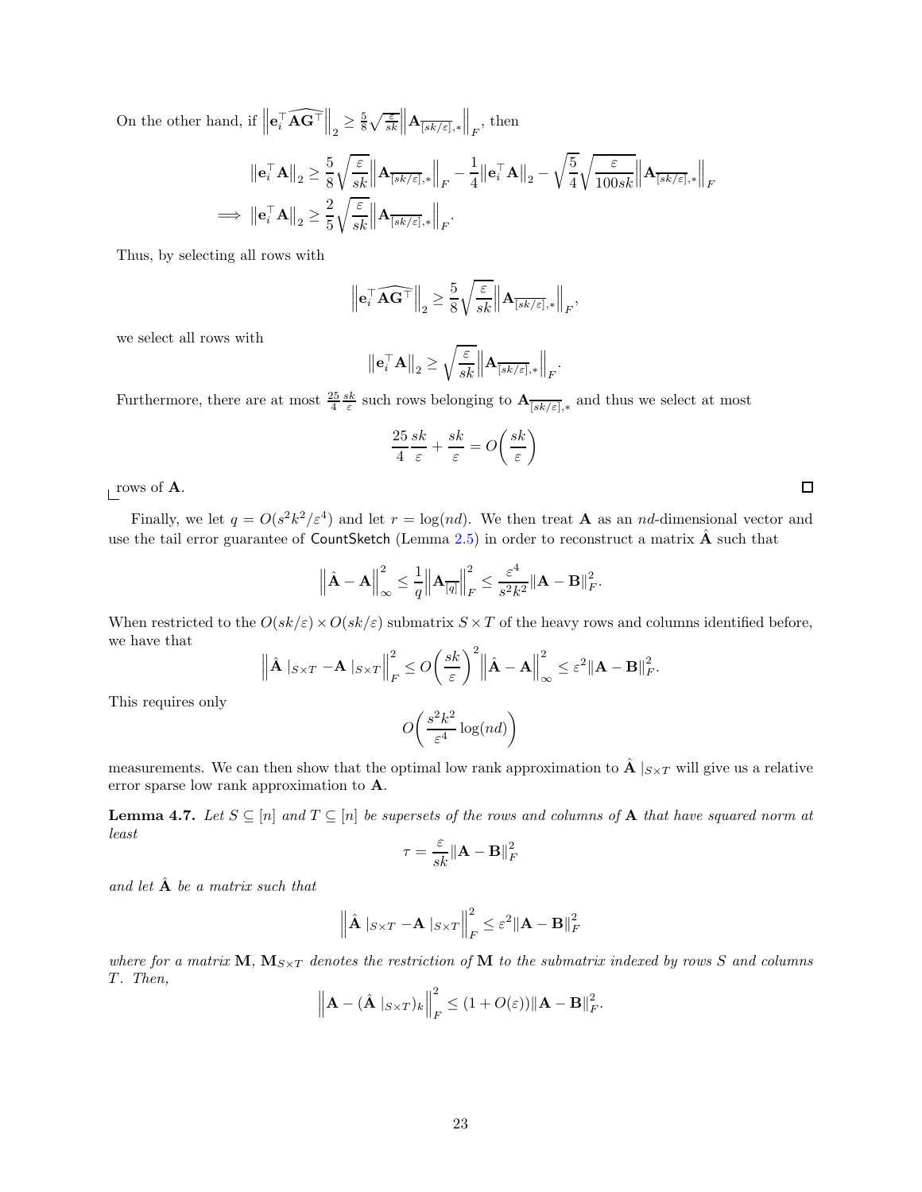On the other hand, if $\left\|\mathbf{e}_i^\top \widehat{\mathbf{A}\mathbf{G}^\top}\right\|_2 \geq \frac{5}{8}\sqrt{\frac{\varepsilon}{sk}}\left\|\mathbf{A}_{\overline{[sk/\varepsilon]},*}\right\|_F$, then

$$\left\|\mathbf{e}_i^\top \mathbf{A}\right\|_2 \geq \frac{5}{8}\sqrt{\frac{\varepsilon}{sk}}\left\|\mathbf{A}_{\overline{[sk/\varepsilon]},*}\right\|_F - \frac{1}{4}\left\|\mathbf{e}_i^\top \mathbf{A}\right\|_2 - \sqrt{\frac{5}{4}}\sqrt{\frac{\varepsilon}{100sk}}\left\|\mathbf{A}_{\overline{[sk/\varepsilon]},*}\right\|_F$$

$$\implies \left\|\mathbf{e}_i^\top \mathbf{A}\right\|_2 \geq \frac{2}{5}\sqrt{\frac{\varepsilon}{sk}}\left\|\mathbf{A}_{\overline{[sk/\varepsilon]},*}\right\|_F.$$

Thus, by selecting all rows with

$$\left\|\mathbf{e}_i^\top \widehat{\mathbf{A}\mathbf{G}^\top}\right\|_2 \geq \frac{5}{8}\sqrt{\frac{\varepsilon}{sk}}\left\|\mathbf{A}_{\overline{[sk/\varepsilon]},*}\right\|_F,$$

we select all rows with

$$\left\|\mathbf{e}_i^\top \mathbf{A}\right\|_2 \geq \sqrt{\frac{\varepsilon}{sk}}\left\|\mathbf{A}_{\overline{[sk/\varepsilon]},*}\right\|_F.$$

Furthermore, there are at most $\frac{25}{4}\frac{sk}{\varepsilon}$ such rows belonging to $\mathbf{A}_{\overline{[sk/\varepsilon]},*}$ and thus we select at most

$$\frac{25}{4}\frac{sk}{\varepsilon} + \frac{sk}{\varepsilon} = O\left(\frac{sk}{\varepsilon}\right)$$

rows of $\mathbf{A}$. □

Finally, we let $q = O(s^2k^2/\varepsilon^4)$ and let $r = \log(nd)$. We then treat $\mathbf{A}$ as an $nd$-dimensional vector and use the tail error guarantee of CountSketch (Lemma 2.5) in order to reconstruct a matrix $\hat{\mathbf{A}}$ such that

$$\left\|\hat{\mathbf{A}} - \mathbf{A}\right\|_\infty^2 \leq \frac{1}{q}\left\|\mathbf{A}_{\overline{[q]}}\right\|_F^2 \leq \frac{\varepsilon^4}{s^2k^2}\|\mathbf{A} - \mathbf{B}\|_F^2.$$

When restricted to the $O(sk/\varepsilon) \times O(sk/\varepsilon)$ submatrix $S \times T$ of the heavy rows and columns identified before, we have that

$$\left\|\hat{\mathbf{A}}\mid_{S\times T} - \mathbf{A}\mid_{S\times T}\right\|_F^2 \leq O\left(\frac{sk}{\varepsilon}\right)^2\left\|\hat{\mathbf{A}} - \mathbf{A}\right\|_\infty^2 \leq \varepsilon^2\|\mathbf{A} - \mathbf{B}\|_F^2.$$

This requires only

$$O\left(\frac{s^2k^2}{\varepsilon^4}\log(nd)\right)$$

measurements. We can then show that the optimal low rank approximation to $\hat{\mathbf{A}}\mid_{S\times T}$ will give us a relative error sparse low rank approximation to $\mathbf{A}$.

**Lemma 4.7.** *Let $S \subseteq [n]$ and $T \subseteq [n]$ be supersets of the rows and columns of $\mathbf{A}$ that have squared norm at least*

$$\tau = \frac{\varepsilon}{sk}\|\mathbf{A} - \mathbf{B}\|_F^2$$

*and let $\hat{\mathbf{A}}$ be a matrix such that*

$$\left\|\hat{\mathbf{A}}\mid_{S\times T} - \mathbf{A}\mid_{S\times T}\right\|_F^2 \leq \varepsilon^2\|\mathbf{A} - \mathbf{B}\|_F^2$$

*where for a matrix $\mathbf{M}$, $\mathbf{M}_{S\times T}$ denotes the restriction of $\mathbf{M}$ to the submatrix indexed by rows $S$ and columns $T$. Then,*

$$\left\|\mathbf{A} - (\hat{\mathbf{A}}\mid_{S\times T})_k\right\|_F^2 \leq (1 + O(\varepsilon))\|\mathbf{A} - \mathbf{B}\|_F^2.$$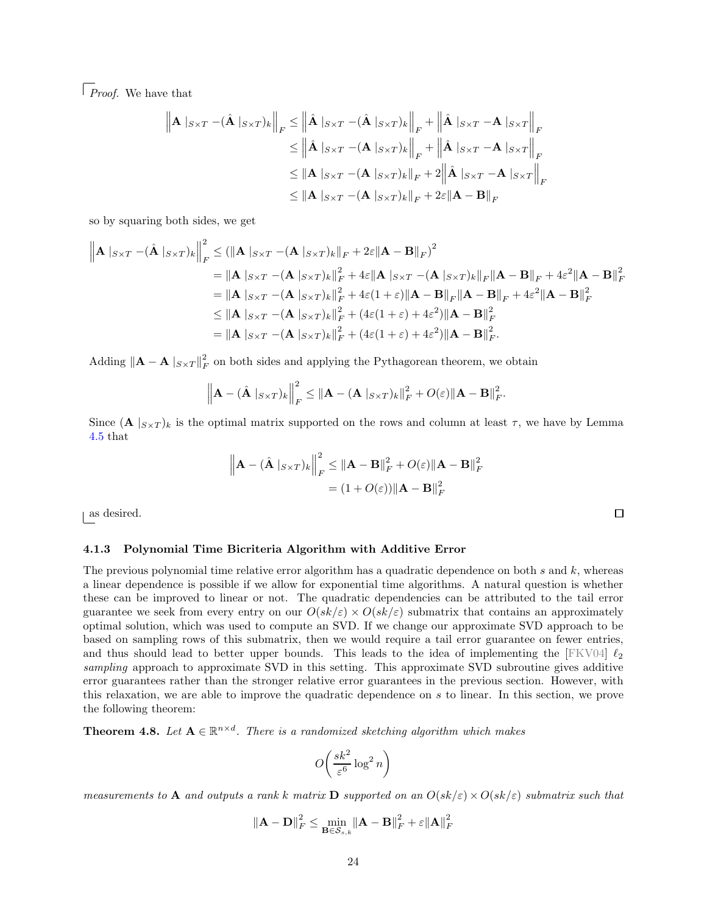*Proof.* We have that

$$
\begin{aligned}
\left\| \mathbf{A} \mid_{S\times T} - (\hat{\mathbf{A}} \mid_{S\times T})_k \right\|_F &\leq \left\| \hat{\mathbf{A}} \mid_{S\times T} - (\hat{\mathbf{A}} \mid_{S\times T})_k \right\|_F + \left\| \hat{\mathbf{A}} \mid_{S\times T} - \mathbf{A} \mid_{S\times T} \right\|_F \\
&\leq \left\| \hat{\mathbf{A}} \mid_{S\times T} - (\mathbf{A} \mid_{S\times T})_k \right\|_F + \left\| \hat{\mathbf{A}} \mid_{S\times T} - \mathbf{A} \mid_{S\times T} \right\|_F \\
&\leq \left\| \mathbf{A} \mid_{S\times T} - (\mathbf{A} \mid_{S\times T})_k \right\|_F + 2\left\| \hat{\mathbf{A}} \mid_{S\times T} - \mathbf{A} \mid_{S\times T} \right\|_F \\
&\leq \left\| \mathbf{A} \mid_{S\times T} - (\mathbf{A} \mid_{S\times T})_k \right\|_F + 2\varepsilon \|\mathbf{A} - \mathbf{B}\|_F
\end{aligned}
$$

so by squaring both sides, we get

$$
\begin{aligned}
\left\| \mathbf{A} \mid_{S\times T} - (\hat{\mathbf{A}} \mid_{S\times T})_k \right\|_F^2 &\leq \left( \left\| \mathbf{A} \mid_{S\times T} - (\mathbf{A} \mid_{S\times T})_k \right\|_F + 2\varepsilon \|\mathbf{A} - \mathbf{B}\|_F \right)^2 \\
&= \left\| \mathbf{A} \mid_{S\times T} - (\mathbf{A} \mid_{S\times T})_k \right\|_F^2 + 4\varepsilon \left\| \mathbf{A} \mid_{S\times T} - (\mathbf{A} \mid_{S\times T})_k \right\|_F \|\mathbf{A} - \mathbf{B}\|_F + 4\varepsilon^2 \|\mathbf{A} - \mathbf{B}\|_F^2 \\
&= \left\| \mathbf{A} \mid_{S\times T} - (\mathbf{A} \mid_{S\times T})_k \right\|_F^2 + 4\varepsilon(1+\varepsilon) \|\mathbf{A} - \mathbf{B}\|_F \|\mathbf{A} - \mathbf{B}\|_F + 4\varepsilon^2 \|\mathbf{A} - \mathbf{B}\|_F^2 \\
&\leq \left\| \mathbf{A} \mid_{S\times T} - (\mathbf{A} \mid_{S\times T})_k \right\|_F^2 + (4\varepsilon(1+\varepsilon) + 4\varepsilon^2) \|\mathbf{A} - \mathbf{B}\|_F^2 \\
&= \left\| \mathbf{A} \mid_{S\times T} - (\mathbf{A} \mid_{S\times T})_k \right\|_F^2 + (4\varepsilon(1+\varepsilon) + 4\varepsilon^2) \|\mathbf{A} - \mathbf{B}\|_F^2.
\end{aligned}
$$

Adding $\|\mathbf{A} - \mathbf{A} \mid_{S\times T}\|_F^2$ on both sides and applying the Pythagorean theorem, we obtain

$$
\left\| \mathbf{A} - (\hat{\mathbf{A}} \mid_{S\times T})_k \right\|_F^2 \leq \|\mathbf{A} - (\mathbf{A} \mid_{S\times T})_k\|_F^2 + O(\varepsilon) \|\mathbf{A} - \mathbf{B}\|_F^2.
$$

Since $(\mathbf{A} \mid_{S\times T})_k$ is the optimal matrix supported on the rows and column at least $\tau$, we have by Lemma 4.5 that

$$
\begin{aligned}
\left\| \mathbf{A} - (\hat{\mathbf{A}} \mid_{S\times T})_k \right\|_F^2 &\leq \|\mathbf{A} - \mathbf{B}\|_F^2 + O(\varepsilon) \|\mathbf{A} - \mathbf{B}\|_F^2 \\
&= (1 + O(\varepsilon)) \|\mathbf{A} - \mathbf{B}\|_F^2
\end{aligned}
$$

as desired. $\square$

### 4.1.3 Polynomial Time Bicriteria Algorithm with Additive Error

The previous polynomial time relative error algorithm has a quadratic dependence on both $s$ and $k$, whereas a linear dependence is possible if we allow for exponential time algorithms. A natural question is whether these can be improved to linear or not. The quadratic dependencies can be attributed to the tail error guarantee we seek from every entry on our $O(sk/\varepsilon) \times O(sk/\varepsilon)$ submatrix that contains an approximately optimal solution, which was used to compute an SVD. If we change our approximate SVD approach to be based on sampling rows of this submatrix, then we would require a tail error guarantee on fewer entries, and thus should lead to better upper bounds. This leads to the idea of implementing the [FKV04] $\ell_2$ *sampling* approach to approximate SVD in this setting. This approximate SVD subroutine gives additive error guarantees rather than the stronger relative error guarantees in the previous section. However, with this relaxation, we are able to improve the quadratic dependence on $s$ to linear. In this section, we prove the following theorem:

**Theorem 4.8.** *Let $\mathbf{A} \in \mathbb{R}^{n\times d}$. There is a randomized sketching algorithm which makes*

$$
O\left( \frac{sk^2}{\varepsilon^6} \log^2 n \right)
$$

*measurements to $\mathbf{A}$ and outputs a rank $k$ matrix $\mathbf{D}$ supported on an $O(sk/\varepsilon) \times O(sk/\varepsilon)$ submatrix such that*

$$
\|\mathbf{A} - \mathbf{D}\|_F^2 \leq \min_{\mathbf{B} \in \mathcal{S}_{s,k}} \|\mathbf{A} - \mathbf{B}\|_F^2 + \varepsilon \|\mathbf{A}\|_F^2
$$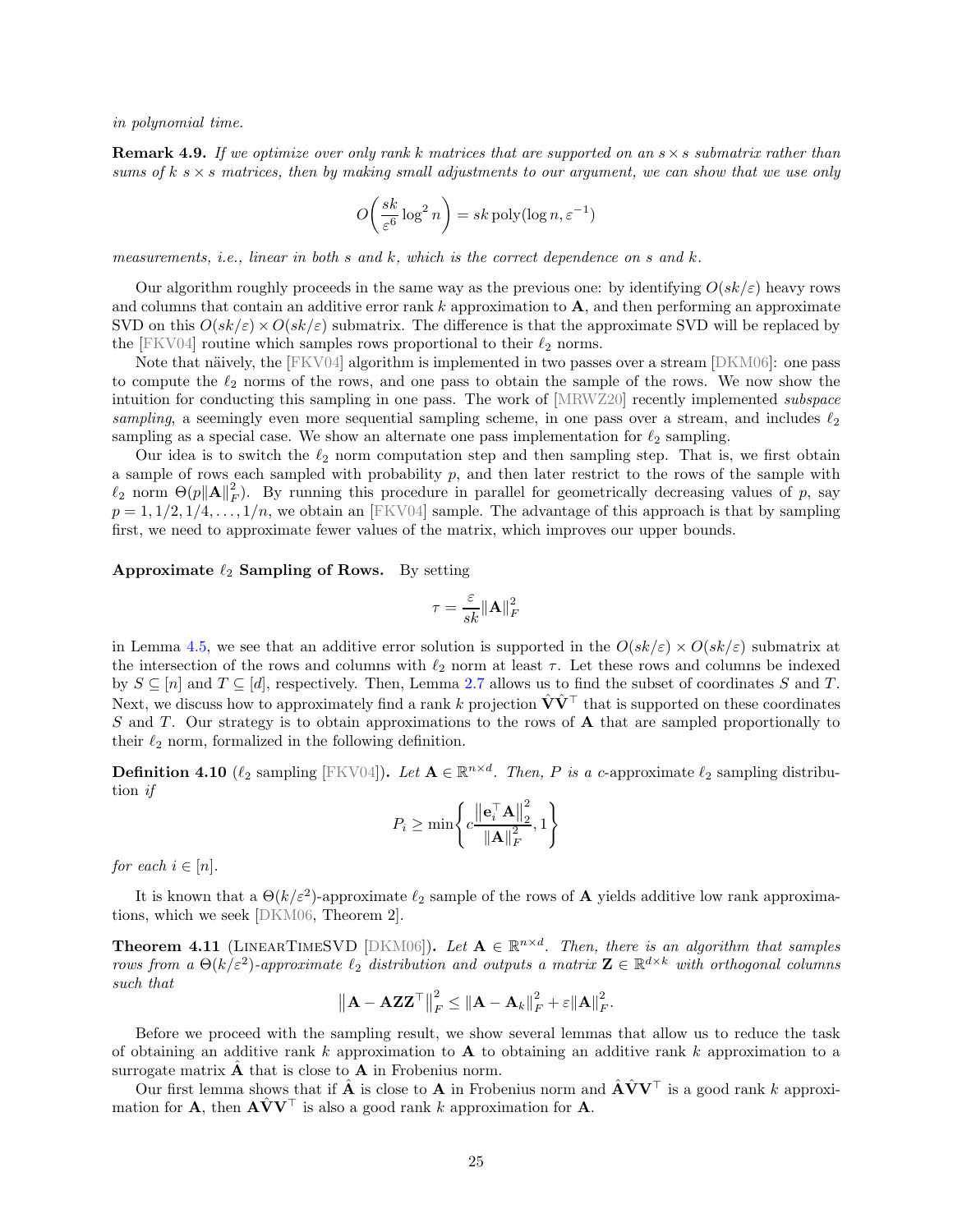in polynomial time.

**Remark 4.9.** *If we optimize over only rank $k$ matrices that are supported on an $s \times s$ submatrix rather than sums of $k$ $s \times s$ matrices, then by making small adjustments to our argument, we can show that we use only*

$$O\left(\frac{sk}{\varepsilon^6}\log^2 n\right) = sk\operatorname{poly}(\log n, \varepsilon^{-1})$$

*measurements, i.e., linear in both $s$ and $k$, which is the correct dependence on $s$ and $k$.*

Our algorithm roughly proceeds in the same way as the previous one: by identifying $O(sk/\varepsilon)$ heavy rows and columns that contain an additive error rank $k$ approximation to $\mathbf{A}$, and then performing an approximate SVD on this $O(sk/\varepsilon) \times O(sk/\varepsilon)$ submatrix. The difference is that the approximate SVD will be replaced by the [FKV04] routine which samples rows proportional to their $\ell_2$ norms.

Note that näively, the [FKV04] algorithm is implemented in two passes over a stream [DKM06]: one pass to compute the $\ell_2$ norms of the rows, and one pass to obtain the sample of the rows. We now show the intuition for conducting this sampling in one pass. The work of [MRWZ20] recently implemented *subspace sampling*, a seemingly even more sequential sampling scheme, in one pass over a stream, and includes $\ell_2$ sampling as a special case. We show an alternate one pass implementation for $\ell_2$ sampling.

Our idea is to switch the $\ell_2$ norm computation step and then sampling step. That is, we first obtain a sample of rows each sampled with probability $p$, and then later restrict to the rows of the sample with $\ell_2$ norm $\Theta(p\|\mathbf{A}\|_F^2)$. By running this procedure in parallel for geometrically decreasing values of $p$, say $p = 1, 1/2, 1/4, \ldots, 1/n$, we obtain an [FKV04] sample. The advantage of this approach is that by sampling first, we need to approximate fewer values of the matrix, which improves our upper bounds.

**Approximate $\ell_2$ Sampling of Rows.** By setting

$$\tau = \frac{\varepsilon}{sk}\|\mathbf{A}\|_F^2$$

in Lemma 4.5, we see that an additive error solution is supported in the $O(sk/\varepsilon) \times O(sk/\varepsilon)$ submatrix at the intersection of the rows and columns with $\ell_2$ norm at least $\tau$. Let these rows and columns be indexed by $S \subseteq [n]$ and $T \subseteq [d]$, respectively. Then, Lemma 2.7 allows us to find the subset of coordinates $S$ and $T$. Next, we discuss how to approximately find a rank $k$ projection $\hat{\mathbf{V}}\hat{\mathbf{V}}^\top$ that is supported on these coordinates $S$ and $T$. Our strategy is to obtain approximations to the rows of $\mathbf{A}$ that are sampled proportionally to their $\ell_2$ norm, formalized in the following definition.

**Definition 4.10** ($\ell_2$ sampling [FKV04])**.** *Let $\mathbf{A} \in \mathbb{R}^{n\times d}$. Then, $P$ is a $c$-approximate $\ell_2$ sampling distribution if*

$$P_i \geq \min\left\{c\frac{\left\|\mathbf{e}_i^\top\mathbf{A}\right\|_2^2}{\|\mathbf{A}\|_F^2}, 1\right\}$$

*for each $i \in [n]$.*

It is known that a $\Theta(k/\varepsilon^2)$-approximate $\ell_2$ sample of the rows of $\mathbf{A}$ yields additive low rank approximations, which we seek [DKM06, Theorem 2].

**Theorem 4.11** (LinearTimeSVD [DKM06])**.** *Let $\mathbf{A} \in \mathbb{R}^{n\times d}$. Then, there is an algorithm that samples rows from a $\Theta(k/\varepsilon^2)$-approximate $\ell_2$ distribution and outputs a matrix $\mathbf{Z} \in \mathbb{R}^{d\times k}$ with orthogonal columns such that*

$$\left\|\mathbf{A} - \mathbf{A}\mathbf{Z}\mathbf{Z}^\top\right\|_F^2 \leq \|\mathbf{A} - \mathbf{A}_k\|_F^2 + \varepsilon\|\mathbf{A}\|_F^2.$$

Before we proceed with the sampling result, we show several lemmas that allow us to reduce the task of obtaining an additive rank $k$ approximation to $\mathbf{A}$ to obtaining an additive rank $k$ approximation to a surrogate matrix $\hat{\mathbf{A}}$ that is close to $\mathbf{A}$ in Frobenius norm.

Our first lemma shows that if $\hat{\mathbf{A}}$ is close to $\mathbf{A}$ in Frobenius norm and $\hat{\mathbf{A}}\hat{\mathbf{V}}\mathbf{V}^\top$ is a good rank $k$ approximation for $\mathbf{A}$, then $\mathbf{A}\hat{\mathbf{V}}\mathbf{V}^\top$ is also a good rank $k$ approximation for $\mathbf{A}$.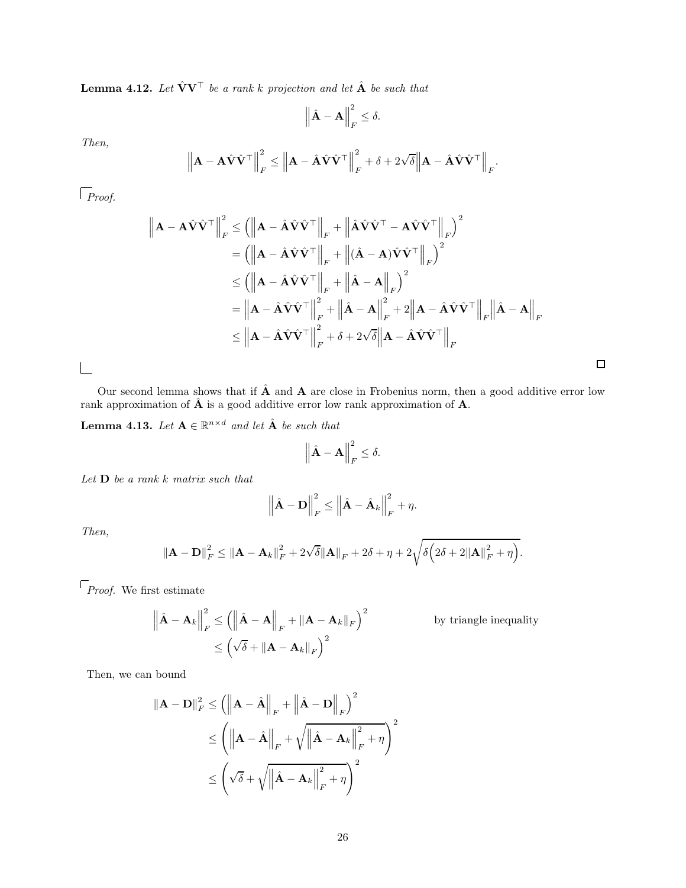**Lemma 4.12.** *Let $\hat{\mathbf{V}}\mathbf{V}^\top$ be a rank $k$ projection and let $\hat{\mathbf{A}}$ be such that*

$$\left\|\hat{\mathbf{A}} - \mathbf{A}\right\|_F^2 \leq \delta.$$

*Then,*

$$\left\|\mathbf{A} - \mathbf{A}\hat{\mathbf{V}}\hat{\mathbf{V}}^\top\right\|_F^2 \leq \left\|\mathbf{A} - \hat{\mathbf{A}}\hat{\mathbf{V}}\hat{\mathbf{V}}^\top\right\|_F^2 + \delta + 2\sqrt{\delta}\left\|\mathbf{A} - \hat{\mathbf{A}}\hat{\mathbf{V}}\hat{\mathbf{V}}^\top\right\|_F.$$

*Proof.*

$$\begin{aligned}
\left\|\mathbf{A} - \mathbf{A}\hat{\mathbf{V}}\hat{\mathbf{V}}^\top\right\|_F^2 &\leq \left(\left\|\mathbf{A} - \hat{\mathbf{A}}\hat{\mathbf{V}}\hat{\mathbf{V}}^\top\right\|_F + \left\|\hat{\mathbf{A}}\hat{\mathbf{V}}\hat{\mathbf{V}}^\top - \mathbf{A}\hat{\mathbf{V}}\hat{\mathbf{V}}^\top\right\|_F\right)^2 \\
&= \left(\left\|\mathbf{A} - \hat{\mathbf{A}}\hat{\mathbf{V}}\hat{\mathbf{V}}^\top\right\|_F + \left\|(\hat{\mathbf{A}} - \mathbf{A})\hat{\mathbf{V}}\hat{\mathbf{V}}^\top\right\|_F\right)^2 \\
&\leq \left(\left\|\mathbf{A} - \hat{\mathbf{A}}\hat{\mathbf{V}}\hat{\mathbf{V}}^\top\right\|_F + \left\|\hat{\mathbf{A}} - \mathbf{A}\right\|_F\right)^2 \\
&= \left\|\mathbf{A} - \hat{\mathbf{A}}\hat{\mathbf{V}}\hat{\mathbf{V}}^\top\right\|_F^2 + \left\|\hat{\mathbf{A}} - \mathbf{A}\right\|_F^2 + 2\left\|\mathbf{A} - \hat{\mathbf{A}}\hat{\mathbf{V}}\hat{\mathbf{V}}^\top\right\|_F\left\|\hat{\mathbf{A}} - \mathbf{A}\right\|_F \\
&\leq \left\|\mathbf{A} - \hat{\mathbf{A}}\hat{\mathbf{V}}\hat{\mathbf{V}}^\top\right\|_F^2 + \delta + 2\sqrt{\delta}\left\|\mathbf{A} - \hat{\mathbf{A}}\hat{\mathbf{V}}\hat{\mathbf{V}}^\top\right\|_F
\end{aligned}$$

□

Our second lemma shows that if $\hat{\mathbf{A}}$ and $\mathbf{A}$ are close in Frobenius norm, then a good additive error low rank approximation of $\hat{\mathbf{A}}$ is a good additive error low rank approximation of $\mathbf{A}$.

**Lemma 4.13.** *Let $\mathbf{A} \in \mathbb{R}^{n\times d}$ and let $\hat{\mathbf{A}}$ be such that*

$$\left\|\hat{\mathbf{A}} - \mathbf{A}\right\|_F^2 \leq \delta.$$

*Let $\mathbf{D}$ be a rank $k$ matrix such that*

$$\left\|\hat{\mathbf{A}} - \mathbf{D}\right\|_F^2 \leq \left\|\hat{\mathbf{A}} - \hat{\mathbf{A}}_k\right\|_F^2 + \eta.$$

*Then,*

$$\|\mathbf{A} - \mathbf{D}\|_F^2 \leq \|\mathbf{A} - \mathbf{A}_k\|_F^2 + 2\sqrt{\delta}\|\mathbf{A}\|_F + 2\delta + \eta + 2\sqrt{\delta\left(2\delta + 2\|\mathbf{A}\|_F^2 + \eta\right)}.$$

*Proof.* We first estimate

$$\begin{aligned}
\left\|\hat{\mathbf{A}} - \mathbf{A}_k\right\|_F^2 &\leq \left(\left\|\hat{\mathbf{A}} - \mathbf{A}\right\|_F + \|\mathbf{A} - \mathbf{A}_k\|_F\right)^2 && \text{by triangle inequality} \\
&\leq \left(\sqrt{\delta} + \|\mathbf{A} - \mathbf{A}_k\|_F\right)^2
\end{aligned}$$

Then, we can bound

$$\begin{aligned}
\|\mathbf{A} - \mathbf{D}\|_F^2 &\leq \left(\left\|\mathbf{A} - \hat{\mathbf{A}}\right\|_F + \left\|\hat{\mathbf{A}} - \mathbf{D}\right\|_F\right)^2 \\
&\leq \left(\left\|\mathbf{A} - \hat{\mathbf{A}}\right\|_F + \sqrt{\left\|\hat{\mathbf{A}} - \hat{\mathbf{A}}_k\right\|_F^2 + \eta}\right)^2 \\
&\leq \left(\sqrt{\delta} + \sqrt{\left\|\hat{\mathbf{A}} - \hat{\mathbf{A}}_k\right\|_F^2 + \eta}\right)^2
\end{aligned}$$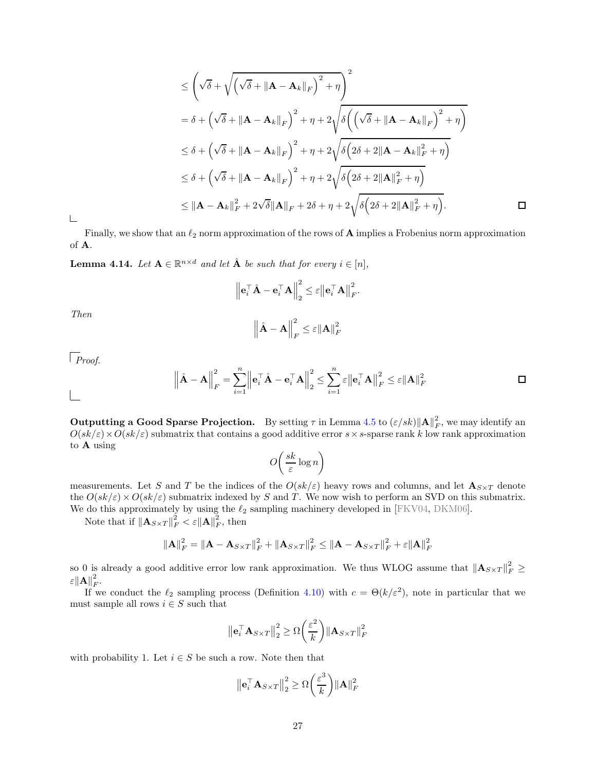$$
\begin{aligned}
&\leq \left(\sqrt{\delta} + \sqrt{\left(\sqrt{\delta} + \|\mathbf{A} - \mathbf{A}_k\|_F\right)^2 + \eta}\right)^2 \\
&= \delta + \left(\sqrt{\delta} + \|\mathbf{A} - \mathbf{A}_k\|_F\right)^2 + \eta + 2\sqrt{\delta\left(\left(\sqrt{\delta} + \|\mathbf{A} - \mathbf{A}_k\|_F\right)^2 + \eta\right)} \\
&\leq \delta + \left(\sqrt{\delta} + \|\mathbf{A} - \mathbf{A}_k\|_F\right)^2 + \eta + 2\sqrt{\delta\left(2\delta + 2\|\mathbf{A} - \mathbf{A}_k\|_F^2 + \eta\right)} \\
&\leq \delta + \left(\sqrt{\delta} + \|\mathbf{A} - \mathbf{A}_k\|_F\right)^2 + \eta + 2\sqrt{\delta\left(2\delta + 2\|\mathbf{A}\|_F^2 + \eta\right)} \\
&\leq \|\mathbf{A} - \mathbf{A}_k\|_F^2 + 2\sqrt{\delta}\|\mathbf{A}\|_F + 2\delta + \eta + 2\sqrt{\delta\left(2\delta + 2\|\mathbf{A}\|_F^2 + \eta\right)}.
\end{aligned}
$$

□

Finally, we show that an $\ell_2$ norm approximation of the rows of $\mathbf{A}$ implies a Frobenius norm approximation of $\mathbf{A}$.

**Lemma 4.14.** *Let $\mathbf{A} \in \mathbb{R}^{n \times d}$ and let $\hat{\mathbf{A}}$ be such that for every $i \in [n]$,*

$$
\left\|\mathbf{e}_i^\top \hat{\mathbf{A}} - \mathbf{e}_i^\top \mathbf{A}\right\|_2^2 \leq \varepsilon \left\|\mathbf{e}_i^\top \mathbf{A}\right\|_F^2.
$$

*Then*

$$
\left\|\hat{\mathbf{A}} - \mathbf{A}\right\|_F^2 \leq \varepsilon \|\mathbf{A}\|_F^2
$$

*Proof.*

$$
\left\|\hat{\mathbf{A}} - \mathbf{A}\right\|_F^2 = \sum_{i=1}^n \left\|\mathbf{e}_i^\top \hat{\mathbf{A}} - \mathbf{e}_i^\top \mathbf{A}\right\|_2^2 \leq \sum_{i=1}^n \varepsilon \left\|\mathbf{e}_i^\top \mathbf{A}\right\|_F^2 \leq \varepsilon \|\mathbf{A}\|_F^2
$$

□

**Outputting a Good Sparse Projection.** By setting $\tau$ in Lemma 4.5 to $(\varepsilon/sk)\|\mathbf{A}\|_F^2$, we may identify an $O(sk/\varepsilon) \times O(sk/\varepsilon)$ submatrix that contains a good additive error $s \times s$-sparse rank $k$ low rank approximation to $\mathbf{A}$ using

$$
O\left(\frac{sk}{\varepsilon} \log n\right)
$$

measurements. Let $S$ and $T$ be the indices of the $O(sk/\varepsilon)$ heavy rows and columns, and let $\mathbf{A}_{S \times T}$ denote the $O(sk/\varepsilon) \times O(sk/\varepsilon)$ submatrix indexed by $S$ and $T$. We now wish to perform an SVD on this submatrix. We do this approximately by using the $\ell_2$ sampling machinery developed in [FKV04, DKM06].

Note that if $\|\mathbf{A}_{S \times T}\|_F^2 < \varepsilon \|\mathbf{A}\|_F^2$, then

$$
\|\mathbf{A}\|_F^2 = \|\mathbf{A} - \mathbf{A}_{S \times T}\|_F^2 + \|\mathbf{A}_{S \times T}\|_F^2 \leq \|\mathbf{A} - \mathbf{A}_{S \times T}\|_F^2 + \varepsilon \|\mathbf{A}\|_F^2
$$

so 0 is already a good additive error low rank approximation. We thus WLOG assume that $\|\mathbf{A}_{S \times T}\|_F^2 \geq \varepsilon \|\mathbf{A}\|_F^2$.

If we conduct the $\ell_2$ sampling process (Definition 4.10) with $c = \Theta(k/\varepsilon^2)$, note in particular that we must sample all rows $i \in S$ such that

$$
\left\|\mathbf{e}_i^\top \mathbf{A}_{S \times T}\right\|_2^2 \geq \Omega\left(\frac{\varepsilon^2}{k}\right) \|\mathbf{A}_{S \times T}\|_F^2
$$

with probability 1. Let $i \in S$ be such a row. Note then that

$$
\left\|\mathbf{e}_i^\top \mathbf{A}_{S \times T}\right\|_2^2 \geq \Omega\left(\frac{\varepsilon^3}{k}\right) \|\mathbf{A}\|_F^2
$$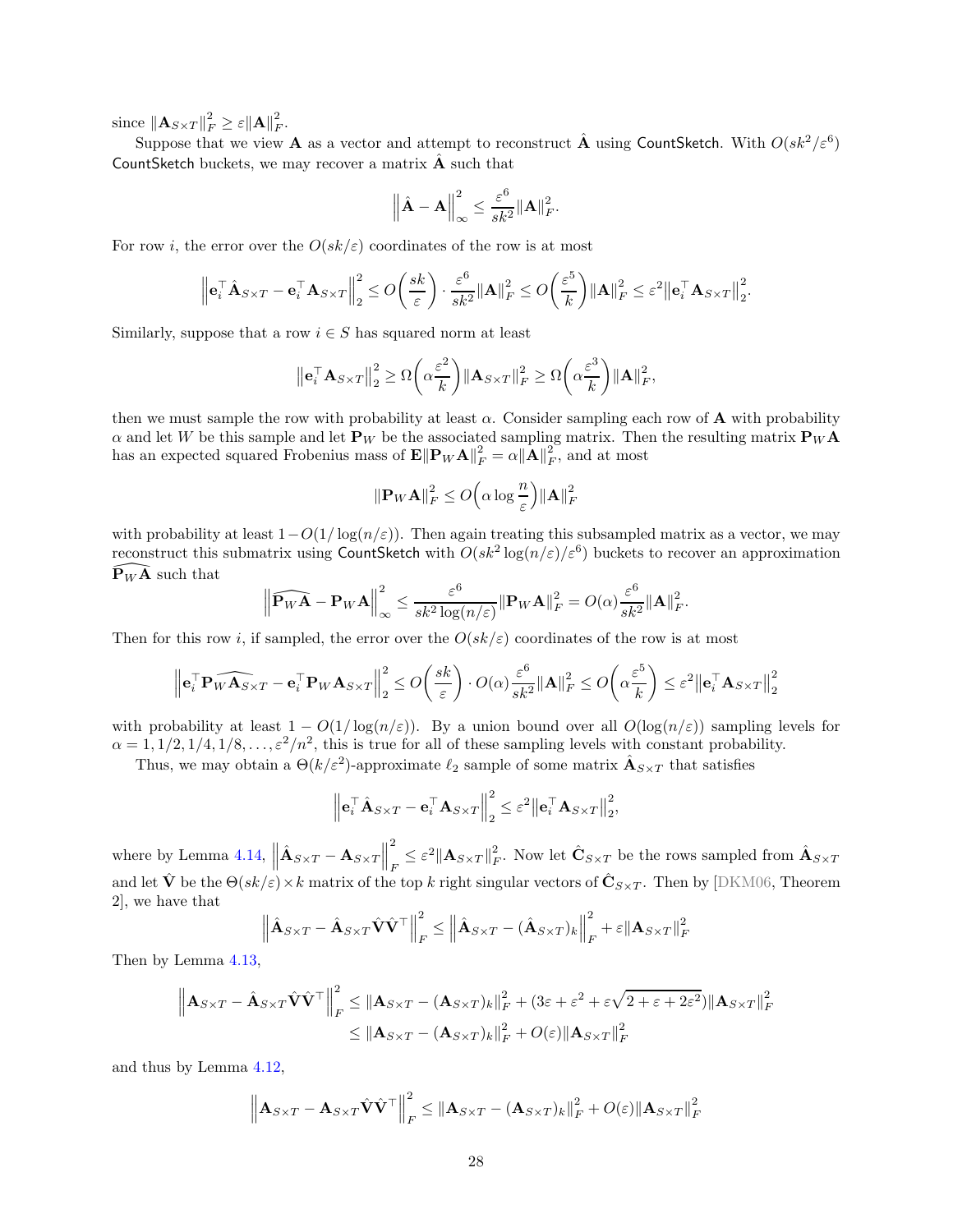since $\|\mathbf{A}_{S\times T}\|_F^2 \ge \varepsilon\|\mathbf{A}\|_F^2$.

Suppose that we view $\mathbf{A}$ as a vector and attempt to reconstruct $\hat{\mathbf{A}}$ using CountSketch. With $O(sk^2/\varepsilon^6)$ CountSketch buckets, we may recover a matrix $\hat{\mathbf{A}}$ such that

$$\left\|\hat{\mathbf{A}} - \mathbf{A}\right\|_\infty^2 \le \frac{\varepsilon^6}{sk^2}\|\mathbf{A}\|_F^2.$$

For row $i$, the error over the $O(sk/\varepsilon)$ coordinates of the row is at most

$$\left\|\mathbf{e}_i^\top \hat{\mathbf{A}}_{S\times T} - \mathbf{e}_i^\top \mathbf{A}_{S\times T}\right\|_2^2 \le O\left(\frac{sk}{\varepsilon}\right)\cdot \frac{\varepsilon^6}{sk^2}\|\mathbf{A}\|_F^2 \le O\left(\frac{\varepsilon^5}{k}\right)\|\mathbf{A}\|_F^2 \le \varepsilon^2\left\|\mathbf{e}_i^\top \mathbf{A}_{S\times T}\right\|_2^2.$$

Similarly, suppose that a row $i\in S$ has squared norm at least

$$\left\|\mathbf{e}_i^\top \mathbf{A}_{S\times T}\right\|_2^2 \ge \Omega\left(\alpha\frac{\varepsilon^2}{k}\right)\|\mathbf{A}_{S\times T}\|_F^2 \ge \Omega\left(\alpha\frac{\varepsilon^3}{k}\right)\|\mathbf{A}\|_F^2,$$

then we must sample the row with probability at least $\alpha$. Consider sampling each row of $\mathbf{A}$ with probability $\alpha$ and let $W$ be this sample and let $\mathbf{P}_W$ be the associated sampling matrix. Then the resulting matrix $\mathbf{P}_W\mathbf{A}$ has an expected squared Frobenius mass of $\mathbf{E}\|\mathbf{P}_W\mathbf{A}\|_F^2 = \alpha\|\mathbf{A}\|_F^2$, and at most

$$\|\mathbf{P}_W\mathbf{A}\|_F^2 \le O\left(\alpha\log\frac{n}{\varepsilon}\right)\|\mathbf{A}\|_F^2$$

with probability at least $1-O(1/\log(n/\varepsilon))$. Then again treating this subsampled matrix as a vector, we may reconstruct this submatrix using CountSketch with $O(sk^2\log(n/\varepsilon)/\varepsilon^6)$ buckets to recover an approximation $\widehat{\mathbf{P}_W\mathbf{A}}$ such that

$$\left\|\widehat{\mathbf{P}_W\mathbf{A}} - \mathbf{P}_W\mathbf{A}\right\|_\infty^2 \le \frac{\varepsilon^6}{sk^2\log(n/\varepsilon)}\|\mathbf{P}_W\mathbf{A}\|_F^2 = O(\alpha)\frac{\varepsilon^6}{sk^2}\|\mathbf{A}\|_F^2.$$

Then for this row $i$, if sampled, the error over the $O(sk/\varepsilon)$ coordinates of the row is at most

$$\left\|\mathbf{e}_i^\top \widehat{\mathbf{P}_W\mathbf{A}_{S\times T}} - \mathbf{e}_i^\top \mathbf{P}_W\mathbf{A}_{S\times T}\right\|_2^2 \le O\left(\frac{sk}{\varepsilon}\right)\cdot O(\alpha)\frac{\varepsilon^6}{sk^2}\|\mathbf{A}\|_F^2 \le O\left(\alpha\frac{\varepsilon^5}{k}\right) \le \varepsilon^2\left\|\mathbf{e}_i^\top \mathbf{A}_{S\times T}\right\|_2^2$$

with probability at least $1-O(1/\log(n/\varepsilon))$. By a union bound over all $O(\log(n/\varepsilon))$ sampling levels for $\alpha = 1, 1/2, 1/4, 1/8, \ldots, \varepsilon^2/n^2$, this is true for all of these sampling levels with constant probability.

Thus, we may obtain a $\Theta(k/\varepsilon^2)$-approximate $\ell_2$ sample of some matrix $\hat{\mathbf{A}}_{S\times T}$ that satisfies

$$\left\|\mathbf{e}_i^\top \hat{\mathbf{A}}_{S\times T} - \mathbf{e}_i^\top \mathbf{A}_{S\times T}\right\|_2^2 \le \varepsilon^2\left\|\mathbf{e}_i^\top \mathbf{A}_{S\times T}\right\|_2^2,$$

where by Lemma 4.14, $\left\|\hat{\mathbf{A}}_{S\times T} - \mathbf{A}_{S\times T}\right\|_F^2 \le \varepsilon^2\|\mathbf{A}_{S\times T}\|_F^2$. Now let $\hat{\mathbf{C}}_{S\times T}$ be the rows sampled from $\hat{\mathbf{A}}_{S\times T}$ and let $\hat{\mathbf{V}}$ be the $\Theta(sk/\varepsilon)\times k$ matrix of the top $k$ right singular vectors of $\hat{\mathbf{C}}_{S\times T}$. Then by [DKM06, Theorem 2], we have that

$$\left\|\hat{\mathbf{A}}_{S\times T} - \hat{\mathbf{A}}_{S\times T}\hat{\mathbf{V}}\hat{\mathbf{V}}^\top\right\|_F^2 \le \left\|\hat{\mathbf{A}}_{S\times T} - (\hat{\mathbf{A}}_{S\times T})_k\right\|_F^2 + \varepsilon\|\mathbf{A}_{S\times T}\|_F^2$$

Then by Lemma 4.13,

$$\begin{aligned}
\left\|\mathbf{A}_{S\times T} - \hat{\mathbf{A}}_{S\times T}\hat{\mathbf{V}}\hat{\mathbf{V}}^\top\right\|_F^2 &\le \|\mathbf{A}_{S\times T} - (\mathbf{A}_{S\times T})_k\|_F^2 + (3\varepsilon + \varepsilon^2 + \varepsilon\sqrt{2+\varepsilon+2\varepsilon^2})\|\mathbf{A}_{S\times T}\|_F^2 \\
&\le \|\mathbf{A}_{S\times T} - (\mathbf{A}_{S\times T})_k\|_F^2 + O(\varepsilon)\|\mathbf{A}_{S\times T}\|_F^2
\end{aligned}$$

and thus by Lemma 4.12,

$$\left\|\mathbf{A}_{S\times T} - \mathbf{A}_{S\times T}\hat{\mathbf{V}}\hat{\mathbf{V}}^\top\right\|_F^2 \le \|\mathbf{A}_{S\times T} - (\mathbf{A}_{S\times T})_k\|_F^2 + O(\varepsilon)\|\mathbf{A}_{S\times T}\|_F^2$$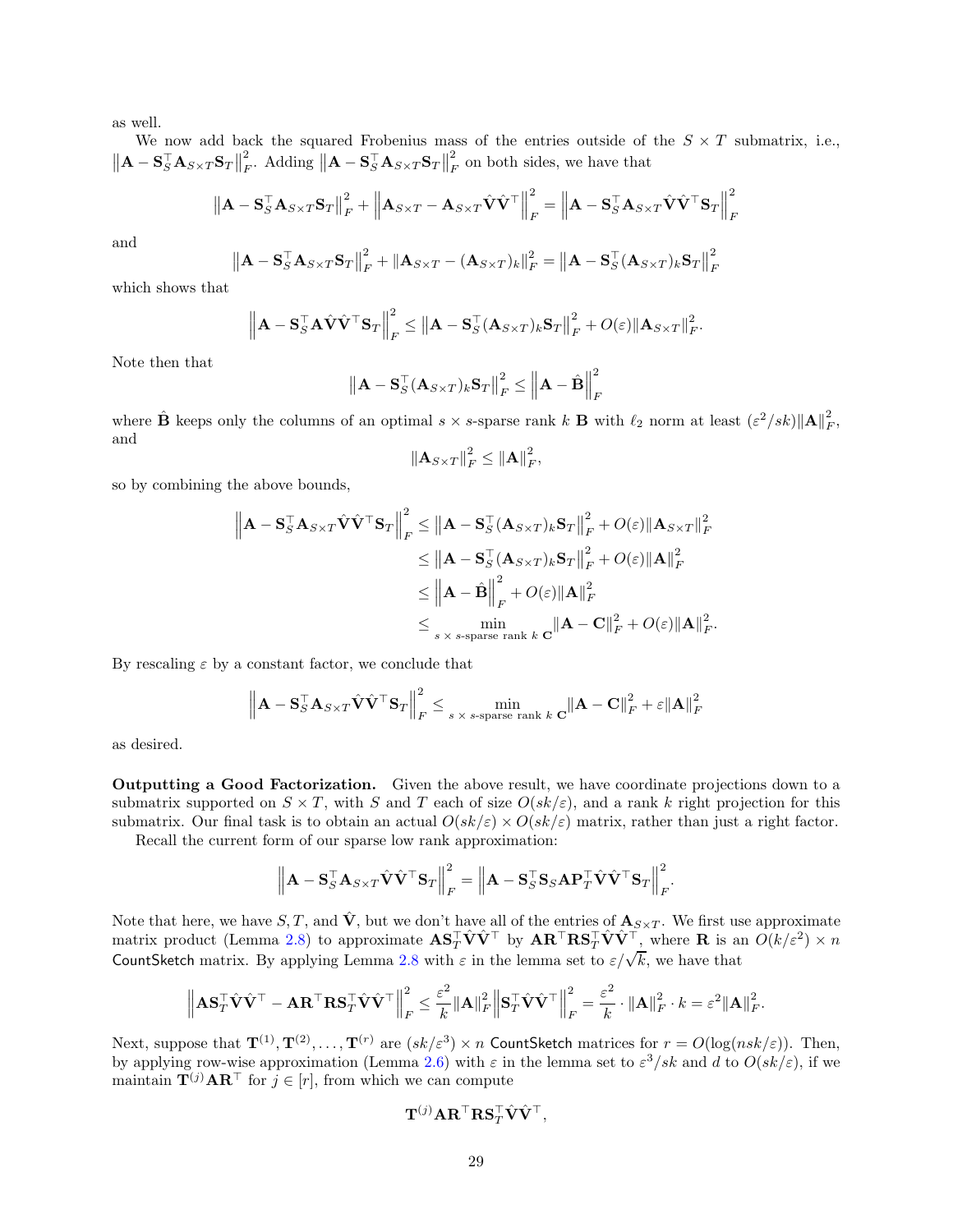as well.

We now add back the squared Frobenius mass of the entries outside of the $S \times T$ submatrix, i.e., $\left\|\mathbf{A} - \mathbf{S}_S^\top \mathbf{A}_{S\times T}\mathbf{S}_T\right\|_F^2$. Adding $\left\|\mathbf{A} - \mathbf{S}_S^\top \mathbf{A}_{S\times T}\mathbf{S}_T\right\|_F^2$ on both sides, we have that

$$\left\|\mathbf{A} - \mathbf{S}_S^\top \mathbf{A}_{S\times T}\mathbf{S}_T\right\|_F^2 + \left\|\mathbf{A}_{S\times T} - \mathbf{A}_{S\times T}\hat{\mathbf{V}}\hat{\mathbf{V}}^\top\right\|_F^2 = \left\|\mathbf{A} - \mathbf{S}_S^\top \mathbf{A}_{S\times T}\hat{\mathbf{V}}\hat{\mathbf{V}}^\top\mathbf{S}_T\right\|_F^2$$

and

$$\left\|\mathbf{A} - \mathbf{S}_S^\top \mathbf{A}_{S\times T}\mathbf{S}_T\right\|_F^2 + \left\|\mathbf{A}_{S\times T} - (\mathbf{A}_{S\times T})_k\right\|_F^2 = \left\|\mathbf{A} - \mathbf{S}_S^\top (\mathbf{A}_{S\times T})_k\mathbf{S}_T\right\|_F^2$$

which shows that

$$\left\|\mathbf{A} - \mathbf{S}_S^\top \mathbf{A}\hat{\mathbf{V}}\hat{\mathbf{V}}^\top\mathbf{S}_T\right\|_F^2 \leq \left\|\mathbf{A} - \mathbf{S}_S^\top (\mathbf{A}_{S\times T})_k\mathbf{S}_T\right\|_F^2 + O(\varepsilon)\left\|\mathbf{A}_{S\times T}\right\|_F^2.$$

Note then that

$$\left\|\mathbf{A} - \mathbf{S}_S^\top (\mathbf{A}_{S\times T})_k\mathbf{S}_T\right\|_F^2 \leq \left\|\mathbf{A} - \hat{\mathbf{B}}\right\|_F^2$$

where $\hat{\mathbf{B}}$ keeps only the columns of an optimal $s \times s$-sparse rank $k$ $\mathbf{B}$ with $\ell_2$ norm at least $(\varepsilon^2/sk)\|\mathbf{A}\|_F^2$, and

$$\left\|\mathbf{A}_{S\times T}\right\|_F^2 \leq \|\mathbf{A}\|_F^2,$$

so by combining the above bounds,

$$\begin{aligned}
\left\|\mathbf{A} - \mathbf{S}_S^\top \mathbf{A}_{S\times T}\hat{\mathbf{V}}\hat{\mathbf{V}}^\top\mathbf{S}_T\right\|_F^2 &\leq \left\|\mathbf{A} - \mathbf{S}_S^\top (\mathbf{A}_{S\times T})_k\mathbf{S}_T\right\|_F^2 + O(\varepsilon)\left\|\mathbf{A}_{S\times T}\right\|_F^2 \\
&\leq \left\|\mathbf{A} - \mathbf{S}_S^\top (\mathbf{A}_{S\times T})_k\mathbf{S}_T\right\|_F^2 + O(\varepsilon)\|\mathbf{A}\|_F^2 \\
&\leq \left\|\mathbf{A} - \hat{\mathbf{B}}\right\|_F^2 + O(\varepsilon)\|\mathbf{A}\|_F^2 \\
&\leq \min_{s\,\times\, s\text{-sparse rank } k\ \mathbf{C}} \|\mathbf{A} - \mathbf{C}\|_F^2 + O(\varepsilon)\|\mathbf{A}\|_F^2.
\end{aligned}$$

By rescaling $\varepsilon$ by a constant factor, we conclude that

$$\left\|\mathbf{A} - \mathbf{S}_S^\top \mathbf{A}_{S\times T}\hat{\mathbf{V}}\hat{\mathbf{V}}^\top\mathbf{S}_T\right\|_F^2 \leq \min_{s\,\times\, s\text{-sparse rank } k\ \mathbf{C}} \|\mathbf{A} - \mathbf{C}\|_F^2 + \varepsilon\|\mathbf{A}\|_F^2$$

as desired.

**Outputting a Good Factorization.** Given the above result, we have coordinate projections down to a submatrix supported on $S \times T$, with $S$ and $T$ each of size $O(sk/\varepsilon)$, and a rank $k$ right projection for this submatrix. Our final task is to obtain an actual $O(sk/\varepsilon) \times O(sk/\varepsilon)$ matrix, rather than just a right factor.

Recall the current form of our sparse low rank approximation:

$$\left\|\mathbf{A} - \mathbf{S}_S^\top \mathbf{A}_{S\times T}\hat{\mathbf{V}}\hat{\mathbf{V}}^\top\mathbf{S}_T\right\|_F^2 = \left\|\mathbf{A} - \mathbf{S}_S^\top \mathbf{S}_S\mathbf{A}\mathbf{P}_T^\top\hat{\mathbf{V}}\hat{\mathbf{V}}^\top\mathbf{S}_T\right\|_F^2.$$

Note that here, we have $S, T$, and $\hat{\mathbf{V}}$, but we don't have all of the entries of $\mathbf{A}_{S\times T}$. We first use approximate matrix product (Lemma 2.8) to approximate $\mathbf{A}\mathbf{S}_T^\top\hat{\mathbf{V}}\hat{\mathbf{V}}^\top$ by $\mathbf{A}\mathbf{R}^\top\mathbf{R}\mathbf{S}_T^\top\hat{\mathbf{V}}\hat{\mathbf{V}}^\top$, where $\mathbf{R}$ is an $O(k/\varepsilon^2) \times n$ CountSketch matrix. By applying Lemma 2.8 with $\varepsilon$ in the lemma set to $\varepsilon/\sqrt{k}$, we have that

$$\left\|\mathbf{A}\mathbf{S}_T^\top\hat{\mathbf{V}}\hat{\mathbf{V}}^\top - \mathbf{A}\mathbf{R}^\top\mathbf{R}\mathbf{S}_T^\top\hat{\mathbf{V}}\hat{\mathbf{V}}^\top\right\|_F^2 \leq \frac{\varepsilon^2}{k}\|\mathbf{A}\|_F^2\left\|\mathbf{S}_T^\top\hat{\mathbf{V}}\hat{\mathbf{V}}^\top\right\|_F^2 = \frac{\varepsilon^2}{k}\cdot\|\mathbf{A}\|_F^2\cdot k = \varepsilon^2\|\mathbf{A}\|_F^2.$$

Next, suppose that $\mathbf{T}^{(1)}, \mathbf{T}^{(2)}, \ldots, \mathbf{T}^{(r)}$ are $(sk/\varepsilon^3) \times n$ CountSketch matrices for $r = O(\log(nsk/\varepsilon))$. Then, by applying row-wise approximation (Lemma 2.6) with $\varepsilon$ in the lemma set to $\varepsilon^3/sk$ and $d$ to $O(sk/\varepsilon)$, if we maintain $\mathbf{T}^{(j)}\mathbf{A}\mathbf{R}^\top$ for $j \in [r]$, from which we can compute

$$\mathbf{T}^{(j)}\mathbf{A}\mathbf{R}^\top\mathbf{R}\mathbf{S}_T^\top\hat{\mathbf{V}}\hat{\mathbf{V}}^\top,$$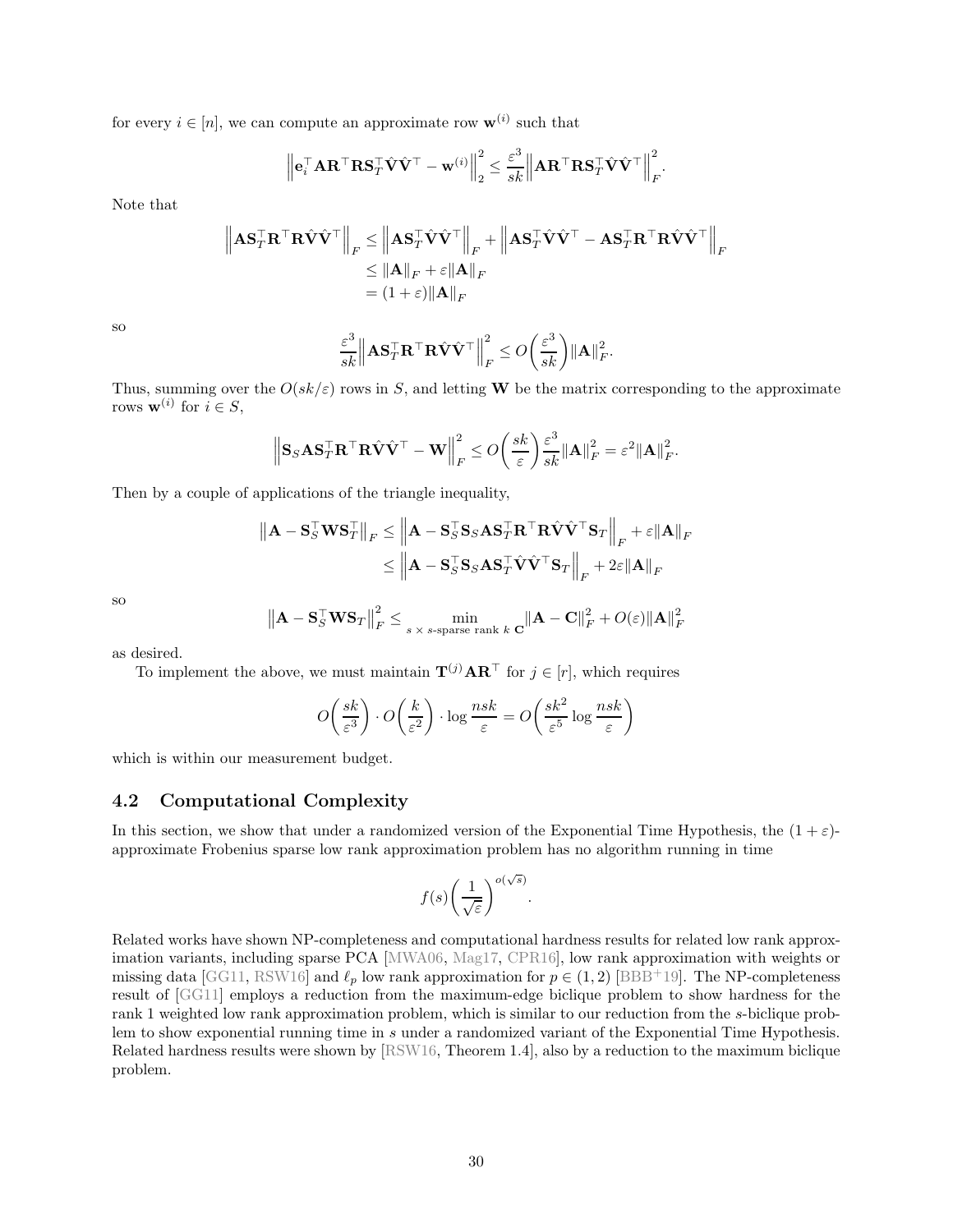for every $i \in [n]$, we can compute an approximate row $\mathbf{w}^{(i)}$ such that

$$\left\| \mathbf{e}_i^\top \mathbf{A} \mathbf{R}^\top \mathbf{R} \mathbf{S}_T^\top \hat{\mathbf{V}} \hat{\mathbf{V}}^\top - \mathbf{w}^{(i)} \right\|_2^2 \leq \frac{\varepsilon^3}{sk} \left\| \mathbf{A} \mathbf{R}^\top \mathbf{R} \mathbf{S}_T^\top \hat{\mathbf{V}} \hat{\mathbf{V}}^\top \right\|_F^2.$$

Note that

$$\begin{aligned}
\left\| \mathbf{A} \mathbf{S}_T^\top \mathbf{R}^\top \mathbf{R} \hat{\mathbf{V}} \hat{\mathbf{V}}^\top \right\|_F &\leq \left\| \mathbf{A} \mathbf{S}_T^\top \hat{\mathbf{V}} \hat{\mathbf{V}}^\top \right\|_F + \left\| \mathbf{A} \mathbf{S}_T^\top \hat{\mathbf{V}} \hat{\mathbf{V}}^\top - \mathbf{A} \mathbf{S}_T^\top \mathbf{R}^\top \mathbf{R} \hat{\mathbf{V}} \hat{\mathbf{V}}^\top \right\|_F \\
&\leq \|\mathbf{A}\|_F + \varepsilon \|\mathbf{A}\|_F \\
&= (1+\varepsilon) \|\mathbf{A}\|_F
\end{aligned}$$

so

$$\frac{\varepsilon^3}{sk} \left\| \mathbf{A} \mathbf{S}_T^\top \mathbf{R}^\top \mathbf{R} \hat{\mathbf{V}} \hat{\mathbf{V}}^\top \right\|_F^2 \leq O\left( \frac{\varepsilon^3}{sk} \right) \|\mathbf{A}\|_F^2.$$

Thus, summing over the $O(sk/\varepsilon)$ rows in $S$, and letting $\mathbf{W}$ be the matrix corresponding to the approximate rows $\mathbf{w}^{(i)}$ for $i \in S$,

$$\left\| \mathbf{S}_S \mathbf{A} \mathbf{S}_T^\top \mathbf{R}^\top \mathbf{R} \hat{\mathbf{V}} \hat{\mathbf{V}}^\top - \mathbf{W} \right\|_F^2 \leq O\left( \frac{sk}{\varepsilon} \right) \frac{\varepsilon^3}{sk} \|\mathbf{A}\|_F^2 = \varepsilon^2 \|\mathbf{A}\|_F^2.$$

Then by a couple of applications of the triangle inequality,

$$\begin{aligned}
\left\| \mathbf{A} - \mathbf{S}_S^\top \mathbf{W} \mathbf{S}_T^\top \right\|_F &\leq \left\| \mathbf{A} - \mathbf{S}_S^\top \mathbf{S}_S \mathbf{A} \mathbf{S}_T^\top \mathbf{R}^\top \mathbf{R} \hat{\mathbf{V}} \hat{\mathbf{V}}^\top \mathbf{S}_T \right\|_F + \varepsilon \|\mathbf{A}\|_F \\
&\leq \left\| \mathbf{A} - \mathbf{S}_S^\top \mathbf{S}_S \mathbf{A} \mathbf{S}_T^\top \hat{\mathbf{V}} \hat{\mathbf{V}}^\top \mathbf{S}_T \right\|_F + 2\varepsilon \|\mathbf{A}\|_F
\end{aligned}$$

so

$$\left\| \mathbf{A} - \mathbf{S}_S^\top \mathbf{W} \mathbf{S}_T \right\|_F^2 \leq \min_{s \times s\text{-sparse rank } k \ \mathbf{C}} \|\mathbf{A} - \mathbf{C}\|_F^2 + O(\varepsilon) \|\mathbf{A}\|_F^2$$

as desired.

To implement the above, we must maintain $\mathbf{T}^{(j)} \mathbf{A} \mathbf{R}^\top$ for $j \in [r]$, which requires

$$O\left( \frac{sk}{\varepsilon^3} \right) \cdot O\left( \frac{k}{\varepsilon^2} \right) \cdot \log \frac{nsk}{\varepsilon} = O\left( \frac{sk^2}{\varepsilon^5} \log \frac{nsk}{\varepsilon} \right)$$

which is within our measurement budget.

## 4.2 Computational Complexity

In this section, we show that under a randomized version of the Exponential Time Hypothesis, the $(1+\varepsilon)$-approximate Frobenius sparse low rank approximation problem has no algorithm running in time

$$f(s) \left( \frac{1}{\sqrt{\varepsilon}} \right)^{o(\sqrt{s})}.$$

Related works have shown NP-completeness and computational hardness results for related low rank approximation variants, including sparse PCA [MWA06, Mag17, CPR16], low rank approximation with weights or missing data [GG11, RSW16] and $\ell_p$ low rank approximation for $p \in (1,2)$ [BBB+19]. The NP-completeness result of [GG11] employs a reduction from the maximum-edge biclique problem to show hardness for the rank 1 weighted low rank approximation problem, which is similar to our reduction from the $s$-biclique problem to show exponential running time in $s$ under a randomized variant of the Exponential Time Hypothesis. Related hardness results were shown by [RSW16, Theorem 1.4], also by a reduction to the maximum biclique problem.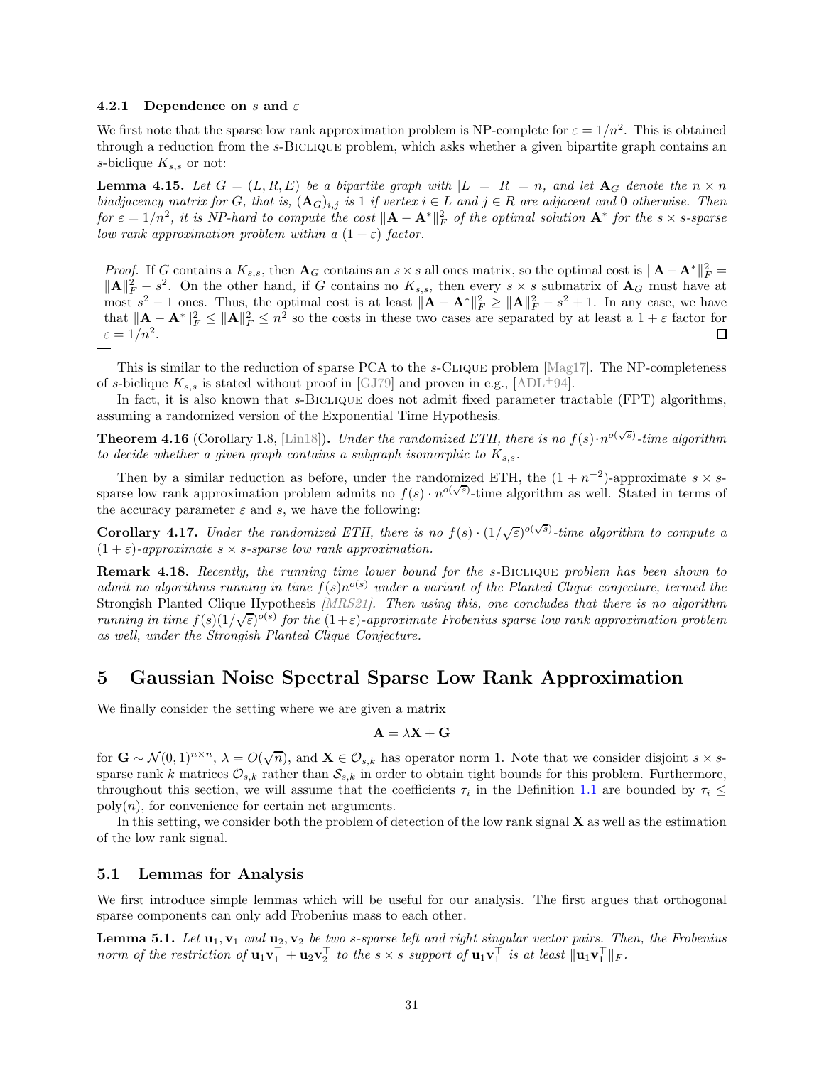### 4.2.1 Dependence on $s$ and $\varepsilon$

We first note that the sparse low rank approximation problem is NP-complete for $\varepsilon = 1/n^2$. This is obtained through a reduction from the $s$-Biclique problem, which asks whether a given bipartite graph contains an $s$-biclique $K_{s,s}$ or not:

**Lemma 4.15.** *Let $G = (L, R, E)$ be a bipartite graph with $|L| = |R| = n$, and let $\mathbf{A}_G$ denote the $n \times n$ biadjacency matrix for $G$, that is, $(\mathbf{A}_G)_{i,j}$ is 1 if vertex $i \in L$ and $j \in R$ are adjacent and 0 otherwise. Then for $\varepsilon = 1/n^2$, it is NP-hard to compute the cost $\|\mathbf{A} - \mathbf{A}^*\|_F^2$ of the optimal solution $\mathbf{A}^*$ for the $s \times s$-sparse low rank approximation problem within a $(1+\varepsilon)$ factor.*

*Proof.* If $G$ contains a $K_{s,s}$, then $\mathbf{A}_G$ contains an $s \times s$ all ones matrix, so the optimal cost is $\|\mathbf{A} - \mathbf{A}^*\|_F^2 = \|\mathbf{A}\|_F^2 - s^2$. On the other hand, if $G$ contains no $K_{s,s}$, then every $s \times s$ submatrix of $\mathbf{A}_G$ must have at most $s^2 - 1$ ones. Thus, the optimal cost is at least $\|\mathbf{A} - \mathbf{A}^*\|_F^2 \geq \|\mathbf{A}\|_F^2 - s^2 + 1$. In any case, we have that $\|\mathbf{A} - \mathbf{A}^*\|_F^2 \leq \|\mathbf{A}\|_F^2 \leq n^2$ so the costs in these two cases are separated by at least a $1 + \varepsilon$ factor for $\varepsilon = 1/n^2$. □

This is similar to the reduction of sparse PCA to the $s$-Clique problem [Mag17]. The NP-completeness of $s$-biclique $K_{s,s}$ is stated without proof in [GJ79] and proven in e.g., [ADL+94].

In fact, it is also known that $s$-Biclique does not admit fixed parameter tractable (FPT) algorithms, assuming a randomized version of the Exponential Time Hypothesis.

**Theorem 4.16** (Corollary 1.8, [Lin18])**.** *Under the randomized ETH, there is no $f(s) \cdot n^{o(\sqrt{s})}$-time algorithm to decide whether a given graph contains a subgraph isomorphic to $K_{s,s}$.*

Then by a similar reduction as before, under the randomized ETH, the $(1 + n^{-2})$-approximate $s \times s$-sparse low rank approximation problem admits no $f(s) \cdot n^{o(\sqrt{s})}$-time algorithm as well. Stated in terms of the accuracy parameter $\varepsilon$ and $s$, we have the following:

**Corollary 4.17.** *Under the randomized ETH, there is no $f(s) \cdot (1/\sqrt{\varepsilon})^{o(\sqrt{s})}$-time algorithm to compute a $(1+\varepsilon)$-approximate $s \times s$-sparse low rank approximation.*

**Remark 4.18.** *Recently, the running time lower bound for the $s$-Biclique problem has been shown to admit no algorithms running in time $f(s) n^{o(s)}$ under a variant of the Planted Clique conjecture, termed the* Strongish Planted Clique Hypothesis *[MRS21]. Then using this, one concludes that there is no algorithm running in time $f(s)(1/\sqrt{\varepsilon})^{o(s)}$ for the $(1+\varepsilon)$-approximate Frobenius sparse low rank approximation problem as well, under the Strongish Planted Clique Conjecture.*

# 5 Gaussian Noise Spectral Sparse Low Rank Approximation

We finally consider the setting where we are given a matrix

$$\mathbf{A} = \lambda \mathbf{X} + \mathbf{G}$$

for $\mathbf{G} \sim \mathcal{N}(0,1)^{n \times n}$, $\lambda = O(\sqrt{n})$, and $\mathbf{X} \in \mathcal{O}_{s,k}$ has operator norm 1. Note that we consider disjoint $s \times s$-sparse rank $k$ matrices $\mathcal{O}_{s,k}$ rather than $\mathcal{S}_{s,k}$ in order to obtain tight bounds for this problem. Furthermore, throughout this section, we will assume that the coefficients $\tau_i$ in the Definition 1.1 are bounded by $\tau_i \leq \mathrm{poly}(n)$, for convenience for certain net arguments.

In this setting, we consider both the problem of detection of the low rank signal $\mathbf{X}$ as well as the estimation of the low rank signal.

## 5.1 Lemmas for Analysis

We first introduce simple lemmas which will be useful for our analysis. The first argues that orthogonal sparse components can only add Frobenius mass to each other.

**Lemma 5.1.** *Let $\mathbf{u}_1, \mathbf{v}_1$ and $\mathbf{u}_2, \mathbf{v}_2$ be two $s$-sparse left and right singular vector pairs. Then, the Frobenius norm of the restriction of $\mathbf{u}_1\mathbf{v}_1^\top + \mathbf{u}_2\mathbf{v}_2^\top$ to the $s \times s$ support of $\mathbf{u}_1\mathbf{v}_1^\top$ is at least $\|\mathbf{u}_1\mathbf{v}_1^\top\|_F$.*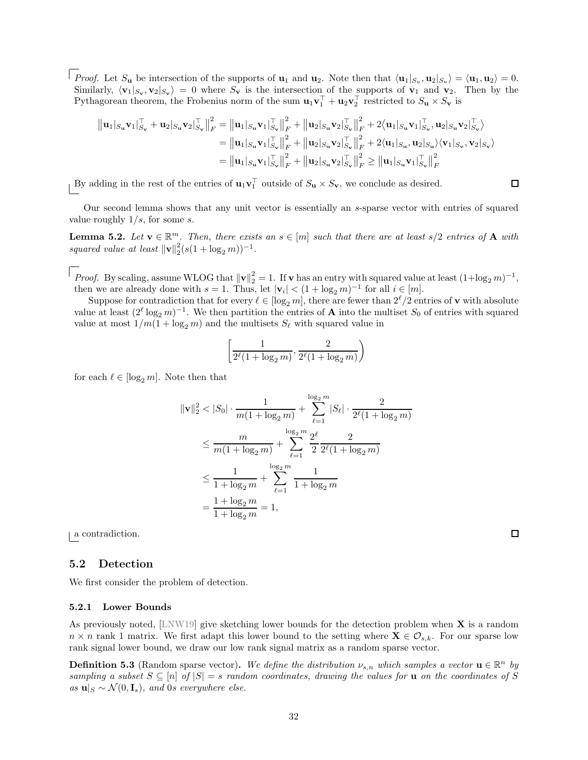*Proof.* Let $S_{\mathbf{u}}$ be intersection of the supports of $\mathbf{u}_1$ and $\mathbf{u}_2$. Note then that $\langle \mathbf{u}_1|_{S_u}, \mathbf{u}_2|_{S_u} \rangle = \langle \mathbf{u}_1, \mathbf{u}_2 \rangle = 0$. Similarly, $\langle \mathbf{v}_1|_{S_\mathbf{v}}, \mathbf{v}_2|_{S_\mathbf{v}} \rangle = 0$ where $S_\mathbf{v}$ is the intersection of the supports of $\mathbf{v}_1$ and $\mathbf{v}_2$. Then by the Pythagorean theorem, the Frobenius norm of the sum $\mathbf{u}_1\mathbf{v}_1^\top + \mathbf{u}_2\mathbf{v}_2^\top$ restricted to $S_\mathbf{u} \times S_\mathbf{v}$ is

$$
\begin{aligned}
\left\|\mathbf{u}_1|_{S_\mathbf{u}}\mathbf{v}_1|_{S_\mathbf{v}}^\top + \mathbf{u}_2|_{S_\mathbf{u}}\mathbf{v}_2|_{S_\mathbf{v}}^\top\right\|_F^2 &= \left\|\mathbf{u}_1|_{S_\mathbf{u}}\mathbf{v}_1|_{S_\mathbf{v}}^\top\right\|_F^2 + \left\|\mathbf{u}_2|_{S_\mathbf{u}}\mathbf{v}_2|_{S_\mathbf{v}}^\top\right\|_F^2 + 2\langle \mathbf{u}_1|_{S_\mathbf{u}}\mathbf{v}_1|_{S_\mathbf{v}}^\top, \mathbf{u}_2|_{S_\mathbf{u}}\mathbf{v}_2|_{S_\mathbf{v}}^\top \rangle \\
&= \left\|\mathbf{u}_1|_{S_\mathbf{u}}\mathbf{v}_1|_{S_\mathbf{v}}^\top\right\|_F^2 + \left\|\mathbf{u}_2|_{S_\mathbf{u}}\mathbf{v}_2|_{S_\mathbf{v}}^\top\right\|_F^2 + 2\langle \mathbf{u}_1|_{S_\mathbf{u}}, \mathbf{u}_2|_{S_\mathbf{u}} \rangle \langle \mathbf{v}_1|_{S_\mathbf{v}}, \mathbf{v}_2|_{S_\mathbf{v}} \rangle \\
&= \left\|\mathbf{u}_1|_{S_\mathbf{u}}\mathbf{v}_1|_{S_\mathbf{v}}^\top\right\|_F^2 + \left\|\mathbf{u}_2|_{S_\mathbf{u}}\mathbf{v}_2|_{S_\mathbf{v}}^\top\right\|_F^2 \geq \left\|\mathbf{u}_1|_{S_\mathbf{u}}\mathbf{v}_1|_{S_\mathbf{v}}^\top\right\|_F^2
\end{aligned}
$$

By adding in the rest of the entries of $\mathbf{u}_1\mathbf{v}_1^\top$ outside of $S_\mathbf{u} \times S_\mathbf{v}$, we conclude as desired. □

Our second lemma shows that any unit vector is essentially an $s$-sparse vector with entries of squared value roughly $1/s$, for some $s$.

**Lemma 5.2.** *Let $\mathbf{v} \in \mathbb{R}^m$. Then, there exists an $s \in [m]$ such that there are at least $s/2$ entries of $\mathbf{A}$ with squared value at least $\|\mathbf{v}\|_2^2(s(1+\log_2 m))^{-1}$.*

*Proof.* By scaling, assume WLOG that $\|\mathbf{v}\|_2^2 = 1$. If $\mathbf{v}$ has an entry with squared value at least $(1+\log_2 m)^{-1}$, then we are already done with $s = 1$. Thus, let $|\mathbf{v}_i| < (1+\log_2 m)^{-1}$ for all $i \in [m]$.

Suppose for contradiction that for every $\ell \in [\log_2 m]$, there are fewer than $2^\ell/2$ entries of $\mathbf{v}$ with absolute value at least $(2^\ell \log_2 m)^{-1}$. We then partition the entries of $\mathbf{A}$ into the multiset $S_0$ of entries with squared value at most $1/m(1+\log_2 m)$ and the multisets $S_\ell$ with squared value in

$$
\left[\frac{1}{2^\ell(1+\log_2 m)}, \frac{2}{2^\ell(1+\log_2 m)}\right)
$$

for each $\ell \in [\log_2 m]$. Note then that

$$
\begin{aligned}
\|\mathbf{v}\|_2^2 &< |S_0| \cdot \frac{1}{m(1+\log_2 m)} + \sum_{\ell=1}^{\log_2 m} |S_\ell| \cdot \frac{2}{2^\ell(1+\log_2 m)} \\
&\leq \frac{m}{m(1+\log_2 m)} + \sum_{\ell=1}^{\log_2 m} \frac{2^\ell}{2}\frac{2}{2^\ell(1+\log_2 m)} \\
&\leq \frac{1}{1+\log_2 m} + \sum_{\ell=1}^{\log_2 m} \frac{1}{1+\log_2 m} \\
&= \frac{1+\log_2 m}{1+\log_2 m} = 1,
\end{aligned}
$$

a contradiction. □

## 5.2 Detection

We first consider the problem of detection.

### 5.2.1 Lower Bounds

As previously noted, [LNW19] give sketching lower bounds for the detection problem when $\mathbf{X}$ is a random $n \times n$ rank 1 matrix. We first adapt this lower bound to the setting where $\mathbf{X} \in \mathcal{O}_{s,k}$. For our sparse low rank signal lower bound, we draw our low rank signal matrix as a random sparse vector.

**Definition 5.3** (Random sparse vector)**.** *We define the distribution $\nu_{s,n}$ which samples a vector $\mathbf{u} \in \mathbb{R}^n$ by sampling a subset $S \subseteq [n]$ of $|S| = s$ random coordinates, drawing the values for $\mathbf{u}$ on the coordinates of $S$ as $\mathbf{u}|_S \sim \mathcal{N}(0, \mathbf{I}_s)$, and 0s everywhere else.*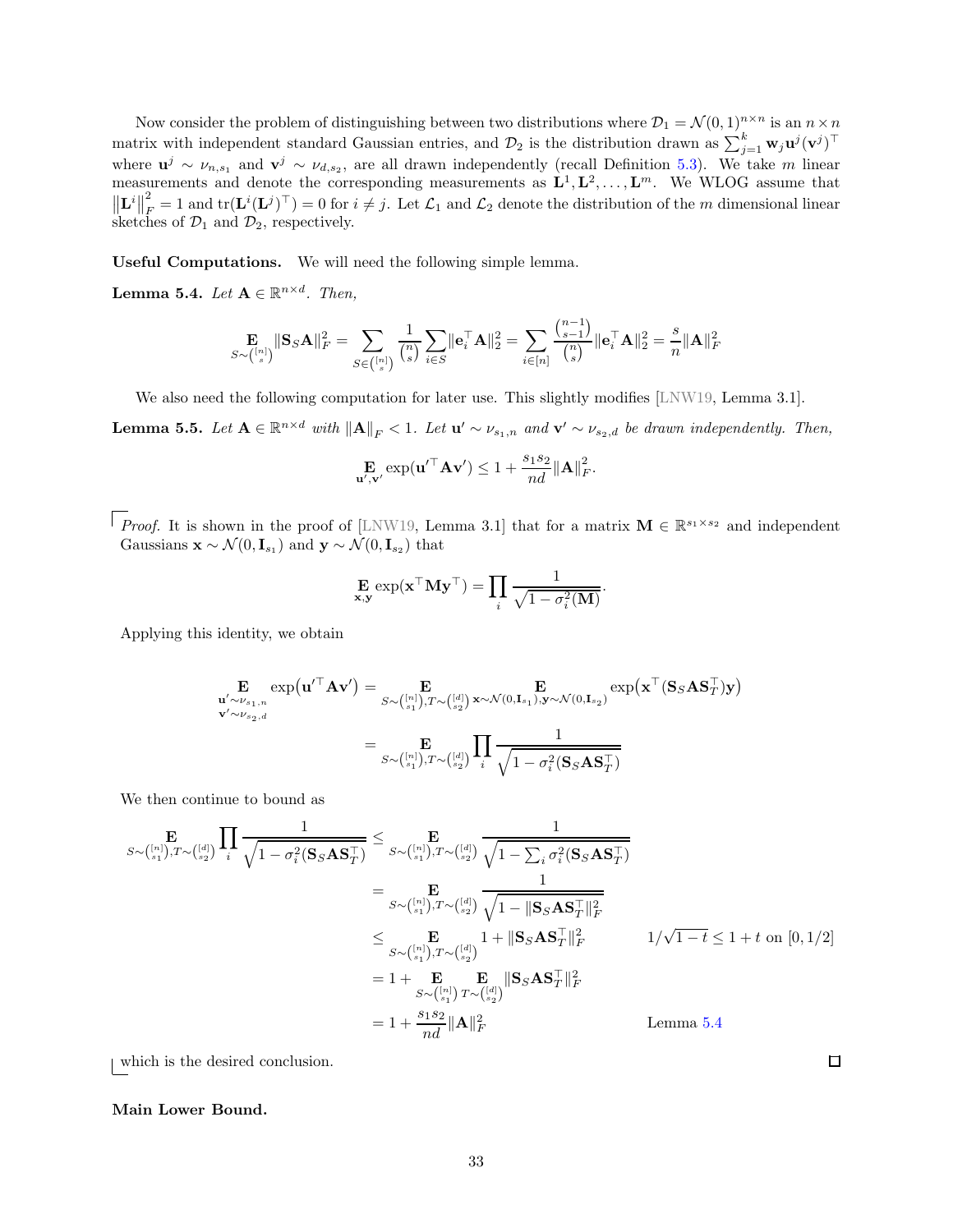Now consider the problem of distinguishing between two distributions where $\mathcal{D}_1 = \mathcal{N}(0,1)^{n\times n}$ is an $n \times n$ matrix with independent standard Gaussian entries, and $\mathcal{D}_2$ is the distribution drawn as $\sum_{j=1}^{k} \mathbf{w}_j \mathbf{u}^j (\mathbf{v}^j)^\top$ where $\mathbf{u}^j \sim \nu_{n,s_1}$ and $\mathbf{v}^j \sim \nu_{d,s_2}$, are all drawn independently (recall Definition 5.3). We take $m$ linear measurements and denote the corresponding measurements as $\mathbf{L}^1, \mathbf{L}^2, \ldots, \mathbf{L}^m$. We WLOG assume that $\left\|\mathbf{L}^i\right\|_F^2 = 1$ and $\operatorname{tr}(\mathbf{L}^i(\mathbf{L}^j)^\top) = 0$ for $i \neq j$. Let $\mathcal{L}_1$ and $\mathcal{L}_2$ denote the distribution of the $m$ dimensional linear sketches of $\mathcal{D}_1$ and $\mathcal{D}_2$, respectively.

**Useful Computations.** We will need the following simple lemma.

**Lemma 5.4.** *Let $\mathbf{A} \in \mathbb{R}^{n\times d}$. Then,*

$$\mathop{\mathbf{E}}_{S\sim\binom{[n]}{s}} \|\mathbf{S}_S\mathbf{A}\|_F^2 = \sum_{S\in\binom{[n]}{s}} \frac{1}{\binom{n}{s}} \sum_{i\in S} \|\mathbf{e}_i^\top \mathbf{A}\|_2^2 = \sum_{i\in[n]} \frac{\binom{n-1}{s-1}}{\binom{n}{s}} \|\mathbf{e}_i^\top \mathbf{A}\|_2^2 = \frac{s}{n}\|\mathbf{A}\|_F^2$$

We also need the following computation for later use. This slightly modifies [LNW19, Lemma 3.1].

**Lemma 5.5.** *Let $\mathbf{A} \in \mathbb{R}^{n\times d}$ with $\|\mathbf{A}\|_F < 1$. Let $\mathbf{u}' \sim \nu_{s_1,n}$ and $\mathbf{v}' \sim \nu_{s_2,d}$ be drawn independently. Then,*

$$\mathop{\mathbf{E}}_{\mathbf{u}',\mathbf{v}'} \exp(\mathbf{u}'^\top \mathbf{A}\mathbf{v}') \leq 1 + \frac{s_1 s_2}{nd}\|\mathbf{A}\|_F^2.$$

*Proof.* It is shown in the proof of [LNW19, Lemma 3.1] that for a matrix $\mathbf{M} \in \mathbb{R}^{s_1\times s_2}$ and independent Gaussians $\mathbf{x} \sim \mathcal{N}(0, \mathbf{I}_{s_1})$ and $\mathbf{y} \sim \mathcal{N}(0, \mathbf{I}_{s_2})$ that

$$\mathop{\mathbf{E}}_{\mathbf{x},\mathbf{y}} \exp(\mathbf{x}^\top \mathbf{M}\mathbf{y}^\top) = \prod_i \frac{1}{\sqrt{1-\sigma_i^2(\mathbf{M})}}.$$

Applying this identity, we obtain

$$\begin{aligned}
\mathop{\mathbf{E}}_{\substack{\mathbf{u}'\sim\nu_{s_1,n}\\ \mathbf{v}'\sim\nu_{s_2,d}}} \exp\left(\mathbf{u}'^\top \mathbf{A}\mathbf{v}'\right) &= \mathop{\mathbf{E}}_{S\sim\binom{[n]}{s_1}, T\sim\binom{[d]}{s_2}} \mathop{\mathbf{E}}_{\mathbf{x}\sim\mathcal{N}(0,\mathbf{I}_{s_1}),\mathbf{y}\sim\mathcal{N}(0,\mathbf{I}_{s_2})} \exp\left(\mathbf{x}^\top(\mathbf{S}_S\mathbf{A}\mathbf{S}_T^\top)\mathbf{y}\right) \\
&= \mathop{\mathbf{E}}_{S\sim\binom{[n]}{s_1}, T\sim\binom{[d]}{s_2}} \prod_i \frac{1}{\sqrt{1-\sigma_i^2(\mathbf{S}_S\mathbf{A}\mathbf{S}_T^\top)}}
\end{aligned}$$

We then continue to bound as

$$\begin{aligned}
\mathop{\mathbf{E}}_{S\sim\binom{[n]}{s_1}, T\sim\binom{[d]}{s_2}} \prod_i \frac{1}{\sqrt{1-\sigma_i^2(\mathbf{S}_S\mathbf{A}\mathbf{S}_T^\top)}} &\leq \mathop{\mathbf{E}}_{S\sim\binom{[n]}{s_1}, T\sim\binom{[d]}{s_2}} \frac{1}{\sqrt{1-\sum_i \sigma_i^2(\mathbf{S}_S\mathbf{A}\mathbf{S}_T^\top)}} \\
&= \mathop{\mathbf{E}}_{S\sim\binom{[n]}{s_1}, T\sim\binom{[d]}{s_2}} \frac{1}{\sqrt{1-\|\mathbf{S}_S\mathbf{A}\mathbf{S}_T^\top\|_F^2}} \\
&\leq \mathop{\mathbf{E}}_{S\sim\binom{[n]}{s_1}, T\sim\binom{[d]}{s_2}} 1 + \|\mathbf{S}_S\mathbf{A}\mathbf{S}_T^\top\|_F^2 && 1/\sqrt{1-t} \leq 1+t \text{ on } [0,1/2] \\
&= 1 + \mathop{\mathbf{E}}_{S\sim\binom{[n]}{s_1}} \mathop{\mathbf{E}}_{T\sim\binom{[d]}{s_2}} \|\mathbf{S}_S\mathbf{A}\mathbf{S}_T^\top\|_F^2 \\
&= 1 + \frac{s_1 s_2}{nd}\|\mathbf{A}\|_F^2 && \text{Lemma 5.4}
\end{aligned}$$

which is the desired conclusion. $\square$

**Main Lower Bound.**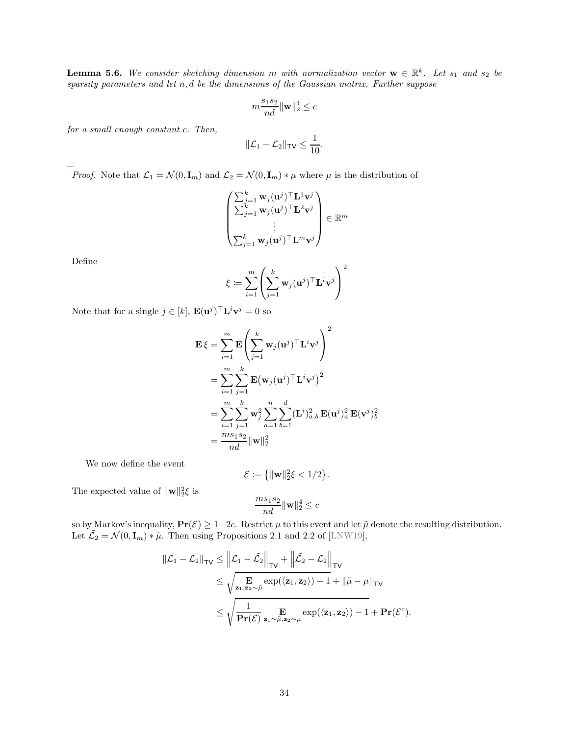**Lemma 5.6.** *We consider sketching dimension $m$ with normalization vector $\mathbf{w} \in \mathbb{R}^k$. Let $s_1$ and $s_2$ be sparsity parameters and let $n, d$ be the dimensions of the Gaussian matrix. Further suppose*

$$m \frac{s_1 s_2}{nd} \|\mathbf{w}\|_2^4 \leq c$$

*for a small enough constant $c$. Then,*

$$\|\mathcal{L}_1 - \mathcal{L}_2\|_{\mathsf{TV}} \leq \frac{1}{10}.$$

*Proof.* Note that $\mathcal{L}_1 = \mathcal{N}(0, \mathbf{I}_m)$ and $\mathcal{L}_2 = \mathcal{N}(0, \mathbf{I}_m) * \mu$ where $\mu$ is the distribution of

$$\begin{pmatrix} \sum_{j=1}^k \mathbf{w}_j (\mathbf{u}^j)^\top \mathbf{L}^1 \mathbf{v}^j \\ \sum_{j=1}^k \mathbf{w}_j (\mathbf{u}^j)^\top \mathbf{L}^2 \mathbf{v}^j \\ \vdots \\ \sum_{j=1}^k \mathbf{w}_j (\mathbf{u}^j)^\top \mathbf{L}^m \mathbf{v}^j \end{pmatrix} \in \mathbb{R}^m$$

Define

$$\xi \coloneqq \sum_{i=1}^m \left( \sum_{j=1}^k \mathbf{w}_j (\mathbf{u}^j)^\top \mathbf{L}^i \mathbf{v}^j \right)^2$$

Note that for a single $j \in [k]$, $\mathbf{E}(\mathbf{u}^j)^\top \mathbf{L}^i \mathbf{v}^j = 0$ so

$$\begin{aligned}
\mathbf{E}\,\xi &= \sum_{i=1}^m \mathbf{E}\left( \sum_{j=1}^k \mathbf{w}_j (\mathbf{u}^j)^\top \mathbf{L}^i \mathbf{v}^j \right)^2 \\
&= \sum_{i=1}^m \sum_{j=1}^k \mathbf{E}\big(\mathbf{w}_j (\mathbf{u}^j)^\top \mathbf{L}^i \mathbf{v}^j\big)^2 \\
&= \sum_{i=1}^m \sum_{j=1}^k \mathbf{w}_j^2 \sum_{a=1}^n \sum_{b=1}^d (\mathbf{L}^i)_{a,b}^2 \, \mathbf{E}(\mathbf{u}^j)_a^2 \, \mathbf{E}(\mathbf{v}^j)_b^2 \\
&= \frac{m s_1 s_2}{nd} \|\mathbf{w}\|_2^2
\end{aligned}$$

We now define the event

$$\mathcal{E} \coloneqq \left\{ \|\mathbf{w}\|_2^2 \xi < 1/2 \right\}.$$

The expected value of $\|\mathbf{w}\|_2^2 \xi$ is

$$\frac{m s_1 s_2}{nd} \|\mathbf{w}\|_2^4 \leq c$$

so by Markov's inequality, $\mathbf{Pr}(\mathcal{E}) \geq 1 - 2c$. Restrict $\mu$ to this event and let $\tilde{\mu}$ denote the resulting distribution. Let $\tilde{\mathcal{L}_2} = \mathcal{N}(0, \mathbf{I}_m) * \tilde{\mu}$. Then using Propositions 2.1 and 2.2 of [LNW19],

$$\begin{aligned}
\|\mathcal{L}_1 - \mathcal{L}_2\|_{\mathsf{TV}} &\leq \left\| \mathcal{L}_1 - \tilde{\mathcal{L}_2} \right\|_{\mathsf{TV}} + \left\| \tilde{\mathcal{L}_2} - \mathcal{L}_2 \right\|_{\mathsf{TV}} \\
&\leq \sqrt{ \mathop{\mathbf{E}}_{\mathbf{z}_1, \mathbf{z}_2 \sim \tilde{\mu}} \exp(\langle \mathbf{z}_1, \mathbf{z}_2 \rangle) - 1 } + \|\tilde{\mu} - \mu\|_{\mathsf{TV}} \\
&\leq \sqrt{ \frac{1}{\mathbf{Pr}(\mathcal{E})} \mathop{\mathbf{E}}_{\mathbf{z}_1 \sim \tilde{\mu}, \mathbf{z}_2 \sim \mu} \exp(\langle \mathbf{z}_1, \mathbf{z}_2 \rangle) - 1 } + \mathbf{Pr}(\mathcal{E}^c).
\end{aligned}$$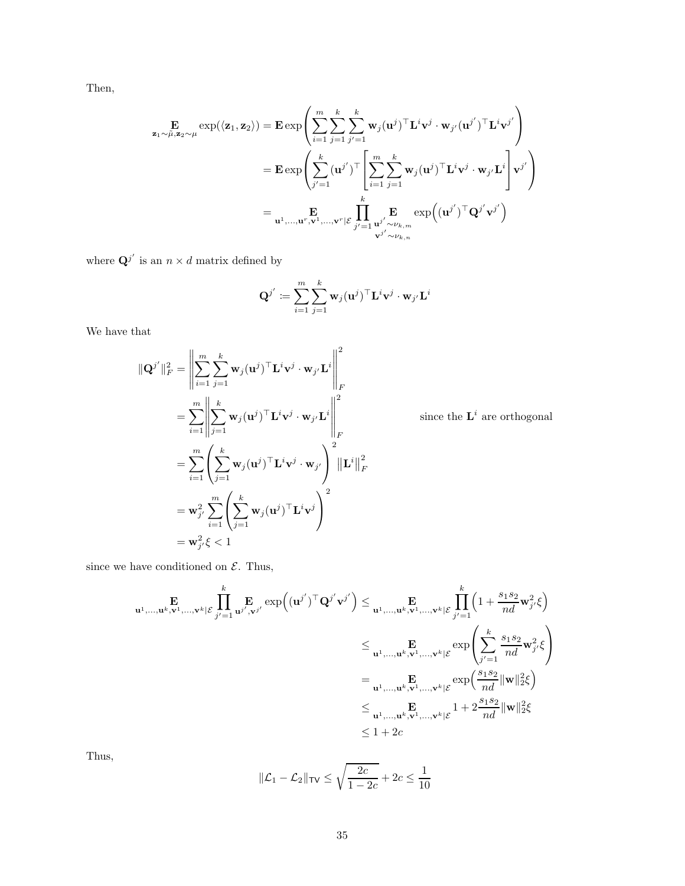Then,

$$
\begin{aligned}
\mathop{\mathbf{E}}_{\mathbf{z}_1 \sim \tilde{\mu}, \mathbf{z}_2 \sim \mu} \exp(\langle \mathbf{z}_1, \mathbf{z}_2 \rangle) &= \mathbf{E} \exp\left( \sum_{i=1}^{m} \sum_{j=1}^{k} \sum_{j'=1}^{k} \mathbf{w}_j (\mathbf{u}^j)^\top \mathbf{L}^i \mathbf{v}^j \cdot \mathbf{w}_{j'} (\mathbf{u}^{j'})^\top \mathbf{L}^i \mathbf{v}^{j'} \right) \\
&= \mathbf{E} \exp\left( \sum_{j'=1}^{k} (\mathbf{u}^{j'})^\top \left[ \sum_{i=1}^{m} \sum_{j=1}^{k} \mathbf{w}_j (\mathbf{u}^j)^\top \mathbf{L}^i \mathbf{v}^j \cdot \mathbf{w}_{j'} \mathbf{L}^i \right] \mathbf{v}^{j'} \right) \\
&= \mathop{\mathbf{E}}_{\mathbf{u}^1, \dots, \mathbf{u}^r, \mathbf{v}^1, \dots, \mathbf{v}^r \mid \mathcal{E}} \prod_{j'=1}^{k} \mathop{\mathbf{E}}_{\substack{\mathbf{u}^{j'} \sim \nu_{k,m} \\ \mathbf{v}^{j'} \sim \nu_{k,n}}} \exp\Big( (\mathbf{u}^{j'})^\top \mathbf{Q}^{j'} \mathbf{v}^{j'} \Big)
\end{aligned}
$$

where $\mathbf{Q}^{j'}$ is an $n \times d$ matrix defined by

$$
\mathbf{Q}^{j'} \coloneqq \sum_{i=1}^{m} \sum_{j=1}^{k} \mathbf{w}_j (\mathbf{u}^j)^\top \mathbf{L}^i \mathbf{v}^j \cdot \mathbf{w}_{j'} \mathbf{L}^i
$$

We have that

$$
\begin{aligned}
\|\mathbf{Q}^{j'}\|_F^2 &= \left\| \sum_{i=1}^{m} \sum_{j=1}^{k} \mathbf{w}_j (\mathbf{u}^j)^\top \mathbf{L}^i \mathbf{v}^j \cdot \mathbf{w}_{j'} \mathbf{L}^i \right\|_F^2 \\
&= \sum_{i=1}^{m} \left\| \sum_{j=1}^{k} \mathbf{w}_j (\mathbf{u}^j)^\top \mathbf{L}^i \mathbf{v}^j \cdot \mathbf{w}_{j'} \mathbf{L}^i \right\|_F^2 && \text{since the } \mathbf{L}^i \text{ are orthogonal} \\
&= \sum_{i=1}^{m} \left( \sum_{j=1}^{k} \mathbf{w}_j (\mathbf{u}^j)^\top \mathbf{L}^i \mathbf{v}^j \cdot \mathbf{w}_{j'} \right)^2 \left\| \mathbf{L}^i \right\|_F^2 \\
&= \mathbf{w}_{j'}^2 \sum_{i=1}^{m} \left( \sum_{j=1}^{k} \mathbf{w}_j (\mathbf{u}^j)^\top \mathbf{L}^i \mathbf{v}^j \right)^2 \\
&= \mathbf{w}_{j'}^2 \xi < 1
\end{aligned}
$$

since we have conditioned on $\mathcal{E}$. Thus,

$$
\begin{aligned}
\mathop{\mathbf{E}}_{\mathbf{u}^1, \dots, \mathbf{u}^k, \mathbf{v}^1, \dots, \mathbf{v}^k \mid \mathcal{E}} \prod_{j'=1}^{k} \mathop{\mathbf{E}}_{\mathbf{u}^{j'}, \mathbf{v}^{j'}} \exp\Big( (\mathbf{u}^{j'})^\top \mathbf{Q}^{j'} \mathbf{v}^{j'} \Big) &\leq \mathop{\mathbf{E}}_{\mathbf{u}^1, \dots, \mathbf{u}^k, \mathbf{v}^1, \dots, \mathbf{v}^k \mid \mathcal{E}} \prod_{j'=1}^{k} \Big( 1 + \frac{s_1 s_2}{nd} \mathbf{w}_{j'}^2 \xi \Big) \\
&\leq \mathop{\mathbf{E}}_{\mathbf{u}^1, \dots, \mathbf{u}^k, \mathbf{v}^1, \dots, \mathbf{v}^k \mid \mathcal{E}} \exp\left( \sum_{j'=1}^{k} \frac{s_1 s_2}{nd} \mathbf{w}_{j'}^2 \xi \right) \\
&= \mathop{\mathbf{E}}_{\mathbf{u}^1, \dots, \mathbf{u}^k, \mathbf{v}^1, \dots, \mathbf{v}^k \mid \mathcal{E}} \exp\Big( \frac{s_1 s_2}{nd} \|\mathbf{w}\|_2^2 \xi \Big) \\
&\leq \mathop{\mathbf{E}}_{\mathbf{u}^1, \dots, \mathbf{u}^k, \mathbf{v}^1, \dots, \mathbf{v}^k \mid \mathcal{E}} 1 + 2 \frac{s_1 s_2}{nd} \|\mathbf{w}\|_2^2 \xi \\
&\leq 1 + 2c
\end{aligned}
$$

Thus,

$$
\|\mathcal{L}_1 - \mathcal{L}_2\|_{\mathsf{TV}} \leq \sqrt{\frac{2c}{1 - 2c}} + 2c \leq \frac{1}{10}
$$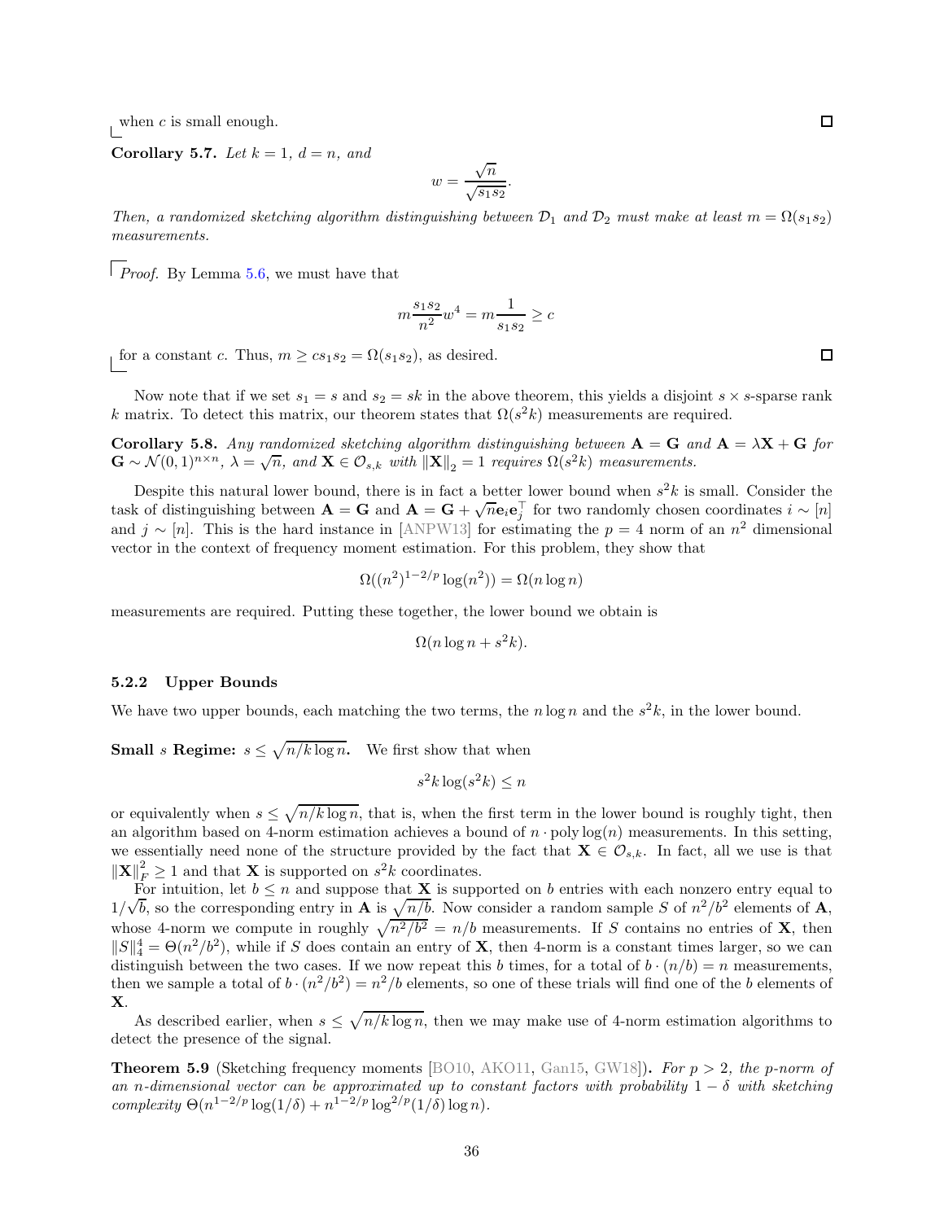when $c$ is small enough. ∎

**Corollary 5.7.** *Let $k = 1$, $d = n$, and*

$$w = \frac{\sqrt{n}}{\sqrt{s_1 s_2}}.$$

*Then, a randomized sketching algorithm distinguishing between $\mathcal{D}_1$ and $\mathcal{D}_2$ must make at least $m = \Omega(s_1 s_2)$ measurements.*

*Proof.* By Lemma 5.6, we must have that

$$m \frac{s_1 s_2}{n^2} w^4 = m \frac{1}{s_1 s_2} \geq c$$

for a constant $c$. Thus, $m \geq c s_1 s_2 = \Omega(s_1 s_2)$, as desired. ∎

Now note that if we set $s_1 = s$ and $s_2 = sk$ in the above theorem, this yields a disjoint $s \times s$-sparse rank $k$ matrix. To detect this matrix, our theorem states that $\Omega(s^2 k)$ measurements are required.

**Corollary 5.8.** *Any randomized sketching algorithm distinguishing between $\mathbf{A} = \mathbf{G}$ and $\mathbf{A} = \lambda \mathbf{X} + \mathbf{G}$ for $\mathbf{G} \sim \mathcal{N}(0,1)^{n \times n}$, $\lambda = \sqrt{n}$, and $\mathbf{X} \in \mathcal{O}_{s,k}$ with $\|\mathbf{X}\|_2 = 1$ requires $\Omega(s^2 k)$ measurements.*

Despite this natural lower bound, there is in fact a better lower bound when $s^2 k$ is small. Consider the task of distinguishing between $\mathbf{A} = \mathbf{G}$ and $\mathbf{A} = \mathbf{G} + \sqrt{n} \mathbf{e}_i \mathbf{e}_j^\top$ for two randomly chosen coordinates $i \sim [n]$ and $j \sim [n]$. This is the hard instance in [ANPW13] for estimating the $p = 4$ norm of an $n^2$ dimensional vector in the context of frequency moment estimation. For this problem, they show that

$$\Omega((n^2)^{1-2/p} \log(n^2)) = \Omega(n \log n)$$

measurements are required. Putting these together, the lower bound we obtain is

$$\Omega(n \log n + s^2 k).$$

### 5.2.2 Upper Bounds

We have two upper bounds, each matching the two terms, the $n \log n$ and the $s^2 k$, in the lower bound.

**Small $s$ Regime: $s \leq \sqrt{n/k \log n}$.** We first show that when

$$s^2 k \log(s^2 k) \leq n$$

or equivalently when $s \leq \sqrt{n/k \log n}$, that is, when the first term in the lower bound is roughly tight, then an algorithm based on 4-norm estimation achieves a bound of $n \cdot \operatorname{poly}\log(n)$ measurements. In this setting, we essentially need none of the structure provided by the fact that $\mathbf{X} \in \mathcal{O}_{s,k}$. In fact, all we use is that $\|\mathbf{X}\|_F^2 \geq 1$ and that $\mathbf{X}$ is supported on $s^2 k$ coordinates.

For intuition, let $b \leq n$ and suppose that $\mathbf{X}$ is supported on $b$ entries with each nonzero entry equal to $1/\sqrt{b}$, so the corresponding entry in $\mathbf{A}$ is $\sqrt{n/b}$. Now consider a random sample $S$ of $n^2/b^2$ elements of $\mathbf{A}$, whose 4-norm we compute in roughly $\sqrt{n^2/b^2} = n/b$ measurements. If $S$ contains no entries of $\mathbf{X}$, then $\|S\|_4^4 = \Theta(n^2/b^2)$, while if $S$ does contain an entry of $\mathbf{X}$, then 4-norm is a constant times larger, so we can distinguish between the two cases. If we now repeat this $b$ times, for a total of $b \cdot (n/b) = n$ measurements, then we sample a total of $b \cdot (n^2/b^2) = n^2/b$ elements, so one of these trials will find one of the $b$ elements of $\mathbf{X}$.

As described earlier, when $s \leq \sqrt{n/k \log n}$, then we may make use of 4-norm estimation algorithms to detect the presence of the signal.

**Theorem 5.9** (Sketching frequency moments [BO10, AKO11, Gan15, GW18])**.** *For $p > 2$, the $p$-norm of an $n$-dimensional vector can be approximated up to constant factors with probability $1 - \delta$ with sketching complexity $\Theta(n^{1-2/p} \log(1/\delta) + n^{1-2/p} \log^{2/p}(1/\delta) \log n)$.*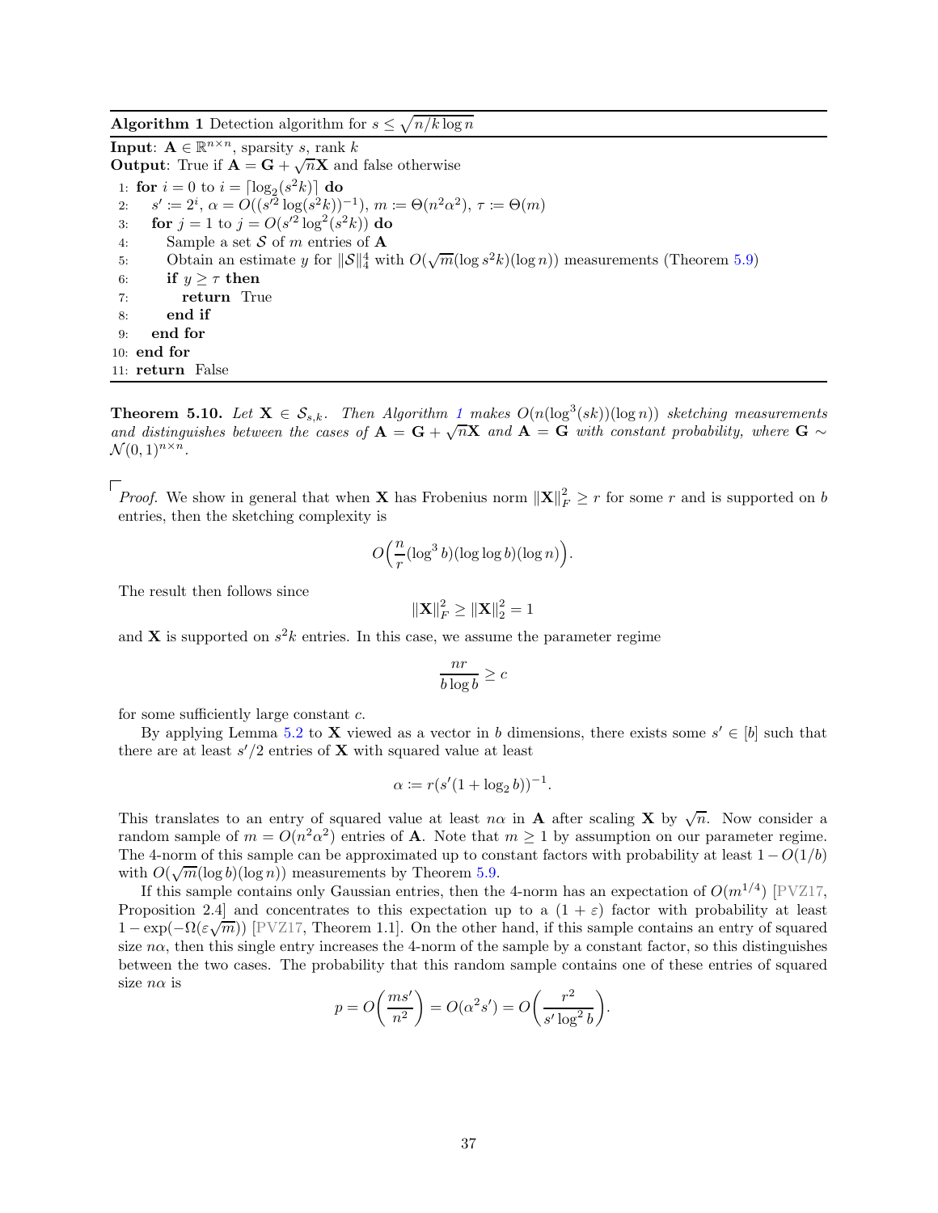**Algorithm 1** Detection algorithm for $s \le \sqrt{n/k \log n}$

**Input**: $\mathbf{A} \in \mathbb{R}^{n \times n}$, sparsity $s$, rank $k$
**Output**: True if $\mathbf{A} = \mathbf{G} + \sqrt{n}\mathbf{X}$ and false otherwise

```
1: for i = 0 to i = ⌈log_2(s^2 k)⌉ do
2:   s' := 2^i, α = O((s'^2 log(s^2 k))^{-1}), m := Θ(n^2 α^2), τ := Θ(m)
3:   for j = 1 to j = O(s'^2 log^2(s^2 k)) do
4:     Sample a set S of m entries of A
5:     Obtain an estimate y for ||S||_4^4 with O(√m (log s^2 k)(log n)) measurements (Theorem 5.9)
6:     if y ≥ τ then
7:       return True
8:     end if
9:   end for
10: end for
11: return False
```

**Theorem 5.10.** *Let $\mathbf{X} \in \mathcal{S}_{s,k}$. Then Algorithm 1 makes $O(n(\log^3(sk))(\log n))$ sketching measurements and distinguishes between the cases of $\mathbf{A} = \mathbf{G} + \sqrt{n}\mathbf{X}$ and $\mathbf{A} = \mathbf{G}$ with constant probability, where $\mathbf{G} \sim \mathcal{N}(0,1)^{n \times n}$.*

*Proof.* We show in general that when $\mathbf{X}$ has Frobenius norm $\|\mathbf{X}\|_F^2 \ge r$ for some $r$ and is supported on $b$ entries, then the sketching complexity is

$$O\Big(\frac{n}{r}(\log^3 b)(\log\log b)(\log n)\Big).$$

The result then follows since

$$\|\mathbf{X}\|_F^2 \ge \|\mathbf{X}\|_2^2 = 1$$

and $\mathbf{X}$ is supported on $s^2 k$ entries. In this case, we assume the parameter regime

$$\frac{nr}{b \log b} \ge c$$

for some sufficiently large constant $c$.

By applying Lemma 5.2 to $\mathbf{X}$ viewed as a vector in $b$ dimensions, there exists some $s' \in [b]$ such that there are at least $s'/2$ entries of $\mathbf{X}$ with squared value at least

$$\alpha := r(s'(1 + \log_2 b))^{-1}.$$

This translates to an entry of squared value at least $n\alpha$ in $\mathbf{A}$ after scaling $\mathbf{X}$ by $\sqrt{n}$. Now consider a random sample of $m = O(n^2\alpha^2)$ entries of $\mathbf{A}$. Note that $m \ge 1$ by assumption on our parameter regime. The 4-norm of this sample can be approximated up to constant factors with probability at least $1 - O(1/b)$ with $O(\sqrt{m}(\log b)(\log n))$ measurements by Theorem 5.9.

If this sample contains only Gaussian entries, then the 4-norm has an expectation of $O(m^{1/4})$ [PVZ17, Proposition 2.4] and concentrates to this expectation up to a $(1+\varepsilon)$ factor with probability at least $1 - \exp(-\Omega(\varepsilon\sqrt{m}))$ [PVZ17, Theorem 1.1]. On the other hand, if this sample contains an entry of squared size $n\alpha$, then this single entry increases the 4-norm of the sample by a constant factor, so this distinguishes between the two cases. The probability that this random sample contains one of these entries of squared size $n\alpha$ is

$$p = O\bigg(\frac{ms'}{n^2}\bigg) = O(\alpha^2 s') = O\bigg(\frac{r^2}{s' \log^2 b}\bigg).$$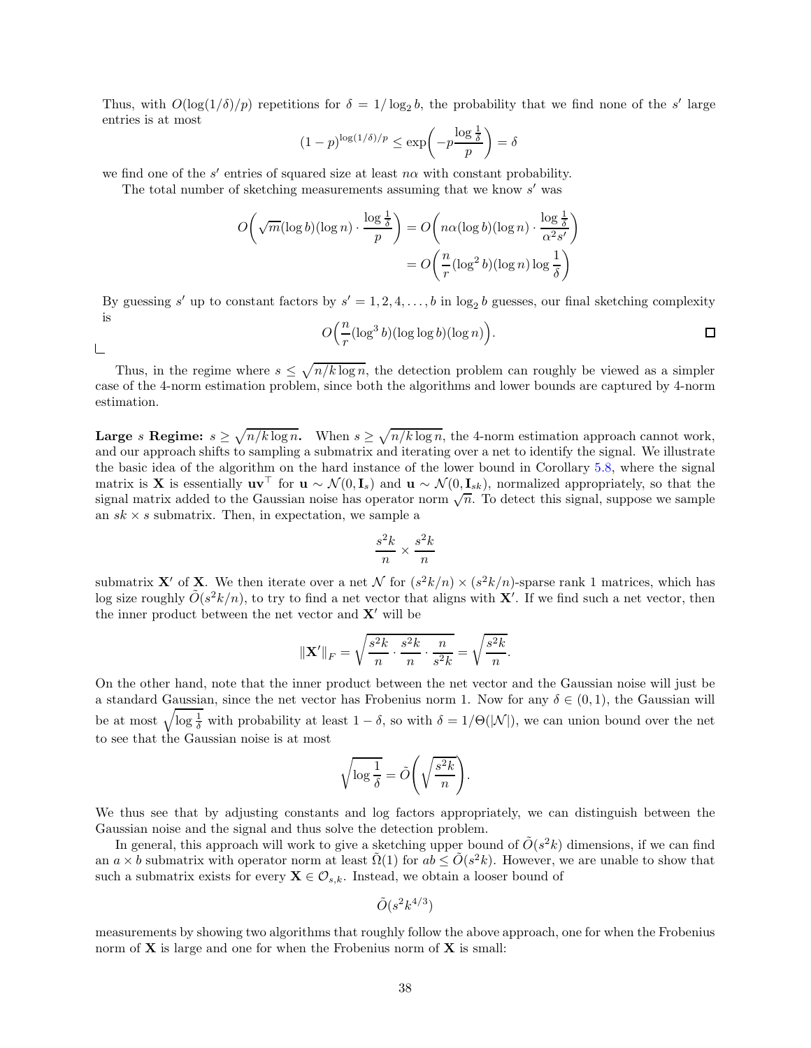Thus, with $O(\log(1/\delta)/p)$ repetitions for $\delta = 1/\log_2 b$, the probability that we find none of the $s'$ large entries is at most

$$(1-p)^{\log(1/\delta)/p} \leq \exp\left(-p\frac{\log\frac{1}{\delta}}{p}\right) = \delta$$

we find one of the $s'$ entries of squared size at least $n\alpha$ with constant probability.

The total number of sketching measurements assuming that we know $s'$ was

$$\begin{aligned} O\left(\sqrt{m}(\log b)(\log n)\cdot\frac{\log\frac{1}{\delta}}{p}\right) &= O\left(n\alpha(\log b)(\log n)\cdot\frac{\log\frac{1}{\delta}}{\alpha^2 s'}\right) \\ &= O\left(\frac{n}{r}(\log^2 b)(\log n)\log\frac{1}{\delta}\right) \end{aligned}$$

By guessing $s'$ up to constant factors by $s' = 1, 2, 4, \ldots, b$ in $\log_2 b$ guesses, our final sketching complexity is

$$O\left(\frac{n}{r}(\log^3 b)(\log\log b)(\log n)\right).$$

□

Thus, in the regime where $s \leq \sqrt{n/k\log n}$, the detection problem can roughly be viewed as a simpler case of the 4-norm estimation problem, since both the algorithms and lower bounds are captured by 4-norm estimation.

**Large $s$ Regime: $s \geq \sqrt{n/k\log n}$.** When $s \geq \sqrt{n/k\log n}$, the 4-norm estimation approach cannot work, and our approach shifts to sampling a submatrix and iterating over a net to identify the signal. We illustrate the basic idea of the algorithm on the hard instance of the lower bound in Corollary 5.8, where the signal matrix is $\mathbf{X}$ is essentially $\mathbf{u}\mathbf{v}^\top$ for $\mathbf{u} \sim \mathcal{N}(0, \mathbf{I}_s)$ and $\mathbf{u} \sim \mathcal{N}(0, \mathbf{I}_{sk})$, normalized appropriately, so that the signal matrix added to the Gaussian noise has operator norm $\sqrt{n}$. To detect this signal, suppose we sample an $sk \times s$ submatrix. Then, in expectation, we sample a

$$\frac{s^2k}{n} \times \frac{s^2k}{n}$$

submatrix $\mathbf{X}'$ of $\mathbf{X}$. We then iterate over a net $\mathcal{N}$ for $(s^2k/n) \times (s^2k/n)$-sparse rank 1 matrices, which has log size roughly $\tilde{O}(s^2k/n)$, to try to find a net vector that aligns with $\mathbf{X}'$. If we find such a net vector, then the inner product between the net vector and $\mathbf{X}'$ will be

$$\|\mathbf{X}'\|_F = \sqrt{\frac{s^2k}{n}\cdot\frac{s^2k}{n}\cdot\frac{n}{s^2k}} = \sqrt{\frac{s^2k}{n}}.$$

On the other hand, note that the inner product between the net vector and the Gaussian noise will just be a standard Gaussian, since the net vector has Frobenius norm 1. Now for any $\delta \in (0,1)$, the Gaussian will be at most $\sqrt{\log\frac{1}{\delta}}$ with probability at least $1-\delta$, so with $\delta = 1/\Theta(|\mathcal{N}|)$, we can union bound over the net to see that the Gaussian noise is at most

$$\sqrt{\log\frac{1}{\delta}} = \tilde{O}\left(\sqrt{\frac{s^2k}{n}}\right).$$

We thus see that by adjusting constants and log factors appropriately, we can distinguish between the Gaussian noise and the signal and thus solve the detection problem.

In general, this approach will work to give a sketching upper bound of $\tilde{O}(s^2k)$ dimensions, if we can find an $a \times b$ submatrix with operator norm at least $\tilde{\Omega}(1)$ for $ab \leq \tilde{O}(s^2k)$. However, we are unable to show that such a submatrix exists for every $\mathbf{X} \in \mathcal{O}_{s,k}$. Instead, we obtain a looser bound of

$$\tilde{O}(s^2k^{4/3})$$

measurements by showing two algorithms that roughly follow the above approach, one for when the Frobenius norm of $\mathbf{X}$ is large and one for when the Frobenius norm of $\mathbf{X}$ is small: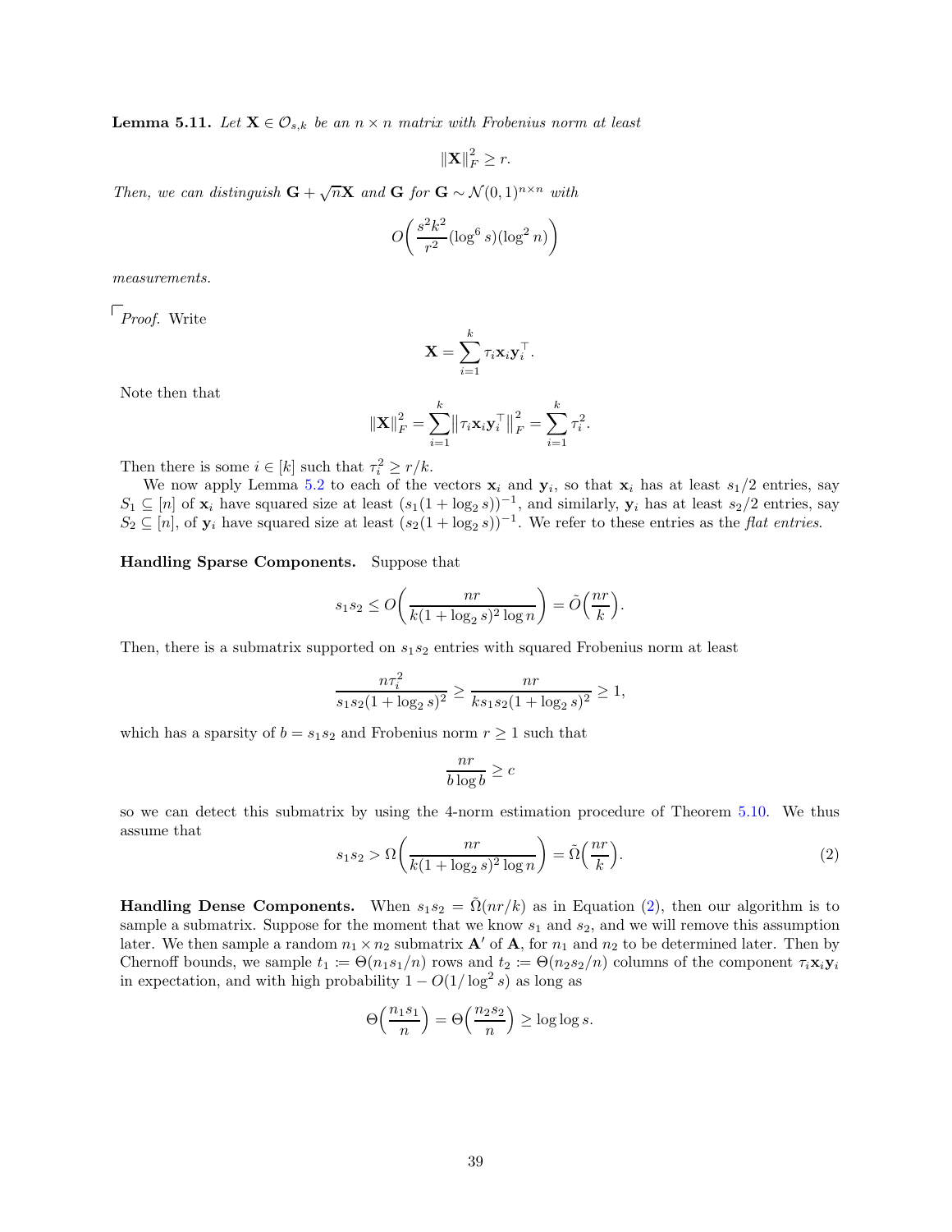**Lemma 5.11.** *Let $\mathbf{X} \in \mathcal{O}_{s,k}$ be an $n \times n$ matrix with Frobenius norm at least*

$$\|\mathbf{X}\|_F^2 \geq r.$$

*Then, we can distinguish $\mathbf{G} + \sqrt{n}\mathbf{X}$ and $\mathbf{G}$ for $\mathbf{G} \sim \mathcal{N}(0,1)^{n \times n}$ with*

$$O\left(\frac{s^2 k^2}{r^2}(\log^6 s)(\log^2 n)\right)$$

*measurements.*

*Proof.* Write

$$\mathbf{X} = \sum_{i=1}^{k} \tau_i \mathbf{x}_i \mathbf{y}_i^\top.$$

Note then that

$$\|\mathbf{X}\|_F^2 = \sum_{i=1}^{k} \left\|\tau_i \mathbf{x}_i \mathbf{y}_i^\top\right\|_F^2 = \sum_{i=1}^{k} \tau_i^2.$$

Then there is some $i \in [k]$ such that $\tau_i^2 \geq r/k$.

We now apply Lemma 5.2 to each of the vectors $\mathbf{x}_i$ and $\mathbf{y}_i$, so that $\mathbf{x}_i$ has at least $s_1/2$ entries, say $S_1 \subseteq [n]$ of $\mathbf{x}_i$ have squared size at least $(s_1(1+\log_2 s))^{-1}$, and similarly, $\mathbf{y}_i$ has at least $s_2/2$ entries, say $S_2 \subseteq [n]$, of $\mathbf{y}_i$ have squared size at least $(s_2(1+\log_2 s))^{-1}$. We refer to these entries as the *flat entries*.

**Handling Sparse Components.** Suppose that

$$s_1 s_2 \leq O\left(\frac{nr}{k(1+\log_2 s)^2 \log n}\right) = \tilde{O}\left(\frac{nr}{k}\right).$$

Then, there is a submatrix supported on $s_1 s_2$ entries with squared Frobenius norm at least

$$\frac{n\tau_i^2}{s_1 s_2 (1+\log_2 s)^2} \geq \frac{nr}{k s_1 s_2 (1+\log_2 s)^2} \geq 1,$$

which has a sparsity of $b = s_1 s_2$ and Frobenius norm $r \geq 1$ such that

$$\frac{nr}{b \log b} \geq c$$

so we can detect this submatrix by using the 4-norm estimation procedure of Theorem 5.10. We thus assume that

$$s_1 s_2 > \Omega\left(\frac{nr}{k(1+\log_2 s)^2 \log n}\right) = \tilde{\Omega}\left(\frac{nr}{k}\right). \tag{2}$$

**Handling Dense Components.** When $s_1 s_2 = \tilde{\Omega}(nr/k)$ as in Equation (2), then our algorithm is to sample a submatrix. Suppose for the moment that we know $s_1$ and $s_2$, and we will remove this assumption later. We then sample a random $n_1 \times n_2$ submatrix $\mathbf{A}'$ of $\mathbf{A}$, for $n_1$ and $n_2$ to be determined later. Then by Chernoff bounds, we sample $t_1 := \Theta(n_1 s_1/n)$ rows and $t_2 := \Theta(n_2 s_2/n)$ columns of the component $\tau_i \mathbf{x}_i \mathbf{y}_i$ in expectation, and with high probability $1 - O(1/\log^2 s)$ as long as

$$\Theta\left(\frac{n_1 s_1}{n}\right) = \Theta\left(\frac{n_2 s_2}{n}\right) \geq \log\log s.$$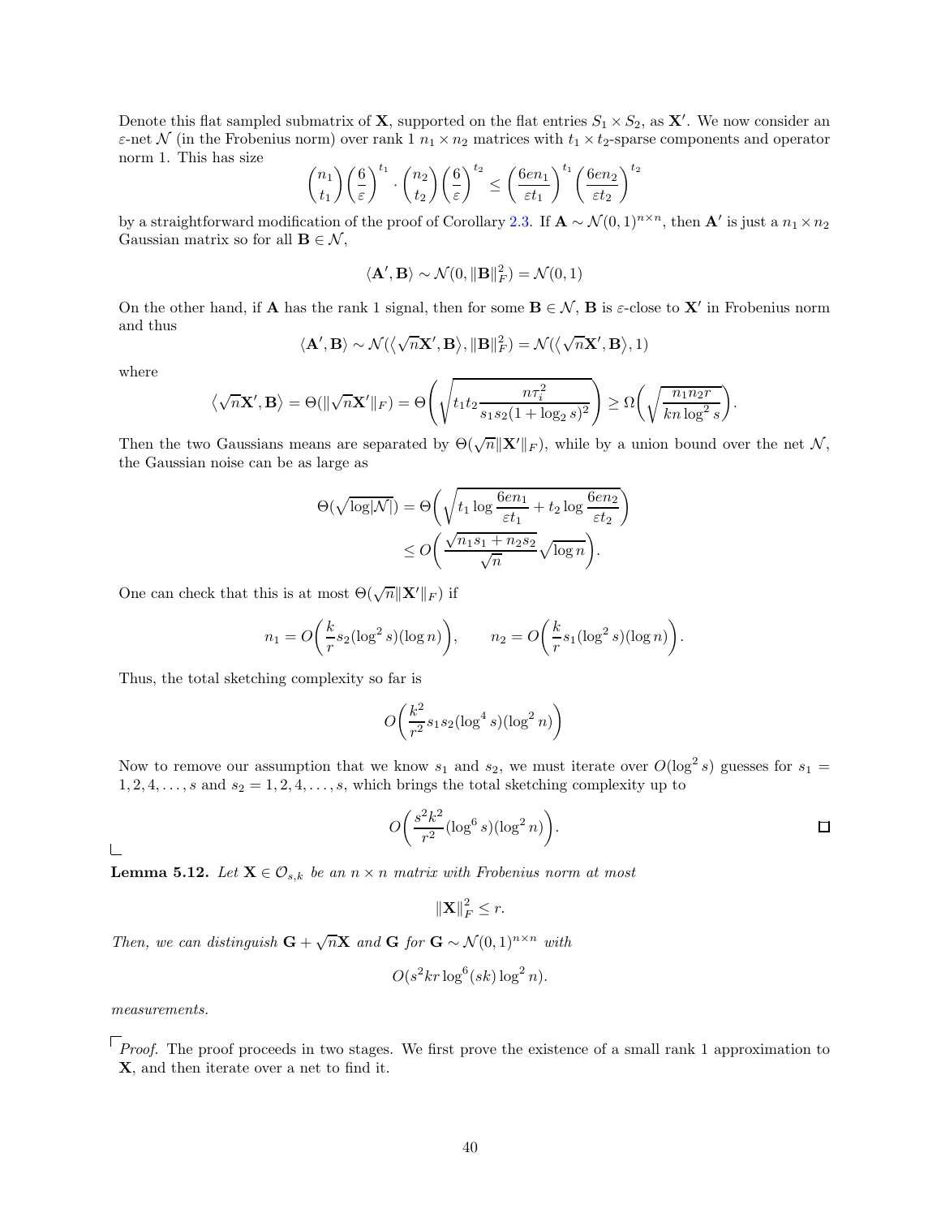Denote this flat sampled submatrix of $\mathbf{X}$, supported on the flat entries $S_1 \times S_2$, as $\mathbf{X}'$. We now consider an $\varepsilon$-net $\mathcal{N}$ (in the Frobenius norm) over rank 1 $n_1 \times n_2$ matrices with $t_1 \times t_2$-sparse components and operator norm 1. This has size

$$\binom{n_1}{t_1}\left(\frac{6}{\varepsilon}\right)^{t_1} \cdot \binom{n_2}{t_2}\left(\frac{6}{\varepsilon}\right)^{t_2} \leq \left(\frac{6en_1}{\varepsilon t_1}\right)^{t_1}\left(\frac{6en_2}{\varepsilon t_2}\right)^{t_2}$$

by a straightforward modification of the proof of Corollary 2.3. If $\mathbf{A} \sim \mathcal{N}(0,1)^{n\times n}$, then $\mathbf{A}'$ is just a $n_1 \times n_2$ Gaussian matrix so for all $\mathbf{B} \in \mathcal{N}$,

$$\langle \mathbf{A}', \mathbf{B} \rangle \sim \mathcal{N}(0, \|\mathbf{B}\|_F^2) = \mathcal{N}(0,1)$$

On the other hand, if $\mathbf{A}$ has the rank 1 signal, then for some $\mathbf{B} \in \mathcal{N}$, $\mathbf{B}$ is $\varepsilon$-close to $\mathbf{X}'$ in Frobenius norm and thus

$$\langle \mathbf{A}', \mathbf{B} \rangle \sim \mathcal{N}(\langle \sqrt{n}\mathbf{X}', \mathbf{B} \rangle, \|\mathbf{B}\|_F^2) = \mathcal{N}(\langle \sqrt{n}\mathbf{X}', \mathbf{B} \rangle, 1)$$

where

$$\langle \sqrt{n}\mathbf{X}', \mathbf{B} \rangle = \Theta(\|\sqrt{n}\mathbf{X}'\|_F) = \Theta\left(\sqrt{t_1 t_2 \frac{n\tau_i^2}{s_1 s_2 (1+\log_2 s)^2}}\right) \geq \Omega\left(\sqrt{\frac{n_1 n_2 r}{kn\log^2 s}}\right).$$

Then the two Gaussians means are separated by $\Theta(\sqrt{n}\|\mathbf{X}'\|_F)$, while by a union bound over the net $\mathcal{N}$, the Gaussian noise can be as large as

$$\begin{aligned}
\Theta(\sqrt{\log|\mathcal{N}|}) &= \Theta\left(\sqrt{t_1 \log\frac{6en_1}{\varepsilon t_1} + t_2 \log\frac{6en_2}{\varepsilon t_2}}\right) \\
&\leq O\left(\frac{\sqrt{n_1 s_1 + n_2 s_2}}{\sqrt{n}}\sqrt{\log n}\right).
\end{aligned}$$

One can check that this is at most $\Theta(\sqrt{n}\|\mathbf{X}'\|_F)$ if

$$n_1 = O\left(\frac{k}{r}s_2(\log^2 s)(\log n)\right), \qquad n_2 = O\left(\frac{k}{r}s_1(\log^2 s)(\log n)\right).$$

Thus, the total sketching complexity so far is

$$O\left(\frac{k^2}{r^2}s_1 s_2 (\log^4 s)(\log^2 n)\right)$$

Now to remove our assumption that we know $s_1$ and $s_2$, we must iterate over $O(\log^2 s)$ guesses for $s_1 = 1, 2, 4, \ldots, s$ and $s_2 = 1, 2, 4, \ldots, s$, which brings the total sketching complexity up to

$$O\left(\frac{s^2 k^2}{r^2}(\log^6 s)(\log^2 n)\right).$$

□

**Lemma 5.12.** *Let $\mathbf{X} \in \mathcal{O}_{s,k}$ be an $n \times n$ matrix with Frobenius norm at most*

$$\|\mathbf{X}\|_F^2 \leq r.$$

*Then, we can distinguish $\mathbf{G} + \sqrt{n}\mathbf{X}$ and $\mathbf{G}$ for $\mathbf{G} \sim \mathcal{N}(0,1)^{n\times n}$ with*

$$O(s^2 kr \log^6(sk)\log^2 n).$$

*measurements.*

*Proof.* The proof proceeds in two stages. We first prove the existence of a small rank 1 approximation to $\mathbf{X}$, and then iterate over a net to find it.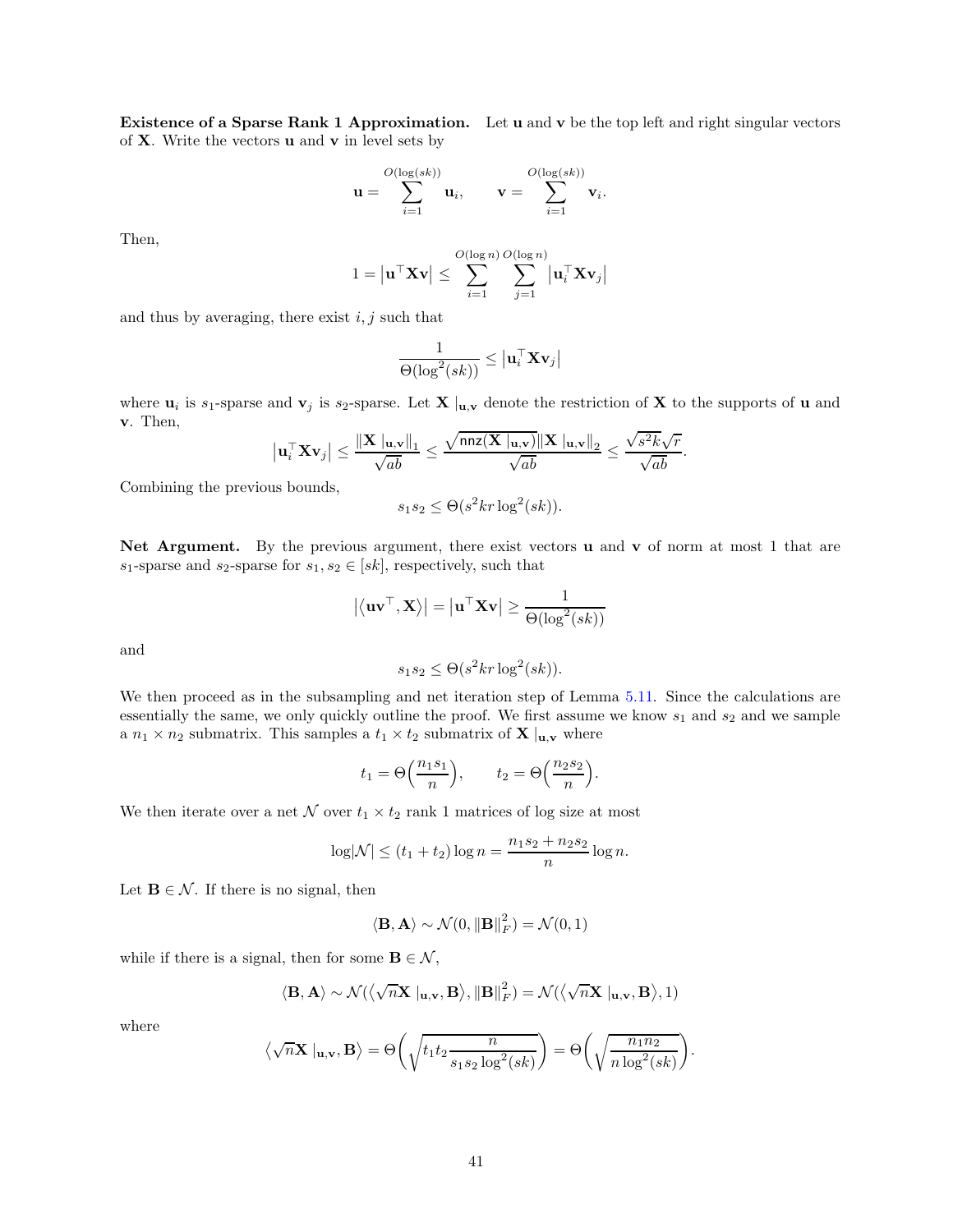**Existence of a Sparse Rank 1 Approximation.** Let $\mathbf{u}$ and $\mathbf{v}$ be the top left and right singular vectors of $\mathbf{X}$. Write the vectors $\mathbf{u}$ and $\mathbf{v}$ in level sets by

$$\mathbf{u} = \sum_{i=1}^{O(\log(sk))} \mathbf{u}_i, \qquad \mathbf{v} = \sum_{i=1}^{O(\log(sk))} \mathbf{v}_i.$$

Then,

$$1 = \left|\mathbf{u}^\top \mathbf{X} \mathbf{v}\right| \leq \sum_{i=1}^{O(\log n)} \sum_{j=1}^{O(\log n)} \left|\mathbf{u}_i^\top \mathbf{X} \mathbf{v}_j\right|$$

and thus by averaging, there exist $i, j$ such that

$$\frac{1}{\Theta(\log^2(sk))} \leq \left|\mathbf{u}_i^\top \mathbf{X} \mathbf{v}_j\right|$$

where $\mathbf{u}_i$ is $s_1$-sparse and $\mathbf{v}_j$ is $s_2$-sparse. Let $\mathbf{X}\mid_{\mathbf{u},\mathbf{v}}$ denote the restriction of $\mathbf{X}$ to the supports of $\mathbf{u}$ and $\mathbf{v}$. Then,

$$\left|\mathbf{u}_i^\top \mathbf{X} \mathbf{v}_j\right| \leq \frac{\|\mathbf{X}\mid_{\mathbf{u},\mathbf{v}}\|_1}{\sqrt{ab}} \leq \frac{\sqrt{\mathsf{nnz}(\mathbf{X}\mid_{\mathbf{u},\mathbf{v}})}\|\mathbf{X}\mid_{\mathbf{u},\mathbf{v}}\|_2}{\sqrt{ab}} \leq \frac{\sqrt{s^2 k}\sqrt{r}}{\sqrt{ab}}.$$

Combining the previous bounds,

$$s_1 s_2 \leq \Theta(s^2 k r \log^2(sk)).$$

**Net Argument.** By the previous argument, there exist vectors $\mathbf{u}$ and $\mathbf{v}$ of norm at most 1 that are $s_1$-sparse and $s_2$-sparse for $s_1, s_2 \in [sk]$, respectively, such that

$$\left|\langle \mathbf{u}\mathbf{v}^\top, \mathbf{X}\rangle\right| = \left|\mathbf{u}^\top \mathbf{X} \mathbf{v}\right| \geq \frac{1}{\Theta(\log^2(sk))}$$

and

$$s_1 s_2 \leq \Theta(s^2 k r \log^2(sk)).$$

We then proceed as in the subsampling and net iteration step of Lemma 5.11. Since the calculations are essentially the same, we only quickly outline the proof. We first assume we know $s_1$ and $s_2$ and we sample a $n_1 \times n_2$ submatrix. This samples a $t_1 \times t_2$ submatrix of $\mathbf{X}\mid_{\mathbf{u},\mathbf{v}}$ where

$$t_1 = \Theta\Big(\frac{n_1 s_1}{n}\Big), \qquad t_2 = \Theta\Big(\frac{n_2 s_2}{n}\Big).$$

We then iterate over a net $\mathcal{N}$ over $t_1 \times t_2$ rank 1 matrices of log size at most

$$\log|\mathcal{N}| \leq (t_1 + t_2)\log n = \frac{n_1 s_2 + n_2 s_2}{n}\log n.$$

Let $\mathbf{B} \in \mathcal{N}$. If there is no signal, then

$$\langle \mathbf{B}, \mathbf{A}\rangle \sim \mathcal{N}(0, \|\mathbf{B}\|_F^2) = \mathcal{N}(0, 1)$$

while if there is a signal, then for some $\mathbf{B} \in \mathcal{N}$,

$$\langle \mathbf{B}, \mathbf{A}\rangle \sim \mathcal{N}(\langle \sqrt{n}\mathbf{X}\mid_{\mathbf{u},\mathbf{v}}, \mathbf{B}\rangle, \|\mathbf{B}\|_F^2) = \mathcal{N}(\langle \sqrt{n}\mathbf{X}\mid_{\mathbf{u},\mathbf{v}}, \mathbf{B}\rangle, 1)$$

where

$$\langle \sqrt{n}\mathbf{X}\mid_{\mathbf{u},\mathbf{v}}, \mathbf{B}\rangle = \Theta\left(\sqrt{t_1 t_2 \frac{n}{s_1 s_2 \log^2(sk)}}\right) = \Theta\left(\sqrt{\frac{n_1 n_2}{n \log^2(sk)}}\right).$$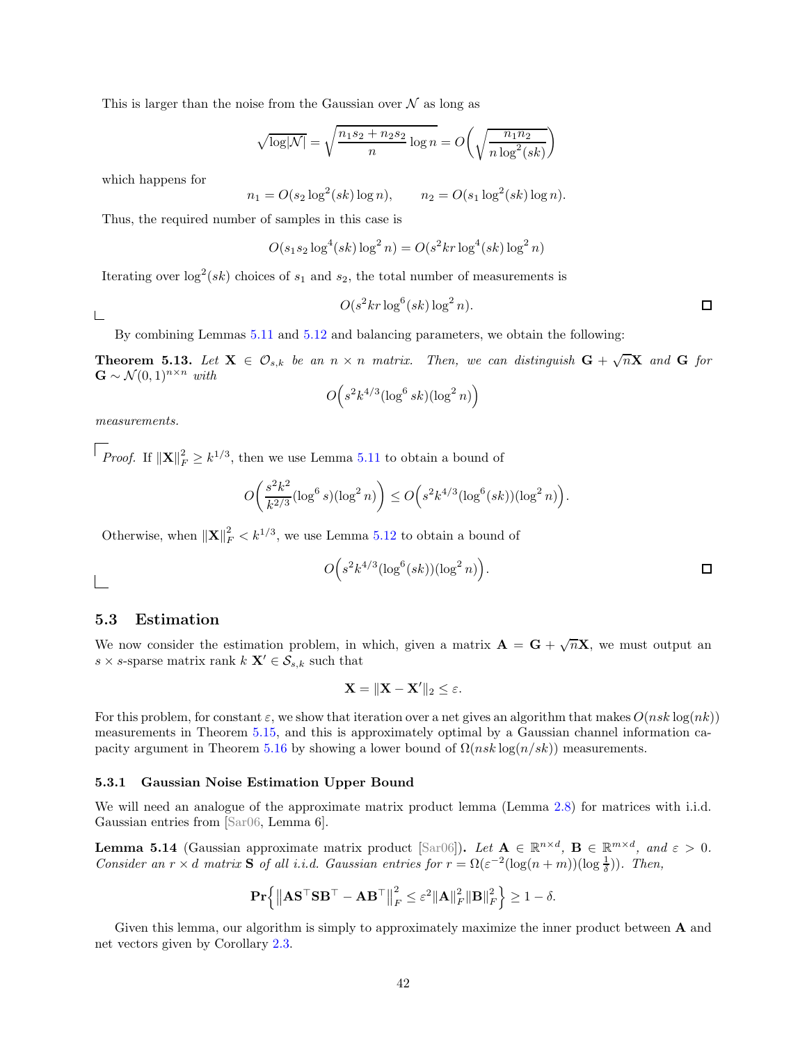This is larger than the noise from the Gaussian over $\mathcal{N}$ as long as

$$\sqrt{\log|\mathcal{N}|} = \sqrt{\frac{n_1 s_2 + n_2 s_2}{n} \log n} = O\left(\sqrt{\frac{n_1 n_2}{n \log^2(sk)}}\right)$$

which happens for

$$n_1 = O(s_2 \log^2(sk) \log n), \qquad n_2 = O(s_1 \log^2(sk) \log n).$$

Thus, the required number of samples in this case is

$$O(s_1 s_2 \log^4(sk) \log^2 n) = O(s^2 kr \log^4(sk) \log^2 n)$$

Iterating over $\log^2(sk)$ choices of $s_1$ and $s_2$, the total number of measurements is

$$O(s^2 kr \log^6(sk) \log^2 n).$$

□

By combining Lemmas 5.11 and 5.12 and balancing parameters, we obtain the following:

**Theorem 5.13.** *Let $\mathbf{X} \in \mathcal{O}_{s,k}$ be an $n \times n$ matrix. Then, we can distinguish $\mathbf{G} + \sqrt{n}\mathbf{X}$ and $\mathbf{G}$ for $\mathbf{G} \sim \mathcal{N}(0,1)^{n \times n}$ with*

$$O\left(s^2 k^{4/3} (\log^6 sk)(\log^2 n)\right)$$

*measurements.*

*Proof.* If $\|\mathbf{X}\|_F^2 \geq k^{1/3}$, then we use Lemma 5.11 to obtain a bound of

$$O\left(\frac{s^2 k^2}{k^{2/3}} (\log^6 s)(\log^2 n)\right) \leq O\left(s^2 k^{4/3} (\log^6(sk))(\log^2 n)\right).$$

Otherwise, when $\|\mathbf{X}\|_F^2 < k^{1/3}$, we use Lemma 5.12 to obtain a bound of

$$O\left(s^2 k^{4/3} (\log^6(sk))(\log^2 n)\right).$$

□

## 5.3 Estimation

We now consider the estimation problem, in which, given a matrix $\mathbf{A} = \mathbf{G} + \sqrt{n}\mathbf{X}$, we must output an $s \times s$-sparse matrix rank $k$ $\mathbf{X}' \in \mathcal{S}_{s,k}$ such that

$$\mathbf{X} = \|\mathbf{X} - \mathbf{X}'\|_2 \leq \varepsilon.$$

For this problem, for constant $\varepsilon$, we show that iteration over a net gives an algorithm that makes $O(nsk \log(nk))$ measurements in Theorem 5.15, and this is approximately optimal by a Gaussian channel information capacity argument in Theorem 5.16 by showing a lower bound of $\Omega(nsk \log(n/sk))$ measurements.

### 5.3.1 Gaussian Noise Estimation Upper Bound

We will need an analogue of the approximate matrix product lemma (Lemma 2.8) for matrices with i.i.d. Gaussian entries from [Sar06, Lemma 6].

**Lemma 5.14** (Gaussian approximate matrix product [Sar06])**.** *Let $\mathbf{A} \in \mathbb{R}^{n \times d}$, $\mathbf{B} \in \mathbb{R}^{m \times d}$, and $\varepsilon > 0$. Consider an $r \times d$ matrix $\mathbf{S}$ of all i.i.d. Gaussian entries for $r = \Omega(\varepsilon^{-2}(\log(n+m))(\log \frac{1}{\delta}))$. Then,*

$$\mathbf{Pr}\left\{\left\|\mathbf{A}\mathbf{S}^\top \mathbf{S}\mathbf{B}^\top - \mathbf{A}\mathbf{B}^\top\right\|_F^2 \leq \varepsilon^2 \|\mathbf{A}\|_F^2 \|\mathbf{B}\|_F^2\right\} \geq 1 - \delta.$$

Given this lemma, our algorithm is simply to approximately maximize the inner product between $\mathbf{A}$ and net vectors given by Corollary 2.3.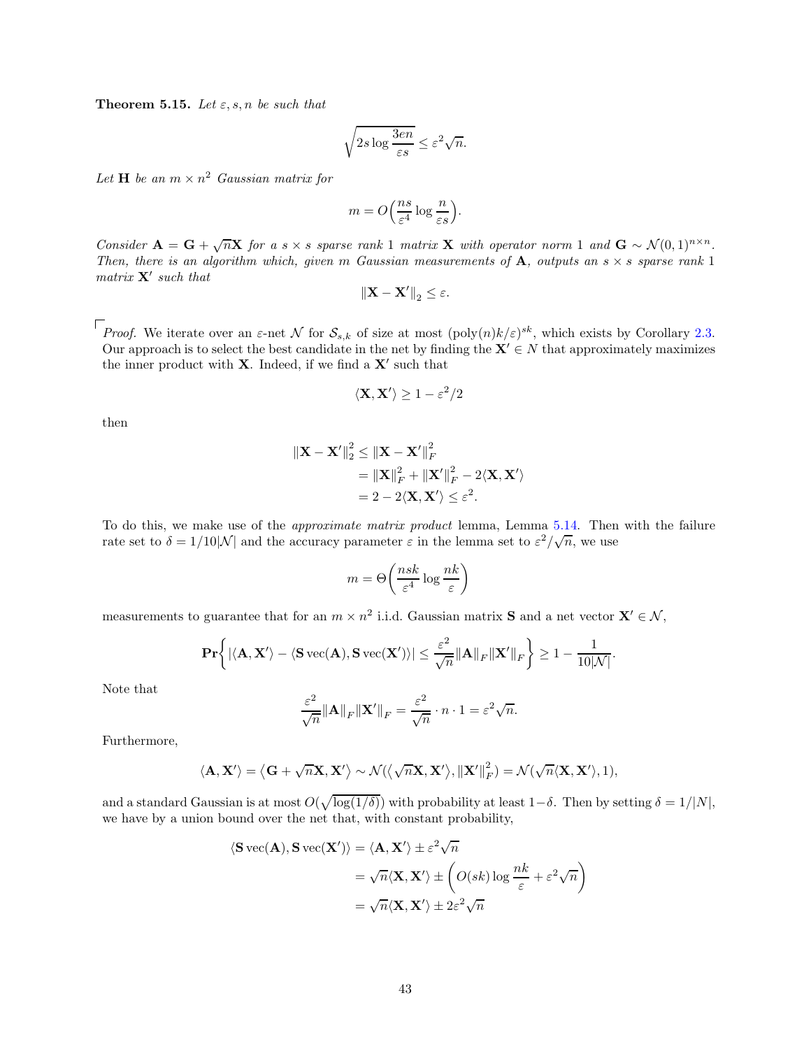**Theorem 5.15.** *Let $\varepsilon, s, n$ be such that*

$$\sqrt{2s \log \frac{3en}{\varepsilon s}} \leq \varepsilon^2 \sqrt{n}.$$

*Let $\mathbf{H}$ be an $m \times n^2$ Gaussian matrix for*

$$m = O\Big(\frac{ns}{\varepsilon^4} \log \frac{n}{\varepsilon s}\Big).$$

*Consider $\mathbf{A} = \mathbf{G} + \sqrt{n}\mathbf{X}$ for a $s \times s$ sparse rank 1 matrix $\mathbf{X}$ with operator norm 1 and $\mathbf{G} \sim \mathcal{N}(0,1)^{n \times n}$. Then, there is an algorithm which, given $m$ Gaussian measurements of $\mathbf{A}$, outputs an $s \times s$ sparse rank 1 matrix $\mathbf{X}'$ such that*

$$\|\mathbf{X} - \mathbf{X}'\|_2 \leq \varepsilon.$$

*Proof.* We iterate over an $\varepsilon$-net $\mathcal{N}$ for $\mathcal{S}_{s,k}$ of size at most $(\mathrm{poly}(n)k/\varepsilon)^{sk}$, which exists by Corollary 2.3. Our approach is to select the best candidate in the net by finding the $\mathbf{X}' \in N$ that approximately maximizes the inner product with $\mathbf{X}$. Indeed, if we find a $\mathbf{X}'$ such that

$$\langle \mathbf{X}, \mathbf{X}' \rangle \geq 1 - \varepsilon^2/2$$

then

$$\begin{aligned}
\|\mathbf{X} - \mathbf{X}'\|_2^2 &\leq \|\mathbf{X} - \mathbf{X}'\|_F^2 \\
&= \|\mathbf{X}\|_F^2 + \|\mathbf{X}'\|_F^2 - 2\langle \mathbf{X}, \mathbf{X}' \rangle \\
&= 2 - 2\langle \mathbf{X}, \mathbf{X}' \rangle \leq \varepsilon^2.
\end{aligned}$$

To do this, we make use of the *approximate matrix product* lemma, Lemma 5.14. Then with the failure rate set to $\delta = 1/10|\mathcal{N}|$ and the accuracy parameter $\varepsilon$ in the lemma set to $\varepsilon^2/\sqrt{n}$, we use

$$m = \Theta\bigg(\frac{nsk}{\varepsilon^4} \log \frac{nk}{\varepsilon}\bigg)$$

measurements to guarantee that for an $m \times n^2$ i.i.d. Gaussian matrix $\mathbf{S}$ and a net vector $\mathbf{X}' \in \mathcal{N}$,

$$\mathbf{Pr}\bigg\{ |\langle \mathbf{A}, \mathbf{X}' \rangle - \langle \mathbf{S}\,\mathrm{vec}(\mathbf{A}), \mathbf{S}\,\mathrm{vec}(\mathbf{X}') \rangle| \leq \frac{\varepsilon^2}{\sqrt{n}} \|\mathbf{A}\|_F \|\mathbf{X}'\|_F \bigg\} \geq 1 - \frac{1}{10|\mathcal{N}|}.$$

Note that

$$\frac{\varepsilon^2}{\sqrt{n}} \|\mathbf{A}\|_F \|\mathbf{X}'\|_F = \frac{\varepsilon^2}{\sqrt{n}} \cdot n \cdot 1 = \varepsilon^2 \sqrt{n}.$$

Furthermore,

$$\langle \mathbf{A}, \mathbf{X}' \rangle = \big\langle \mathbf{G} + \sqrt{n}\mathbf{X}, \mathbf{X}' \big\rangle \sim \mathcal{N}(\langle \sqrt{n}\mathbf{X}, \mathbf{X}' \rangle, \|\mathbf{X}'\|_F^2) = \mathcal{N}(\sqrt{n}\langle \mathbf{X}, \mathbf{X}' \rangle, 1),$$

and a standard Gaussian is at most $O(\sqrt{\log(1/\delta)})$ with probability at least $1-\delta$. Then by setting $\delta = 1/|N|$, we have by a union bound over the net that, with constant probability,

$$\begin{aligned}
\langle \mathbf{S}\,\mathrm{vec}(\mathbf{A}), \mathbf{S}\,\mathrm{vec}(\mathbf{X}') \rangle &= \langle \mathbf{A}, \mathbf{X}' \rangle \pm \varepsilon^2 \sqrt{n} \\
&= \sqrt{n}\langle \mathbf{X}, \mathbf{X}' \rangle \pm \bigg( O(sk) \log \frac{nk}{\varepsilon} + \varepsilon^2 \sqrt{n} \bigg) \\
&= \sqrt{n}\langle \mathbf{X}, \mathbf{X}' \rangle \pm 2\varepsilon^2 \sqrt{n}
\end{aligned}$$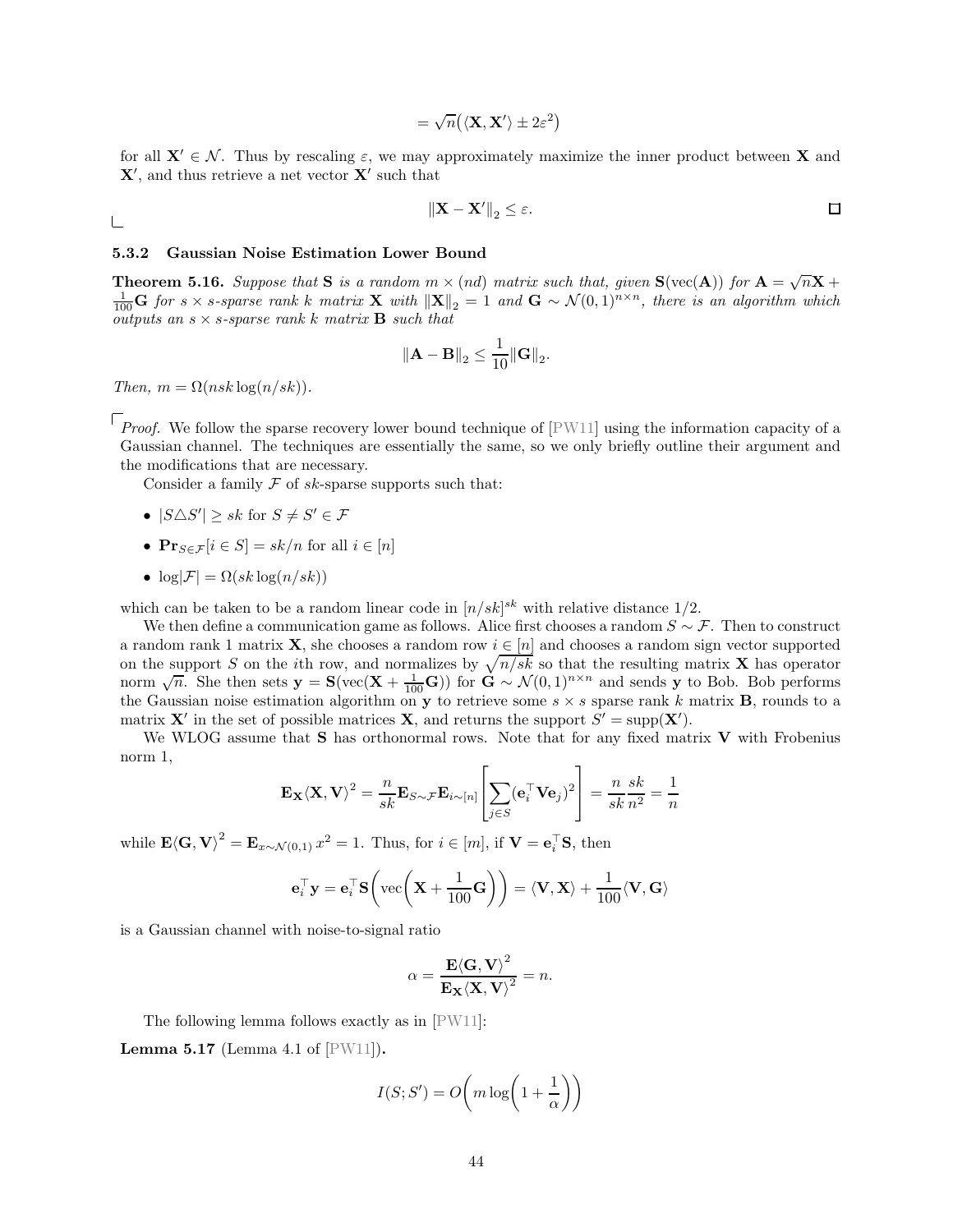$$= \sqrt{n}\big(\langle \mathbf{X}, \mathbf{X}' \rangle \pm 2\varepsilon^2\big)$$

for all $\mathbf{X}' \in \mathcal{N}$. Thus by rescaling $\varepsilon$, we may approximately maximize the inner product between $\mathbf{X}$ and $\mathbf{X}'$, and thus retrieve a net vector $\mathbf{X}'$ such that

$$\|\mathbf{X} - \mathbf{X}'\|_2 \leq \varepsilon.$$

□

#### 5.3.2 Gaussian Noise Estimation Lower Bound

**Theorem 5.16.** *Suppose that $\mathbf{S}$ is a random $m \times (nd)$ matrix such that, given $\mathbf{S}(\mathrm{vec}(\mathbf{A}))$ for $\mathbf{A} = \sqrt{n}\mathbf{X} + \frac{1}{100}\mathbf{G}$ for $s \times s$-sparse rank $k$ matrix $\mathbf{X}$ with $\|\mathbf{X}\|_2 = 1$ and $\mathbf{G} \sim \mathcal{N}(0,1)^{n\times n}$, there is an algorithm which outputs an $s \times s$-sparse rank $k$ matrix $\mathbf{B}$ such that*

$$\|\mathbf{A} - \mathbf{B}\|_2 \leq \frac{1}{10}\|\mathbf{G}\|_2.$$

*Then, $m = \Omega(nsk\log(n/sk))$.*

*Proof.* We follow the sparse recovery lower bound technique of [PW11] using the information capacity of a Gaussian channel. The techniques are essentially the same, so we only briefly outline their argument and the modifications that are necessary.

Consider a family $\mathcal{F}$ of $sk$-sparse supports such that:

- $|S \triangle S'| \geq sk$ for $S \neq S' \in \mathcal{F}$
- $\mathbf{Pr}_{S\in\mathcal{F}}[i \in S] = sk/n$ for all $i \in [n]$
- $\log|\mathcal{F}| = \Omega(sk\log(n/sk))$

which can be taken to be a random linear code in $[n/sk]^{sk}$ with relative distance $1/2$.

We then define a communication game as follows. Alice first chooses a random $S \sim \mathcal{F}$. Then to construct a random rank 1 matrix $\mathbf{X}$, she chooses a random row $i \in [n]$ and chooses a random sign vector supported on the support $S$ on the $i$th row, and normalizes by $\sqrt{n/sk}$ so that the resulting matrix $\mathbf{X}$ has operator norm $\sqrt{n}$. She then sets $\mathbf{y} = \mathbf{S}(\mathrm{vec}(\mathbf{X} + \frac{1}{100}\mathbf{G}))$ for $\mathbf{G} \sim \mathcal{N}(0,1)^{n\times n}$ and sends $\mathbf{y}$ to Bob. Bob performs the Gaussian noise estimation algorithm on $\mathbf{y}$ to retrieve some $s \times s$ sparse rank $k$ matrix $\mathbf{B}$, rounds to a matrix $\mathbf{X}'$ in the set of possible matrices $\mathbf{X}$, and returns the support $S' = \mathrm{supp}(\mathbf{X}')$.

We WLOG assume that $\mathbf{S}$ has orthonormal rows. Note that for any fixed matrix $\mathbf{V}$ with Frobenius norm 1,

$$\mathbf{E}_{\mathbf{X}}\langle \mathbf{X}, \mathbf{V}\rangle^2 = \frac{n}{sk}\mathbf{E}_{S\sim\mathcal{F}}\mathbf{E}_{i\sim[n]}\left[\sum_{j\in S}(\mathbf{e}_i^\top \mathbf{V}\mathbf{e}_j)^2\right] = \frac{n}{sk}\frac{sk}{n^2} = \frac{1}{n}$$

while $\mathbf{E}\langle \mathbf{G}, \mathbf{V}\rangle^2 = \mathbf{E}_{x\sim\mathcal{N}(0,1)}\, x^2 = 1$. Thus, for $i \in [m]$, if $\mathbf{V} = \mathbf{e}_i^\top \mathbf{S}$, then

$$\mathbf{e}_i^\top \mathbf{y} = \mathbf{e}_i^\top \mathbf{S}\left(\mathrm{vec}\left(\mathbf{X} + \frac{1}{100}\mathbf{G}\right)\right) = \langle \mathbf{V}, \mathbf{X}\rangle + \frac{1}{100}\langle \mathbf{V}, \mathbf{G}\rangle$$

is a Gaussian channel with noise-to-signal ratio

$$\alpha = \frac{\mathbf{E}\langle \mathbf{G}, \mathbf{V}\rangle^2}{\mathbf{E}_{\mathbf{X}}\langle \mathbf{X}, \mathbf{V}\rangle^2} = n.$$

The following lemma follows exactly as in [PW11]:

**Lemma 5.17** (Lemma 4.1 of [PW11])**.**

$$I(S; S') = O\left(m\log\left(1 + \frac{1}{\alpha}\right)\right)$$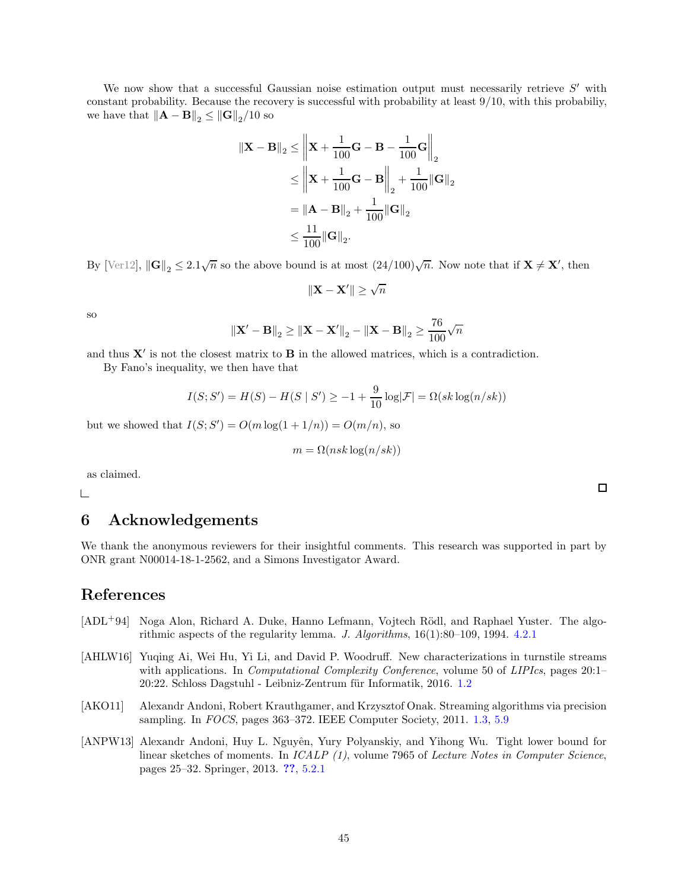We now show that a successful Gaussian noise estimation output must necessarily retrieve $S'$ with constant probability. Because the recovery is successful with probability at least $9/10$, with this probabiliy, we have that $\|\mathbf{A} - \mathbf{B}\|_2 \leq \|\mathbf{G}\|_2/10$ so

$$
\begin{aligned}
\|\mathbf{X} - \mathbf{B}\|_2 &\leq \left\| \mathbf{X} + \frac{1}{100}\mathbf{G} - \mathbf{B} - \frac{1}{100}\mathbf{G} \right\|_2 \\
&\leq \left\| \mathbf{X} + \frac{1}{100}\mathbf{G} - \mathbf{B} \right\|_2 + \frac{1}{100}\|\mathbf{G}\|_2 \\
&= \|\mathbf{A} - \mathbf{B}\|_2 + \frac{1}{100}\|\mathbf{G}\|_2 \\
&\leq \frac{11}{100}\|\mathbf{G}\|_2.
\end{aligned}
$$

By [Ver12], $\|\mathbf{G}\|_2 \leq 2.1\sqrt{n}$ so the above bound is at most $(24/100)\sqrt{n}$. Now note that if $\mathbf{X} \neq \mathbf{X}'$, then

$$
\|\mathbf{X} - \mathbf{X}'\| \geq \sqrt{n}
$$

so

$$
\|\mathbf{X}' - \mathbf{B}\|_2 \geq \|\mathbf{X} - \mathbf{X}'\|_2 - \|\mathbf{X} - \mathbf{B}\|_2 \geq \frac{76}{100}\sqrt{n}
$$

and thus $\mathbf{X}'$ is not the closest matrix to $\mathbf{B}$ in the allowed matrices, which is a contradiction.

By Fano's inequality, we then have that

$$
I(S; S') = H(S) - H(S \mid S') \geq -1 + \frac{9}{10}\log|\mathcal{F}| = \Omega(sk\log(n/sk))
$$

but we showed that $I(S; S') = O(m\log(1 + 1/n)) = O(m/n)$, so

$$
m = \Omega(nsk\log(n/sk))
$$

as claimed.

□

## 6 Acknowledgements

We thank the anonymous reviewers for their insightful comments. This research was supported in part by ONR grant N00014-18-1-2562, and a Simons Investigator Award.

## References

[ADL+94] Noga Alon, Richard A. Duke, Hanno Lefmann, Vojtech Rödl, and Raphael Yuster. The algorithmic aspects of the regularity lemma. *J. Algorithms*, 16(1):80–109, 1994. 4.2.1

[AHLW16] Yuqing Ai, Wei Hu, Yi Li, and David P. Woodruff. New characterizations in turnstile streams with applications. In *Computational Complexity Conference*, volume 50 of *LIPIcs*, pages 20:1–20:22. Schloss Dagstuhl - Leibniz-Zentrum für Informatik, 2016. 1.2

[AKO11] Alexandr Andoni, Robert Krauthgamer, and Krzysztof Onak. Streaming algorithms via precision sampling. In *FOCS*, pages 363–372. IEEE Computer Society, 2011. 1.3, 5.9

[ANPW13] Alexandr Andoni, Huy L. Nguyên, Yury Polyanskiy, and Yihong Wu. Tight lower bound for linear sketches of moments. In *ICALP (1)*, volume 7965 of *Lecture Notes in Computer Science*, pages 25–32. Springer, 2013. ??, 5.2.1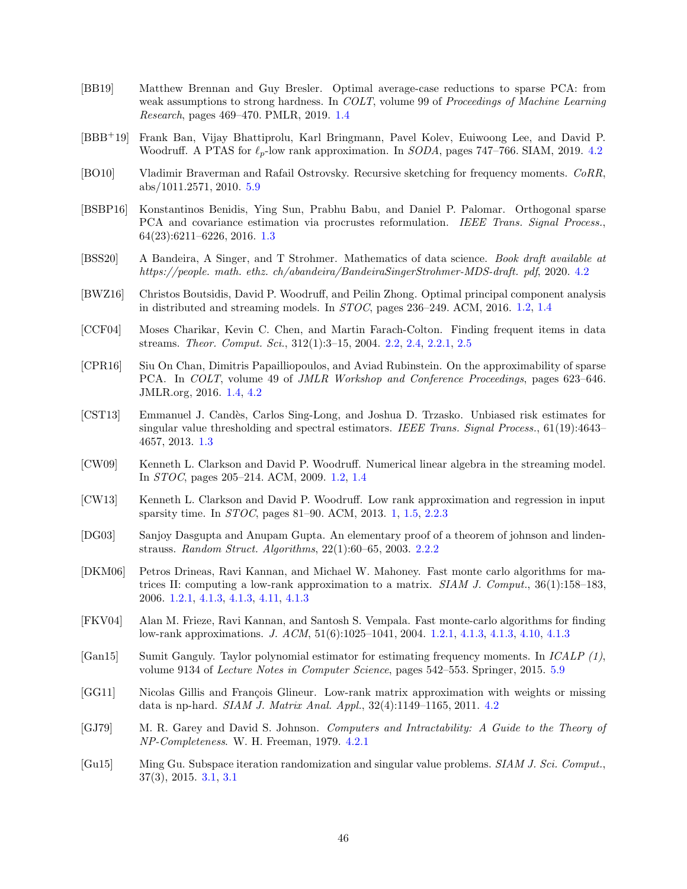[BB19] Matthew Brennan and Guy Bresler. Optimal average-case reductions to sparse PCA: from weak assumptions to strong hardness. In *COLT*, volume 99 of *Proceedings of Machine Learning Research*, pages 469–470. PMLR, 2019. 1.4

[BBB+19] Frank Ban, Vijay Bhattiprolu, Karl Bringmann, Pavel Kolev, Euiwoong Lee, and David P. Woodruff. A PTAS for $\ell_p$-low rank approximation. In *SODA*, pages 747–766. SIAM, 2019. 4.2

[BO10] Vladimir Braverman and Rafail Ostrovsky. Recursive sketching for frequency moments. *CoRR*, abs/1011.2571, 2010. 5.9

[BSBP16] Konstantinos Benidis, Ying Sun, Prabhu Babu, and Daniel P. Palomar. Orthogonal sparse PCA and covariance estimation via procrustes reformulation. *IEEE Trans. Signal Process.*, 64(23):6211–6226, 2016. 1.3

[BSS20] A Bandeira, A Singer, and T Strohmer. Mathematics of data science. *Book draft available at https://people. math. ethz. ch/abandeira/BandeiraSingerStrohmer-MDS-draft. pdf*, 2020. 4.2

[BWZ16] Christos Boutsidis, David P. Woodruff, and Peilin Zhong. Optimal principal component analysis in distributed and streaming models. In *STOC*, pages 236–249. ACM, 2016. 1.2, 1.4

[CCF04] Moses Charikar, Kevin C. Chen, and Martin Farach-Colton. Finding frequent items in data streams. *Theor. Comput. Sci.*, 312(1):3–15, 2004. 2.2, 2.4, 2.2.1, 2.5

[CPR16] Siu On Chan, Dimitris Papailliopoulos, and Aviad Rubinstein. On the approximability of sparse PCA. In *COLT*, volume 49 of *JMLR Workshop and Conference Proceedings*, pages 623–646. JMLR.org, 2016. 1.4, 4.2

[CST13] Emmanuel J. Candès, Carlos Sing-Long, and Joshua D. Trzasko. Unbiased risk estimates for singular value thresholding and spectral estimators. *IEEE Trans. Signal Process.*, 61(19):4643–4657, 2013. 1.3

[CW09] Kenneth L. Clarkson and David P. Woodruff. Numerical linear algebra in the streaming model. In *STOC*, pages 205–214. ACM, 2009. 1.2, 1.4

[CW13] Kenneth L. Clarkson and David P. Woodruff. Low rank approximation and regression in input sparsity time. In *STOC*, pages 81–90. ACM, 2013. 1, 1.5, 2.2.3

[DG03] Sanjoy Dasgupta and Anupam Gupta. An elementary proof of a theorem of johnson and lindenstrauss. *Random Struct. Algorithms*, 22(1):60–65, 2003. 2.2.2

[DKM06] Petros Drineas, Ravi Kannan, and Michael W. Mahoney. Fast monte carlo algorithms for matrices II: computing a low-rank approximation to a matrix. *SIAM J. Comput.*, 36(1):158–183, 2006. 1.2.1, 4.1.3, 4.1.3, 4.11, 4.1.3

[FKV04] Alan M. Frieze, Ravi Kannan, and Santosh S. Vempala. Fast monte-carlo algorithms for finding low-rank approximations. *J. ACM*, 51(6):1025–1041, 2004. 1.2.1, 4.1.3, 4.1.3, 4.10, 4.1.3

[Gan15] Sumit Ganguly. Taylor polynomial estimator for estimating frequency moments. In *ICALP (1)*, volume 9134 of *Lecture Notes in Computer Science*, pages 542–553. Springer, 2015. 5.9

[GG11] Nicolas Gillis and François Glineur. Low-rank matrix approximation with weights or missing data is np-hard. *SIAM J. Matrix Anal. Appl.*, 32(4):1149–1165, 2011. 4.2

[GJ79] M. R. Garey and David S. Johnson. *Computers and Intractability: A Guide to the Theory of NP-Completeness*. W. H. Freeman, 1979. 4.2.1

[Gu15] Ming Gu. Subspace iteration randomization and singular value problems. *SIAM J. Sci. Comput.*, 37(3), 2015. 3.1, 3.1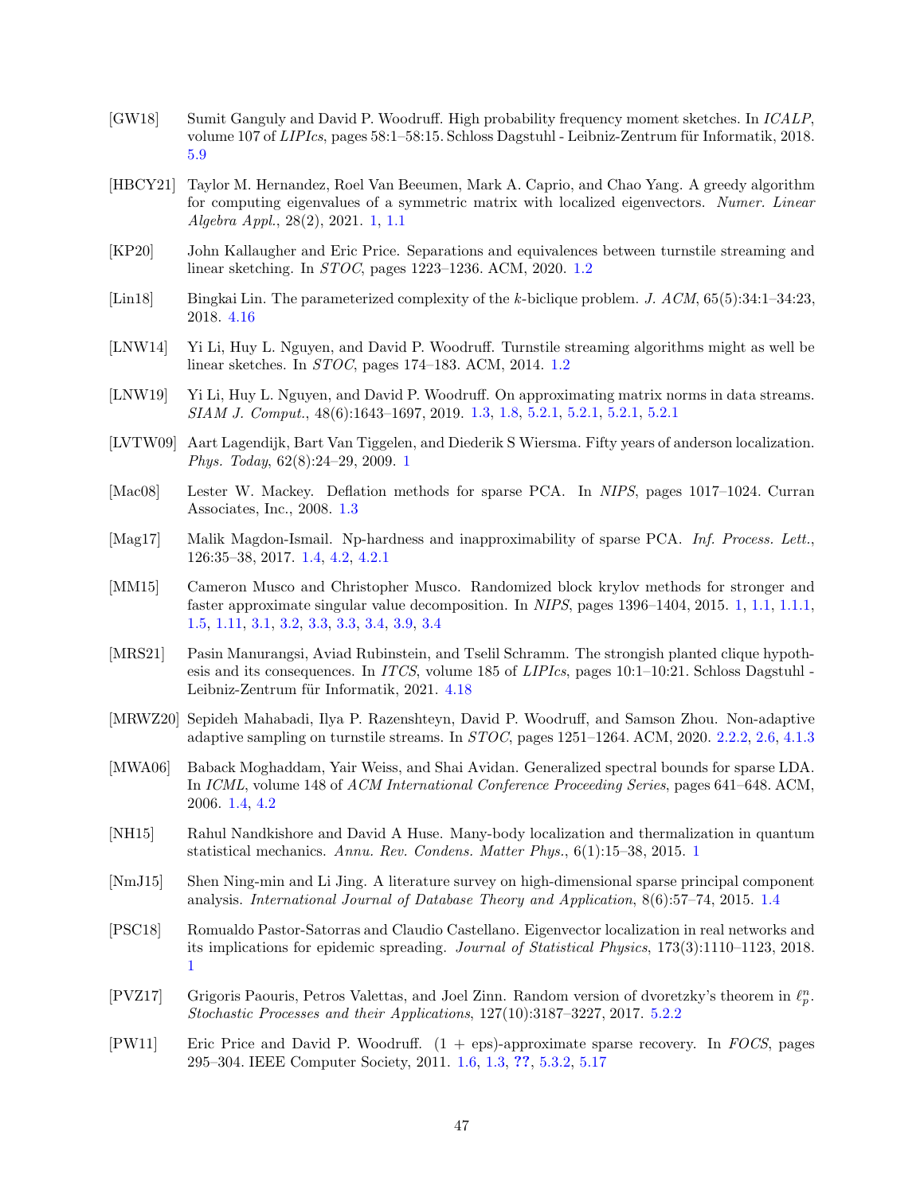[GW18] Sumit Ganguly and David P. Woodruff. High probability frequency moment sketches. In *ICALP*, volume 107 of *LIPIcs*, pages 58:1–58:15. Schloss Dagstuhl - Leibniz-Zentrum für Informatik, 2018. 5.9

[HBCY21] Taylor M. Hernandez, Roel Van Beeumen, Mark A. Caprio, and Chao Yang. A greedy algorithm for computing eigenvalues of a symmetric matrix with localized eigenvectors. *Numer. Linear Algebra Appl.*, 28(2), 2021. 1, 1.1

[KP20] John Kallaugher and Eric Price. Separations and equivalences between turnstile streaming and linear sketching. In *STOC*, pages 1223–1236. ACM, 2020. 1.2

[Lin18] Bingkai Lin. The parameterized complexity of the $k$-biclique problem. *J. ACM*, 65(5):34:1–34:23, 2018. 4.16

[LNW14] Yi Li, Huy L. Nguyen, and David P. Woodruff. Turnstile streaming algorithms might as well be linear sketches. In *STOC*, pages 174–183. ACM, 2014. 1.2

[LNW19] Yi Li, Huy L. Nguyen, and David P. Woodruff. On approximating matrix norms in data streams. *SIAM J. Comput.*, 48(6):1643–1697, 2019. 1.3, 1.8, 5.2.1, 5.2.1, 5.2.1, 5.2.1

[LVTW09] Aart Lagendijk, Bart Van Tiggelen, and Diederik S Wiersma. Fifty years of anderson localization. *Phys. Today*, 62(8):24–29, 2009. 1

[Mac08] Lester W. Mackey. Deflation methods for sparse PCA. In *NIPS*, pages 1017–1024. Curran Associates, Inc., 2008. 1.3

[Mag17] Malik Magdon-Ismail. Np-hardness and inapproximability of sparse PCA. *Inf. Process. Lett.*, 126:35–38, 2017. 1.4, 4.2, 4.2.1

[MM15] Cameron Musco and Christopher Musco. Randomized block krylov methods for stronger and faster approximate singular value decomposition. In *NIPS*, pages 1396–1404, 2015. 1, 1.1, 1.1.1, 1.5, 1.11, 3.1, 3.2, 3.3, 3.3, 3.4, 3.9, 3.4

[MRS21] Pasin Manurangsi, Aviad Rubinstein, and Tselil Schramm. The strongish planted clique hypothesis and its consequences. In *ITCS*, volume 185 of *LIPIcs*, pages 10:1–10:21. Schloss Dagstuhl - Leibniz-Zentrum für Informatik, 2021. 4.18

[MRWZ20] Sepideh Mahabadi, Ilya P. Razenshteyn, David P. Woodruff, and Samson Zhou. Non-adaptive adaptive sampling on turnstile streams. In *STOC*, pages 1251–1264. ACM, 2020. 2.2.2, 2.6, 4.1.3

[MWA06] Baback Moghaddam, Yair Weiss, and Shai Avidan. Generalized spectral bounds for sparse LDA. In *ICML*, volume 148 of *ACM International Conference Proceeding Series*, pages 641–648. ACM, 2006. 1.4, 4.2

[NH15] Rahul Nandkishore and David A Huse. Many-body localization and thermalization in quantum statistical mechanics. *Annu. Rev. Condens. Matter Phys.*, 6(1):15–38, 2015. 1

[NmJ15] Shen Ning-min and Li Jing. A literature survey on high-dimensional sparse principal component analysis. *International Journal of Database Theory and Application*, 8(6):57–74, 2015. 1.4

[PSC18] Romualdo Pastor-Satorras and Claudio Castellano. Eigenvector localization in real networks and its implications for epidemic spreading. *Journal of Statistical Physics*, 173(3):1110–1123, 2018. 1

[PVZ17] Grigoris Paouris, Petros Valettas, and Joel Zinn. Random version of dvoretzky's theorem in $\ell_p^n$. *Stochastic Processes and their Applications*, 127(10):3187–3227, 2017. 5.2.2

[PW11] Eric Price and David P. Woodruff. (1 + eps)-approximate sparse recovery. In *FOCS*, pages 295–304. IEEE Computer Society, 2011. 1.6, 1.3, ??, 5.3.2, 5.17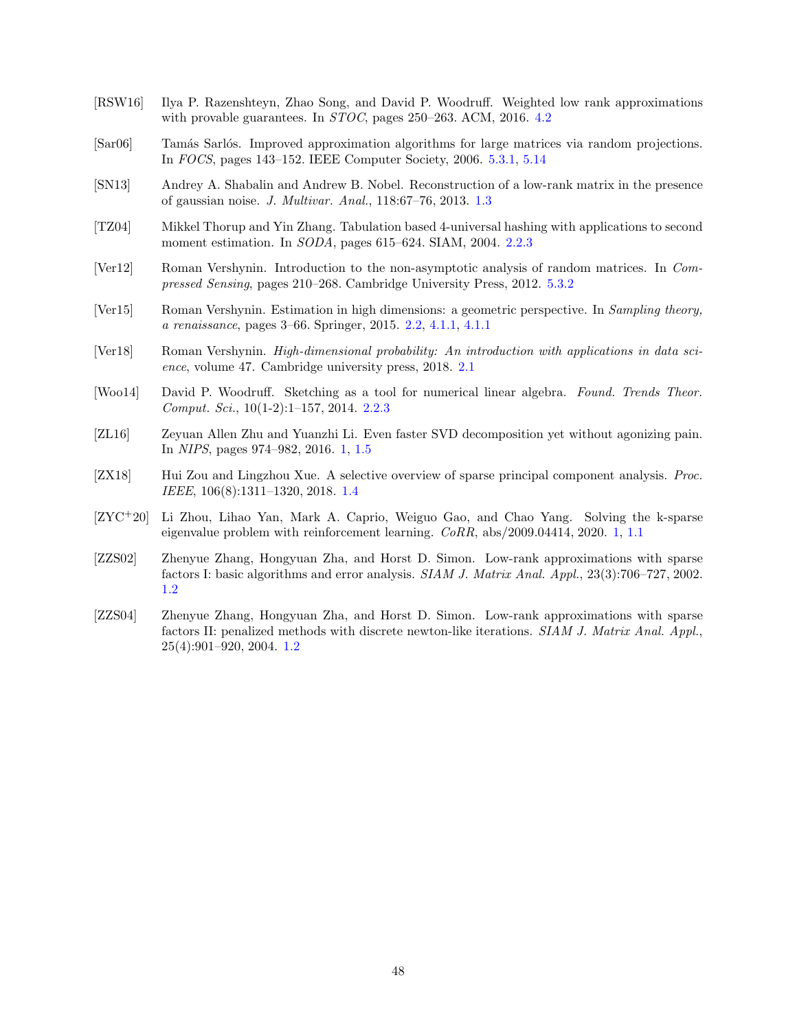[RSW16] Ilya P. Razenshteyn, Zhao Song, and David P. Woodruff. Weighted low rank approximations with provable guarantees. In *STOC*, pages 250–263. ACM, 2016. 4.2

[Sar06] Tamás Sarlós. Improved approximation algorithms for large matrices via random projections. In *FOCS*, pages 143–152. IEEE Computer Society, 2006. 5.3.1, 5.14

[SN13] Andrey A. Shabalin and Andrew B. Nobel. Reconstruction of a low-rank matrix in the presence of gaussian noise. *J. Multivar. Anal.*, 118:67–76, 2013. 1.3

[TZ04] Mikkel Thorup and Yin Zhang. Tabulation based 4-universal hashing with applications to second moment estimation. In *SODA*, pages 615–624. SIAM, 2004. 2.2.3

[Ver12] Roman Vershynin. Introduction to the non-asymptotic analysis of random matrices. In *Compressed Sensing*, pages 210–268. Cambridge University Press, 2012. 5.3.2

[Ver15] Roman Vershynin. Estimation in high dimensions: a geometric perspective. In *Sampling theory, a renaissance*, pages 3–66. Springer, 2015. 2.2, 4.1.1, 4.1.1

[Ver18] Roman Vershynin. *High-dimensional probability: An introduction with applications in data science*, volume 47. Cambridge university press, 2018. 2.1

[Woo14] David P. Woodruff. Sketching as a tool for numerical linear algebra. *Found. Trends Theor. Comput. Sci.*, 10(1-2):1–157, 2014. 2.2.3

[ZL16] Zeyuan Allen Zhu and Yuanzhi Li. Even faster SVD decomposition yet without agonizing pain. In *NIPS*, pages 974–982, 2016. 1, 1.5

[ZX18] Hui Zou and Lingzhou Xue. A selective overview of sparse principal component analysis. *Proc. IEEE*, 106(8):1311–1320, 2018. 1.4

[ZYC+20] Li Zhou, Lihao Yan, Mark A. Caprio, Weiguo Gao, and Chao Yang. Solving the k-sparse eigenvalue problem with reinforcement learning. *CoRR*, abs/2009.04414, 2020. 1, 1.1

[ZZS02] Zhenyue Zhang, Hongyuan Zha, and Horst D. Simon. Low-rank approximations with sparse factors I: basic algorithms and error analysis. *SIAM J. Matrix Anal. Appl.*, 23(3):706–727, 2002. 1.2

[ZZS04] Zhenyue Zhang, Hongyuan Zha, and Horst D. Simon. Low-rank approximations with sparse factors II: penalized methods with discrete newton-like iterations. *SIAM J. Matrix Anal. Appl.*, 25(4):901–920, 2004. 1.2